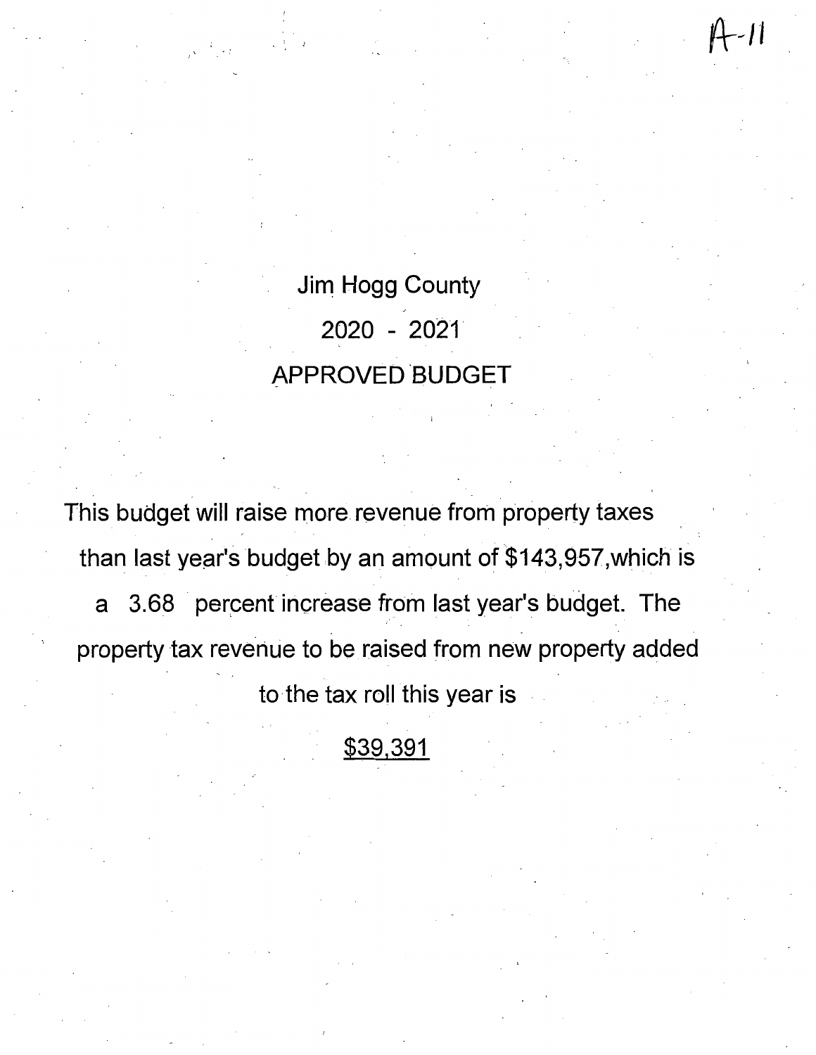A-11

# Jim Hogg County

# 2020 - 2021

# APPROVED BUDGET

This budget will raise more revenue from property taxes than last year's budget by an amount of $143,957,which is a 3.68 percent increase from last year's budget. The property tax revenue to be raised from new property added to the tax roll this year is

$39,391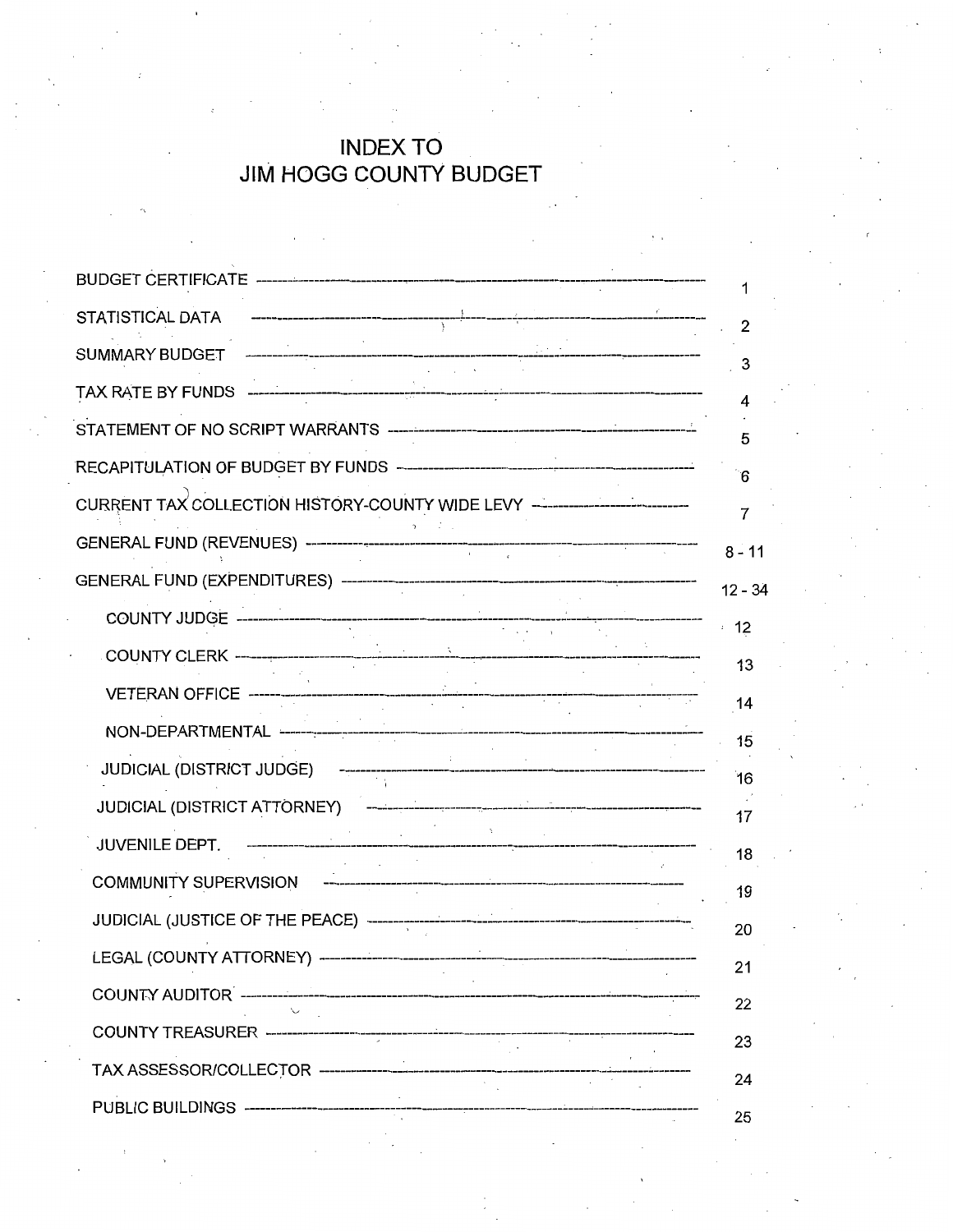# INDEX TO
# JIM HOGG COUNTY BUDGET

| | |
|---|---|
| BUDGET CERTIFICATE | 1 |
| STATISTICAL DATA | 2 |
| SUMMARY BUDGET | 3 |
| TAX RATE BY FUNDS | 4 |
| STATEMENT OF NO SCRIPT WARRANTS | 5 |
| RECAPITULATION OF BUDGET BY FUNDS | 6 |
| CURRENT TAX COLLECTION HISTORY-COUNTY WIDE LEVY | 7 |
| GENERAL FUND (REVENUES) | 8 - 11 |
| GENERAL FUND (EXPENDITURES) | 12 - 34 |
| COUNTY JUDGE | 12 |
| COUNTY CLERK | 13 |
| VETERAN OFFICE | 14 |
| NON-DEPARTMENTAL | 15 |
| JUDICIAL (DISTRICT JUDGE) | 16 |
| JUDICIAL (DISTRICT ATTORNEY) | 17 |
| JUVENILE DEPT. | 18 |
| COMMUNITY SUPERVISION | 19 |
| JUDICIAL (JUSTICE OF THE PEACE) | 20 |
| LEGAL (COUNTY ATTORNEY) | 21 |
| COUNTY AUDITOR | 22 |
| COUNTY TREASURER | 23 |
| TAX ASSESSOR/COLLECTOR | 24 |
| PUBLIC BUILDINGS | 25 |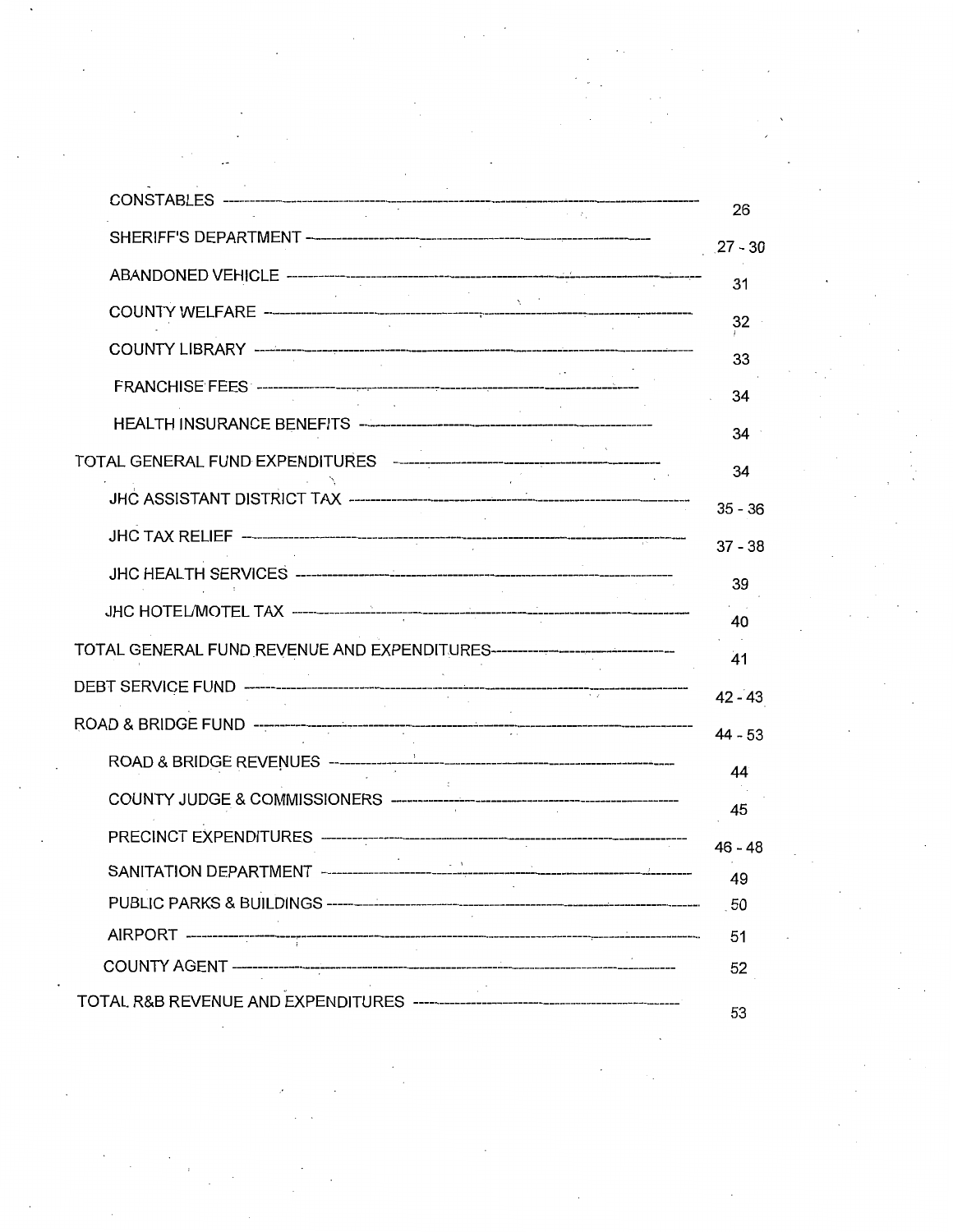| | |
|---|---|
| CONSTABLES | 26 |
| SHERIFF'S DEPARTMENT | 27 - 30 |
| ABANDONED VEHICLE | 31 |
| COUNTY WELFARE | 32 |
| COUNTY LIBRARY | 33 |
| FRANCHISE FEES | 34 |
| HEALTH INSURANCE BENEFITS | 34 |
| TOTAL GENERAL FUND EXPENDITURES | 34 |
| JHC ASSISTANT DISTRICT TAX | 35 - 36 |
| JHC TAX RELIEF | 37 - 38 |
| JHC HEALTH SERVICES | 39 |
| JHC HOTEL/MOTEL TAX | 40 |
| TOTAL GENERAL FUND REVENUE AND EXPENDITURES | 41 |
| DEBT SERVICE FUND | 42 - 43 |
| ROAD & BRIDGE FUND | 44 - 53 |
| ROAD & BRIDGE REVENUES | 44 |
| COUNTY JUDGE & COMMISSIONERS | 45 |
| PRECINCT EXPENDITURES | 46 - 48 |
| SANITATION DEPARTMENT | 49 |
| PUBLIC PARKS & BUILDINGS | 50 |
| AIRPORT | 51 |
| COUNTY AGENT | 52 |
| TOTAL R&B REVENUE AND EXPENDITURES | 53 |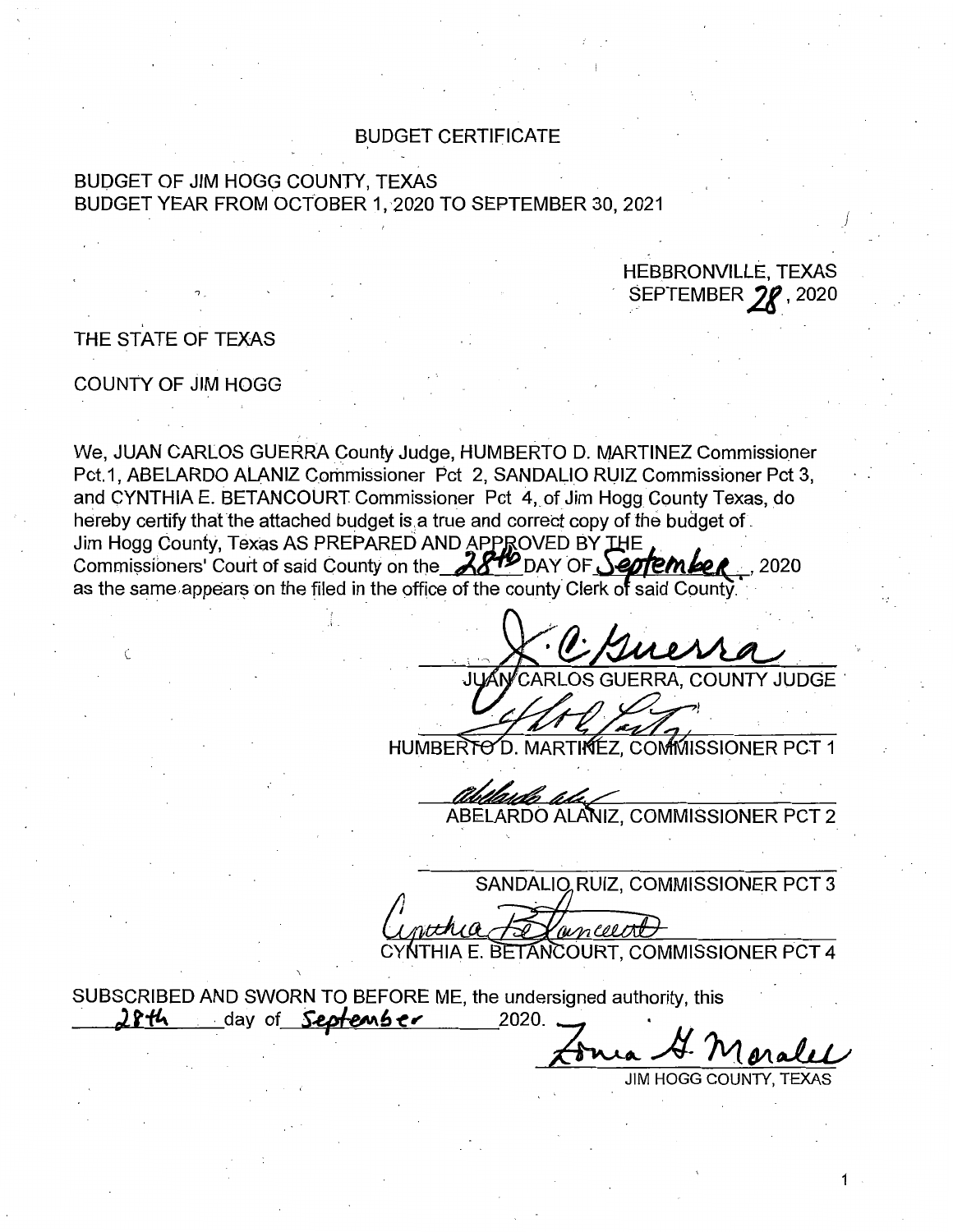# BUDGET CERTIFICATE

BUDGET OF JIM HOGG COUNTY, TEXAS
BUDGET YEAR FROM OCTOBER 1, 2020 TO SEPTEMBER 30, 2021

HEBBRONVILLE, TEXAS
SEPTEMBER 28, 2020

THE STATE OF TEXAS

COUNTY OF JIM HOGG

We, JUAN CARLOS GUERRA County Judge, HUMBERTO D. MARTINEZ Commissioner Pct.1, ABELARDO ALANIZ Commissioner Pct 2, SANDALIO RUIZ Commissioner Pct 3, and CYNTHIA E. BETANCOURT Commissioner Pct 4, of Jim Hogg County Texas, do hereby certify that the attached budget is a true and correct copy of the budget of Jim Hogg County, Texas AS PREPARED AND APPROVED BY THE Commissioners' Court of said County on the 28th DAY OF September, 2020 as the same appears on the filed in the office of the county Clerk of said County.

JUAN CARLOS GUERRA, COUNTY JUDGE

HUMBERTO D. MARTINEZ, COMMISSIONER PCT 1

ABELARDO ALANIZ, COMMISSIONER PCT 2

SANDALIO RUIZ, COMMISSIONER PCT 3

CYNTHIA E. BETANCOURT, COMMISSIONER PCT 4

SUBSCRIBED AND SWORN TO BEFORE ME, the undersigned authority, this 28th day of September 2020.

JIM HOGG COUNTY, TEXAS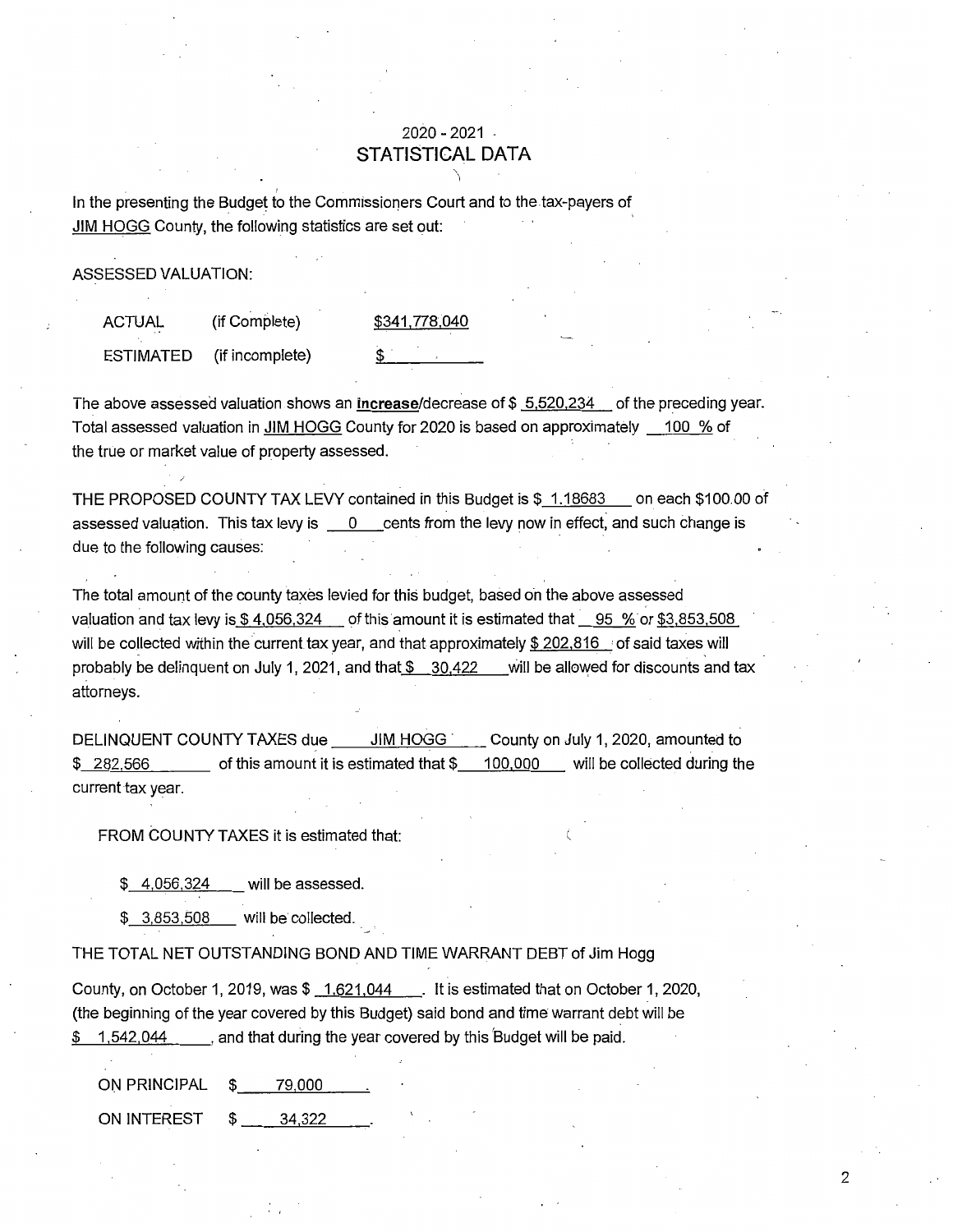# 2020 - 2021
# STATISTICAL DATA

In the presenting the Budget to the Commissioners Court and to the tax-payers of JIM HOGG County, the following statistics are set out:

ASSESSED VALUATION:

| | | |
|---|---|---|
| ACTUAL | (if Complete) | $341,778,040 |
| ESTIMATED | (if incomplete) | $ |

The above assessed valuation shows an **increase**/decrease of $ 5,520,234 of the preceding year. Total assessed valuation in JIM HOGG County for 2020 is based on approximately 100 % of the true or market value of property assessed.

THE PROPOSED COUNTY TAX LEVY contained in this Budget is $ 1.18683 on each $100.00 of assessed valuation. This tax levy is 0 cents from the levy now in effect, and such change is due to the following causes:

The total amount of the county taxes levied for this budget, based on the above assessed valuation and tax levy is $ 4,056,324 of this amount it is estimated that 95 % or $3,853,508 will be collected within the current tax year, and that approximately $ 202,816 of said taxes will probably be delinquent on July 1, 2021, and that $ 30,422 will be allowed for discounts and tax attorneys.

DELINQUENT COUNTY TAXES due JIM HOGG County on July 1, 2020, amounted to $ 282,566 of this amount it is estimated that $ 100,000 will be collected during the current tax year.

FROM COUNTY TAXES it is estimated that:

$ 4,056,324 will be assessed.

$ 3,853,508 will be collected.

THE TOTAL NET OUTSTANDING BOND AND TIME WARRANT DEBT of Jim Hogg County, on October 1, 2019, was $ 1,621,044. It is estimated that on October 1, 2020, (the beginning of the year covered by this Budget) said bond and time warrant debt will be $ 1,542,044, and that during the year covered by this Budget will be paid.

ON PRINCIPAL $ 79,000.

ON INTEREST $ 34,322.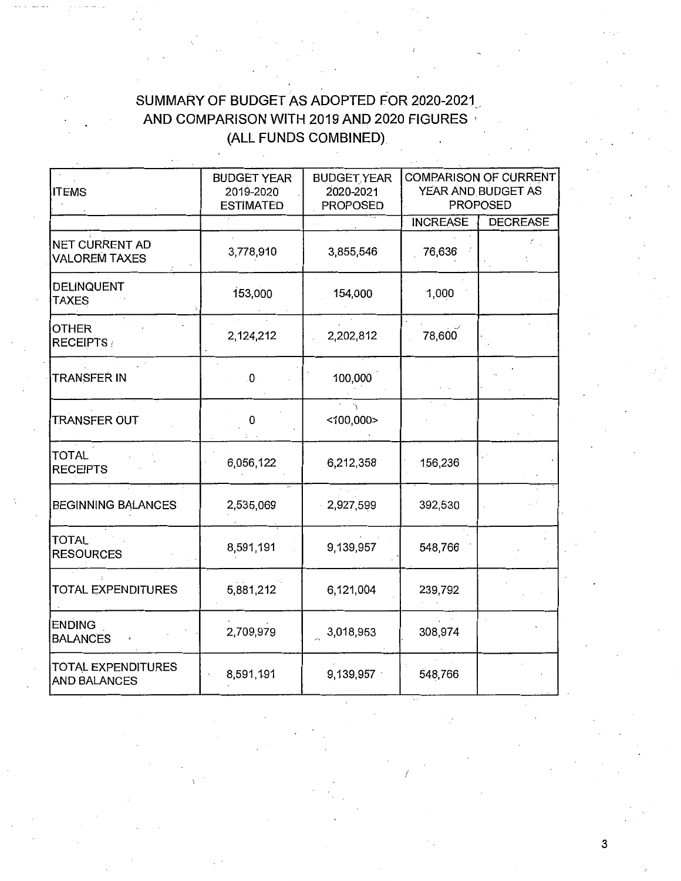# SUMMARY OF BUDGET AS ADOPTED FOR 2020-2021 AND COMPARISON WITH 2019 AND 2020 FIGURES (ALL FUNDS COMBINED)

| ITEMS | BUDGET YEAR 2019-2020 ESTIMATED | BUDGET YEAR 2020-2021 PROPOSED | COMPARISON OF CURRENT YEAR AND BUDGET AS PROPOSED | |
|---|---|---|---|---|
| | | | INCREASE | DECREASE |
| NET CURRENT AD VALOREM TAXES | 3,778,910 | 3,855,546 | 76,636 | |
| DELINQUENT TAXES | 153,000 | 154,000 | 1,000 | |
| OTHER RECEIPTS | 2,124,212 | 2,202,812 | 78,600 | |
| TRANSFER IN | 0 | 100,000 | | |
| TRANSFER OUT | 0 | <100,000> | | |
| TOTAL RECEIPTS | 6,056,122 | 6,212,358 | 156,236 | |
| BEGINNING BALANCES | 2,535,069 | 2,927,599 | 392,530 | |
| TOTAL RESOURCES | 8,591,191 | 9,139,957 | 548,766 | |
| TOTAL EXPENDITURES | 5,881,212 | 6,121,004 | 239,792 | |
| ENDING BALANCES | 2,709,979 | 3,018,953 | 308,974 | |
| TOTAL EXPENDITURES AND BALANCES | 8,591,191 | 9,139,957 | 548,766 | |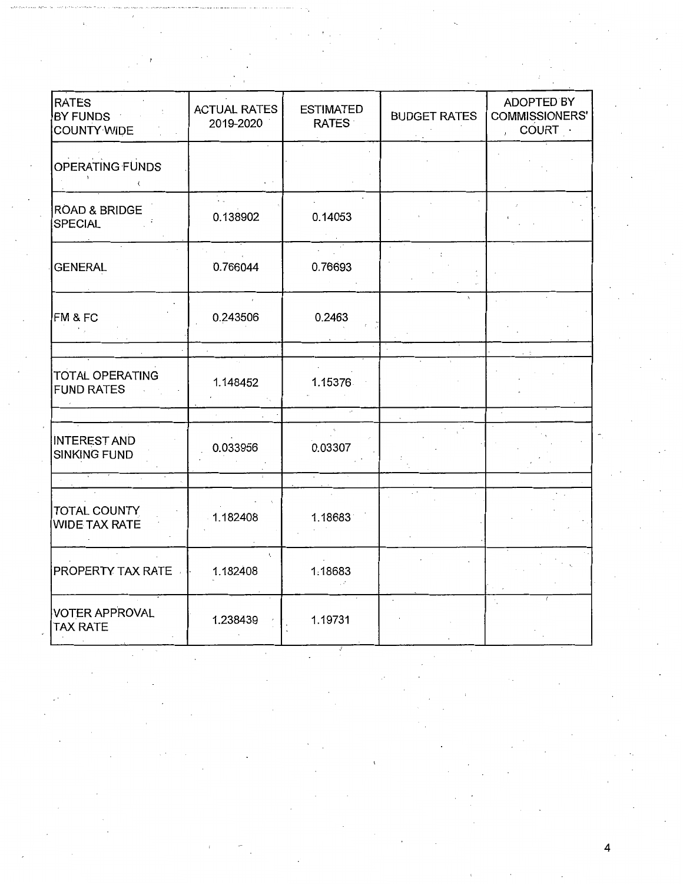| RATES BY FUNDS COUNTY WIDE | ACTUAL RATES 2019-2020 | ESTIMATED RATES | BUDGET RATES | ADOPTED BY COMMISSIONERS' COURT |
|---|---|---|---|---|
| OPERATING FUNDS | | | | |
| ROAD & BRIDGE SPECIAL | 0.138902 | 0.14053 | | |
| GENERAL | 0.766044 | 0.76693 | | |
| FM & FC | 0.243506 | 0.2463 | | |
| | | | | |
| TOTAL OPERATING FUND RATES | 1.148452 | 1.15376 | | |
| | | | | |
| INTEREST AND SINKING FUND | 0.033956 | 0.03307 | | |
| | | | | |
| TOTAL COUNTY WIDE TAX RATE | 1.182408 | 1.18683 | | |
| PROPERTY TAX RATE | 1.182408 | 1.18683 | | |
| VOTER APPROVAL TAX RATE | 1.238439 | 1.19731 | | |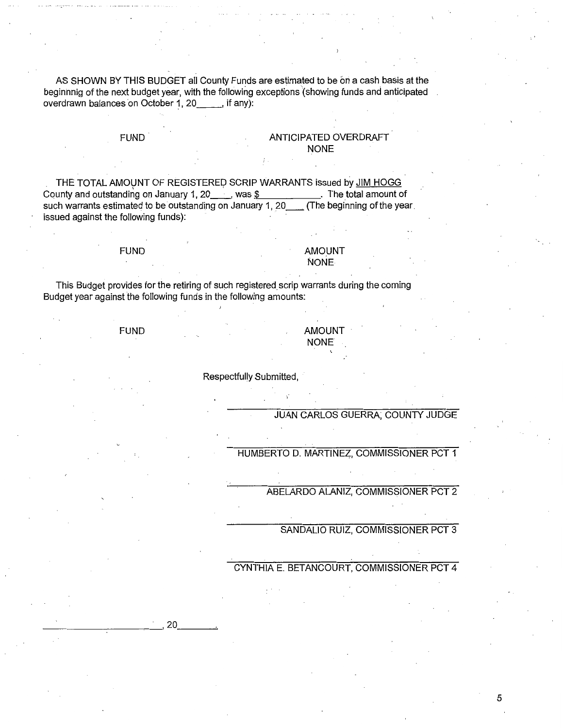AS SHOWN BY THIS BUDGET all County Funds are estimated to be on a cash basis at the beginnnig of the next budget year, with the following exceptions (showing funds and anticipated overdrawn balances on October 1, 20_____, if any):

| FUND | ANTICIPATED OVERDRAFT |
| --- | --- |
| | NONE |

THE TOTAL AMOUNT OF REGISTERED SCRIP WARRANTS issued by JIM HOGG County and outstanding on January 1, 20____, was $____________. The total amount of such warrants estimated to be outstanding on January 1, 20____ (The beginning of the year issued against the following funds):

| FUND | AMOUNT |
| --- | --- |
| | NONE |

This Budget provides for the retiring of such registered scrip warrants during the coming Budget year against the following funds in the following amounts:

| FUND | AMOUNT |
| --- | --- |
| | NONE |

Respectfully Submitted,

______________________________
JUAN CARLOS GUERRA, COUNTY JUDGE

______________________________
HUMBERTO D. MARTINEZ, COMMISSIONER PCT 1

______________________________
ABELARDO ALANIZ, COMMISSIONER PCT 2

______________________________
SANDALIO RUIZ, COMMISSIONER PCT 3

______________________________
CYNTHIA E. BETANCOURT, COMMISSIONER PCT 4

____________________, 20________.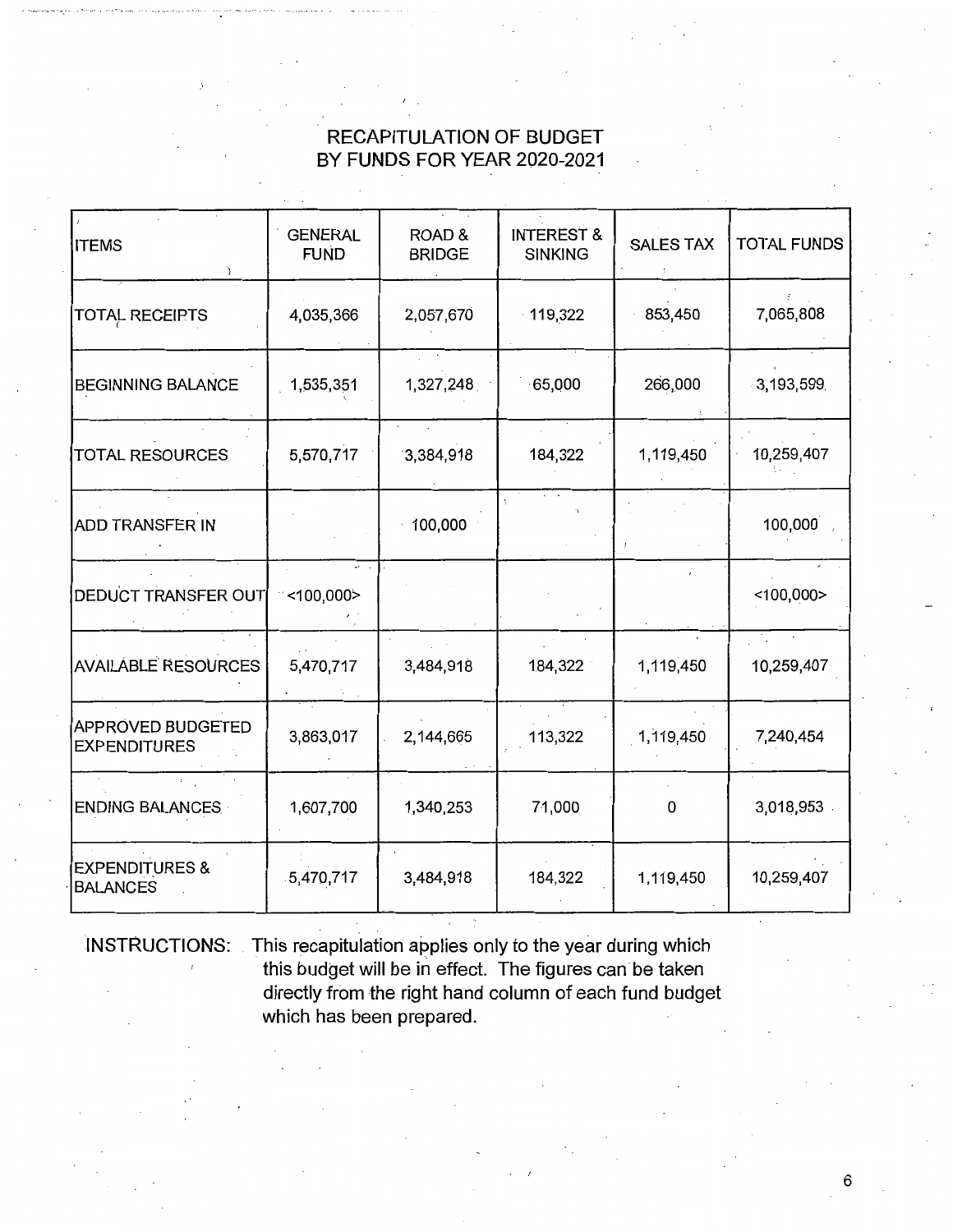# RECAPITULATION OF BUDGET BY FUNDS FOR YEAR 2020-2021

| ITEMS | GENERAL FUND | ROAD & BRIDGE | INTEREST & SINKING | SALES TAX | TOTAL FUNDS |
|---|---|---|---|---|---|
| TOTAL RECEIPTS | 4,035,366 | 2,057,670 | 119,322 | 853,450 | 7,065,808 |
| BEGINNING BALANCE | 1,535,351 | 1,327,248 | 65,000 | 266,000 | 3,193,599 |
| TOTAL RESOURCES | 5,570,717 | 3,384,918 | 184,322 | 1,119,450 | 10,259,407 |
| ADD TRANSFER IN | | 100,000 | | | 100,000 |
| DEDUCT TRANSFER OUT | <100,000> | | | | <100,000> |
| AVAILABLE RESOURCES | 5,470,717 | 3,484,918 | 184,322 | 1,119,450 | 10,259,407 |
| APPROVED BUDGETED EXPENDITURES | 3,863,017 | 2,144,665 | 113,322 | 1,119,450 | 7,240,454 |
| ENDING BALANCES | 1,607,700 | 1,340,253 | 71,000 | 0 | 3,018,953 |
| EXPENDITURES & BALANCES | 5,470,717 | 3,484,918 | 184,322 | 1,119,450 | 10,259,407 |

INSTRUCTIONS: This recapitulation applies only to the year during which this budget will be in effect. The figures can be taken directly from the right hand column of each fund budget which has been prepared.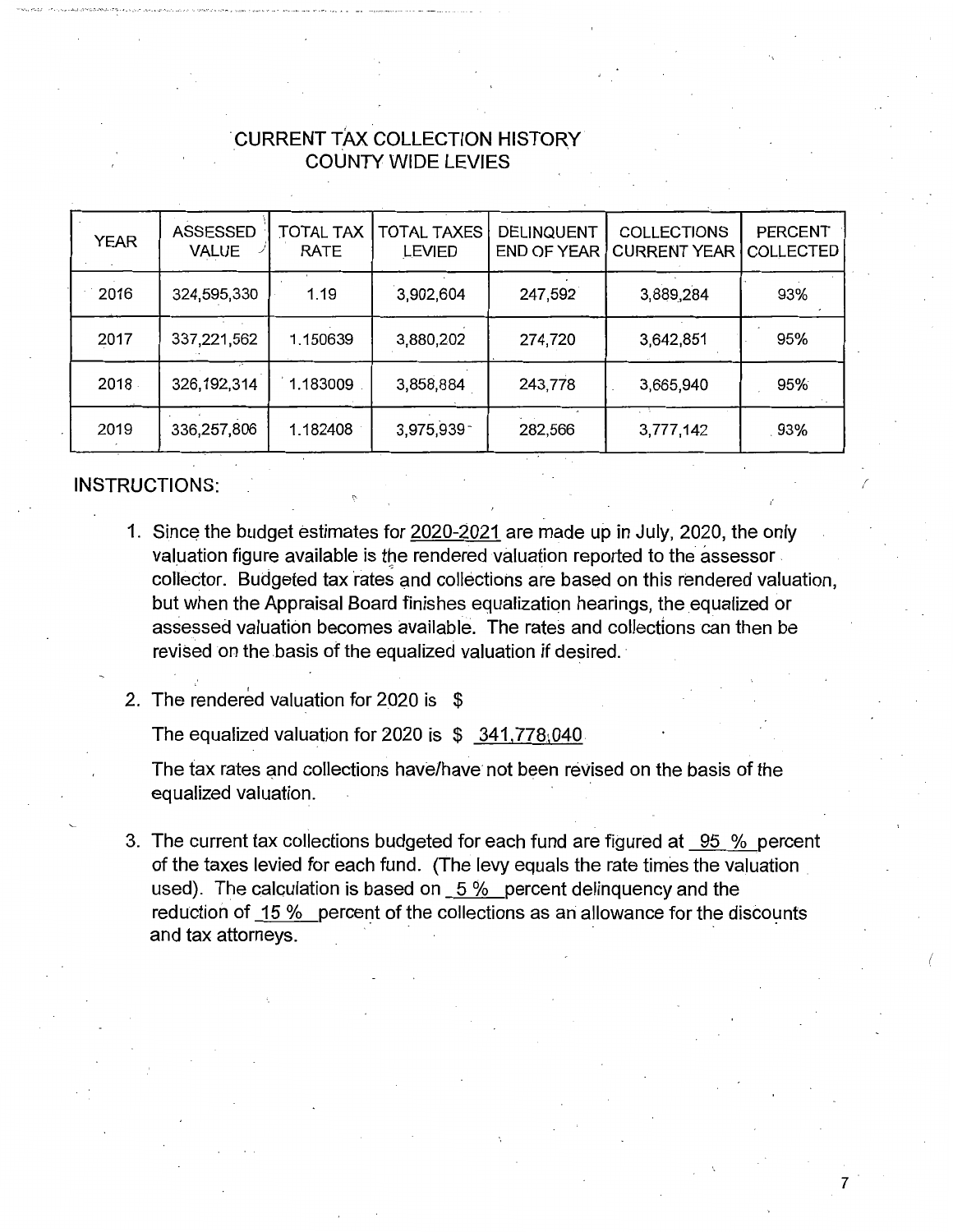# CURRENT TAX COLLECTION HISTORY
## COUNTY WIDE LEVIES

| YEAR | ASSESSED VALUE | TOTAL TAX RATE | TOTAL TAXES LEVIED | DELINQUENT END OF YEAR | COLLECTIONS CURRENT YEAR | PERCENT COLLECTED |
|---|---|---|---|---|---|---|
| 2016 | 324,595,330 | 1.19 | 3,902,604 | 247,592 | 3,889,284 | 93% |
| 2017 | 337,221,562 | 1.150639 | 3,880,202 | 274,720 | 3,642,851 | 95% |
| 2018 | 326,192,314 | 1.183009 | 3,858,884 | 243,778 | 3,665,940 | 95% |
| 2019 | 336,257,806 | 1.182408 | 3,975,939 | 282,566 | 3,777,142 | 93% |

INSTRUCTIONS:

1. Since the budget estimates for 2020-2021 are made up in July, 2020, the only valuation figure available is the rendered valuation reported to the assessor collector. Budgeted tax rates and collections are based on this rendered valuation, but when the Appraisal Board finishes equalization hearings, the equalized or assessed valuation becomes available. The rates and collections can then be revised on the basis of the equalized valuation if desired.

2. The rendered valuation for 2020 is $

   The equalized valuation for 2020 is $ 341,778,040

   The tax rates and collections have/have not been revised on the basis of the equalized valuation.

3. The current tax collections budgeted for each fund are figured at 95 % percent of the taxes levied for each fund. (The levy equals the rate times the valuation used). The calculation is based on 5 % percent delinquency and the reduction of 15 % percent of the collections as an allowance for the discounts and tax attorneys.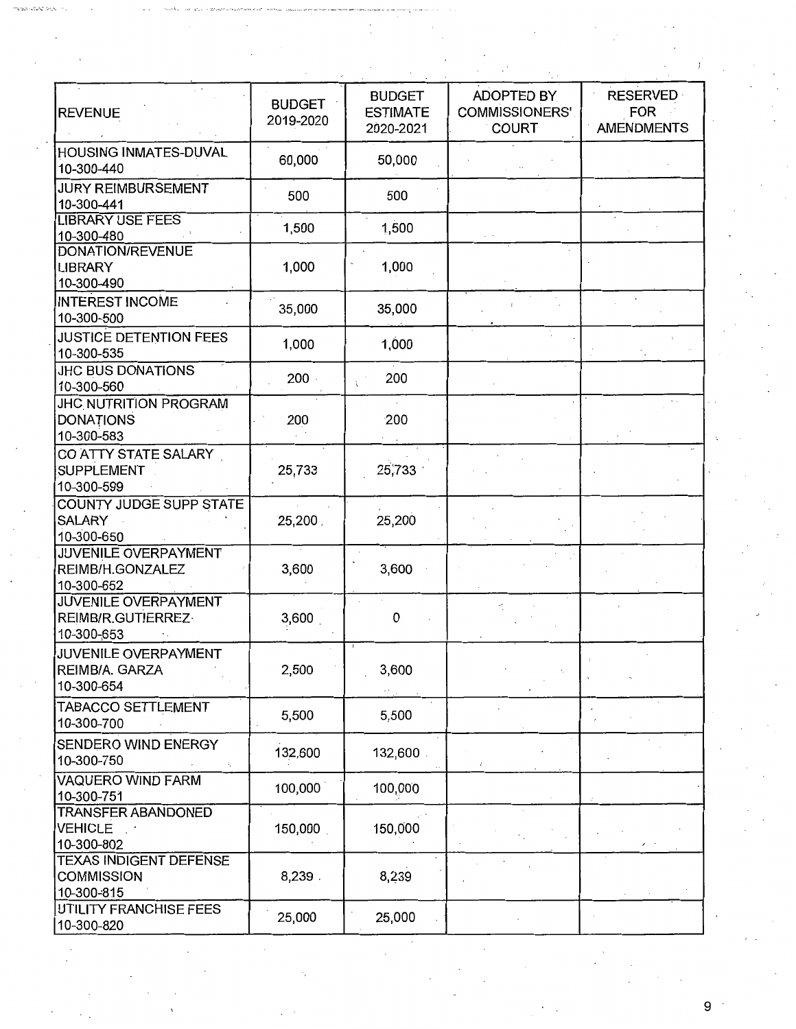| REVENUE | BUDGET 2019-2020 | BUDGET ESTIMATE 2020-2021 | ADOPTED BY COMMISSIONERS' COURT | RESERVED FOR AMENDMENTS |
|---|---|---|---|---|
| HOUSING INMATES-DUVAL 10-300-440 | 60,000 | 50,000 | | |
| JURY REIMBURSEMENT 10-300-441 | 500 | 500 | | |
| LIBRARY USE FEES 10-300-480 | 1,500 | 1,500 | | |
| DONATION/REVENUE LIBRARY 10-300-490 | 1,000 | 1,000 | | |
| INTEREST INCOME 10-300-500 | 35,000 | 35,000 | | |
| JUSTICE DETENTION FEES 10-300-535 | 1,000 | 1,000 | | |
| JHC BUS DONATIONS 10-300-560 | 200 | 200 | | |
| JHC NUTRITION PROGRAM DONATIONS 10-300-583 | 200 | 200 | | |
| CO ATTY STATE SALARY SUPPLEMENT 10-300-599 | 25,733 | 25,733 | | |
| COUNTY JUDGE SUPP STATE SALARY 10-300-650 | 25,200 | 25,200 | | |
| JUVENILE OVERPAYMENT REIMB/H.GONZALEZ 10-300-652 | 3,600 | 3,600 | | |
| JUVENILE OVERPAYMENT REIMB/R.GUTIERREZ 10-300-653 | 3,600 | 0 | | |
| JUVENILE OVERPAYMENT REIMB/A. GARZA 10-300-654 | 2,500 | 3,600 | | |
| TABACCO SETTLEMENT 10-300-700 | 5,500 | 5,500 | | |
| SENDERO WIND ENERGY 10-300-750 | 132,600 | 132,600 | | |
| VAQUERO WIND FARM 10-300-751 | 100,000 | 100,000 | | |
| TRANSFER ABANDONED VEHICLE 10-300-802 | 150,000 | 150,000 | | |
| TEXAS INDIGENT DEFENSE COMMISSION 10-300-815 | 8,239 | 8,239 | | |
| UTILITY FRANCHISE FEES 10-300-820 | 25,000 | 25,000 | | |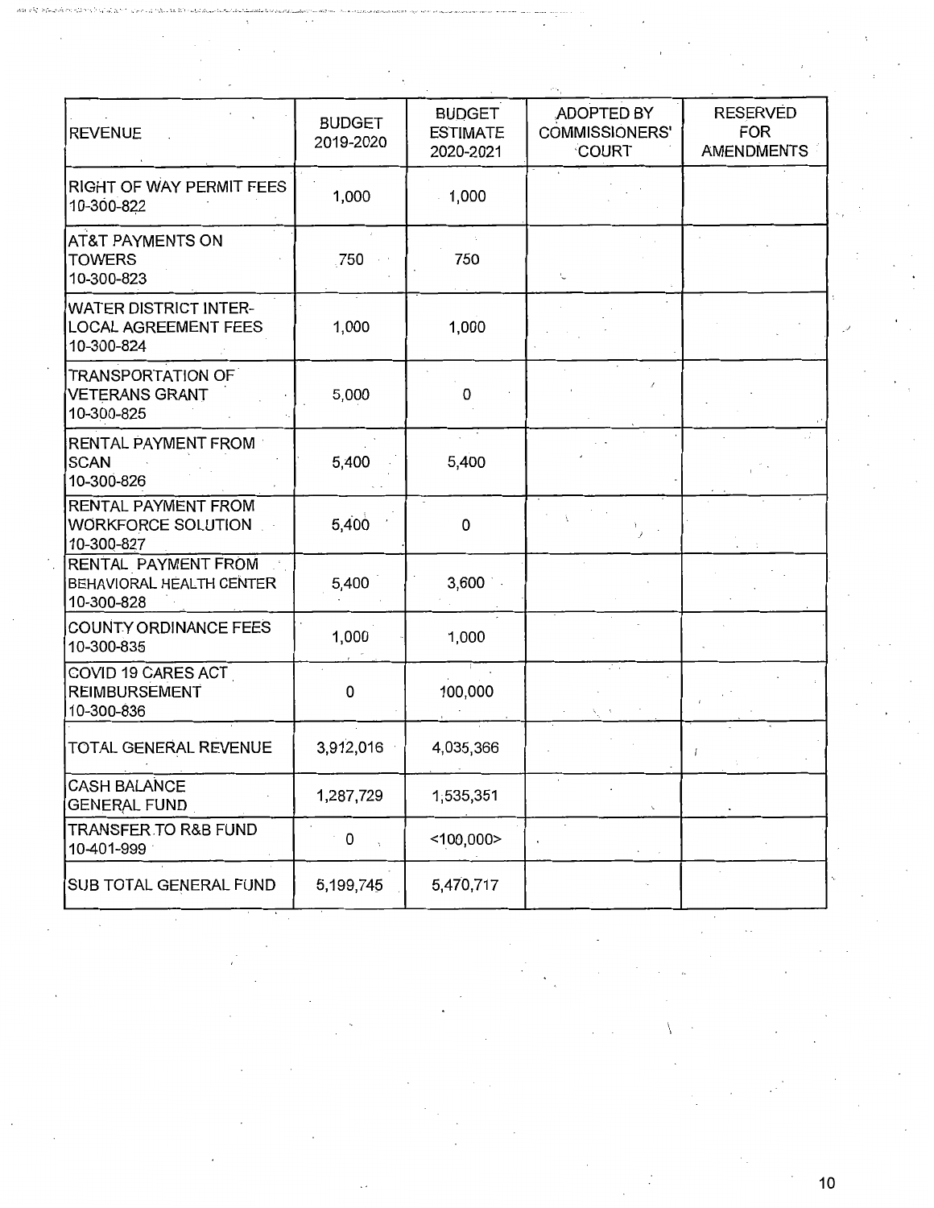| REVENUE | BUDGET 2019-2020 | BUDGET ESTIMATE 2020-2021 | ADOPTED BY COMMISSIONERS' COURT | RESERVED FOR AMENDMENTS |
|---|---|---|---|---|
| RIGHT OF WAY PERMIT FEES 10-300-822 | 1,000 | 1,000 | | |
| AT&T PAYMENTS ON TOWERS 10-300-823 | 750 | 750 | | |
| WATER DISTRICT INTER-LOCAL AGREEMENT FEES 10-300-824 | 1,000 | 1,000 | | |
| TRANSPORTATION OF VETERANS GRANT 10-300-825 | 5,000 | 0 | | |
| RENTAL PAYMENT FROM SCAN 10-300-826 | 5,400 | 5,400 | | |
| RENTAL PAYMENT FROM WORKFORCE SOLUTION 10-300-827 | 5,400 | 0 | | |
| RENTAL PAYMENT FROM BEHAVIORAL HEALTH CENTER 10-300-828 | 5,400 | 3,600 | | |
| COUNTY ORDINANCE FEES 10-300-835 | 1,000 | 1,000 | | |
| COVID 19 CARES ACT REIMBURSEMENT 10-300-836 | 0 | 100,000 | | |
| TOTAL GENERAL REVENUE | 3,912,016 | 4,035,366 | | |
| CASH BALANCE GENERAL FUND | 1,287,729 | 1,535,351 | | |
| TRANSFER TO R&B FUND 10-401-999 | 0 | <100,000> | | |
| SUB TOTAL GENERAL FUND | 5,199,745 | 5,470,717 | | |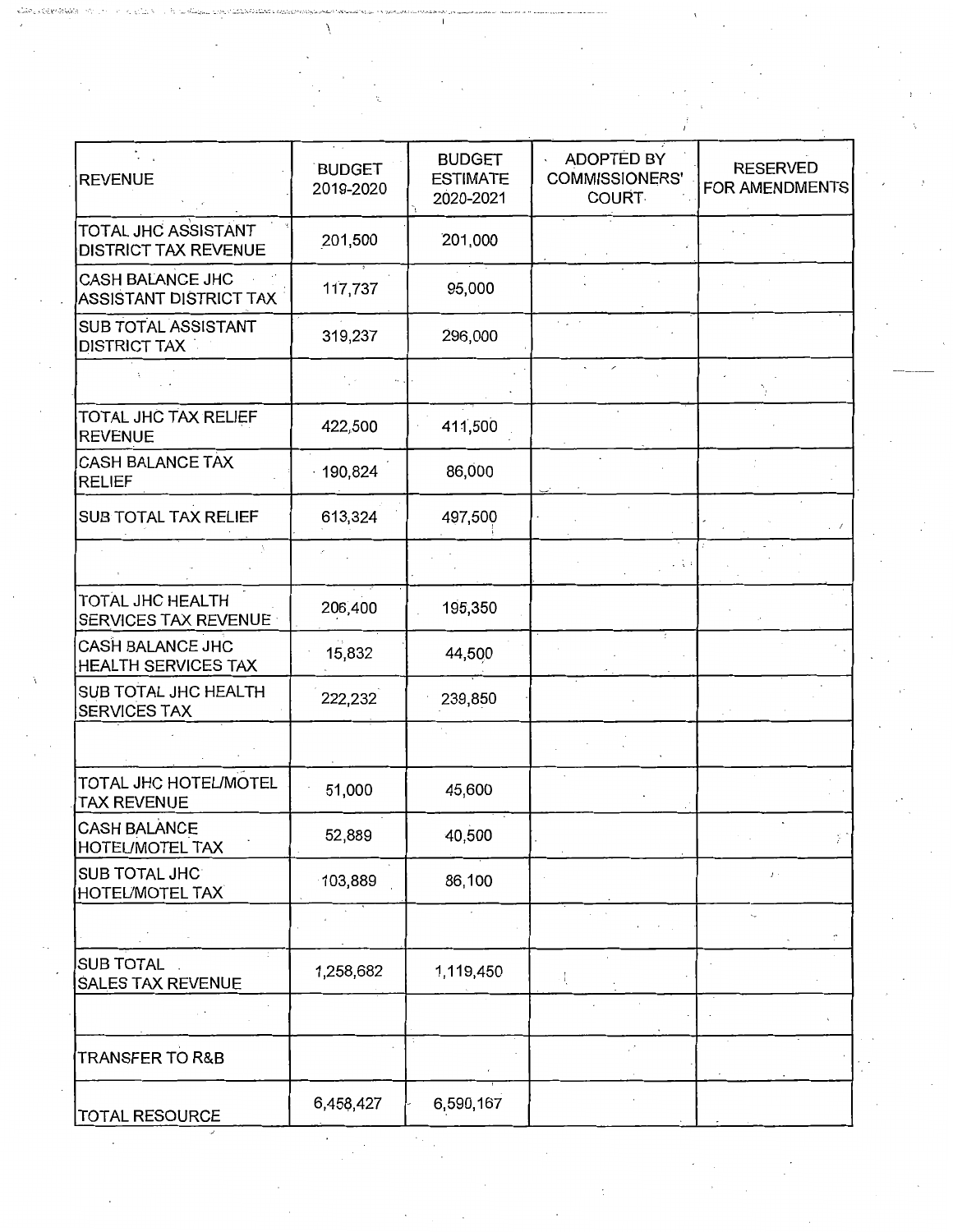| REVENUE | BUDGET 2019-2020 | BUDGET ESTIMATE 2020-2021 | ADOPTED BY COMMISSIONERS' COURT | RESERVED FOR AMENDMENTS |
|---|---|---|---|---|
| TOTAL JHC ASSISTANT DISTRICT TAX REVENUE | 201,500 | 201,000 | | |
| CASH BALANCE JHC ASSISTANT DISTRICT TAX | 117,737 | 95,000 | | |
| SUB TOTAL ASSISTANT DISTRICT TAX | 319,237 | 296,000 | | |
| | | | | |
| TOTAL JHC TAX RELIEF REVENUE | 422,500 | 411,500 | | |
| CASH BALANCE TAX RELIEF | 190,824 | 86,000 | | |
| SUB TOTAL TAX RELIEF | 613,324 | 497,500 | | |
| | | | | |
| TOTAL JHC HEALTH SERVICES TAX REVENUE | 206,400 | 195,350 | | |
| CASH BALANCE JHC HEALTH SERVICES TAX | 15,832 | 44,500 | | |
| SUB TOTAL JHC HEALTH SERVICES TAX | 222,232 | 239,850 | | |
| | | | | |
| TOTAL JHC HOTEL/MOTEL TAX REVENUE | 51,000 | 45,600 | | |
| CASH BALANCE HOTEL/MOTEL TAX | 52,889 | 40,500 | | |
| SUB TOTAL JHC HOTEL/MOTEL TAX | 103,889 | 86,100 | | |
| | | | | |
| SUB TOTAL SALES TAX REVENUE | 1,258,682 | 1,119,450 | | |
| | | | | |
| TRANSFER TO R&B | | | | |
| TOTAL RESOURCE | 6,458,427 | 6,590,167 | | |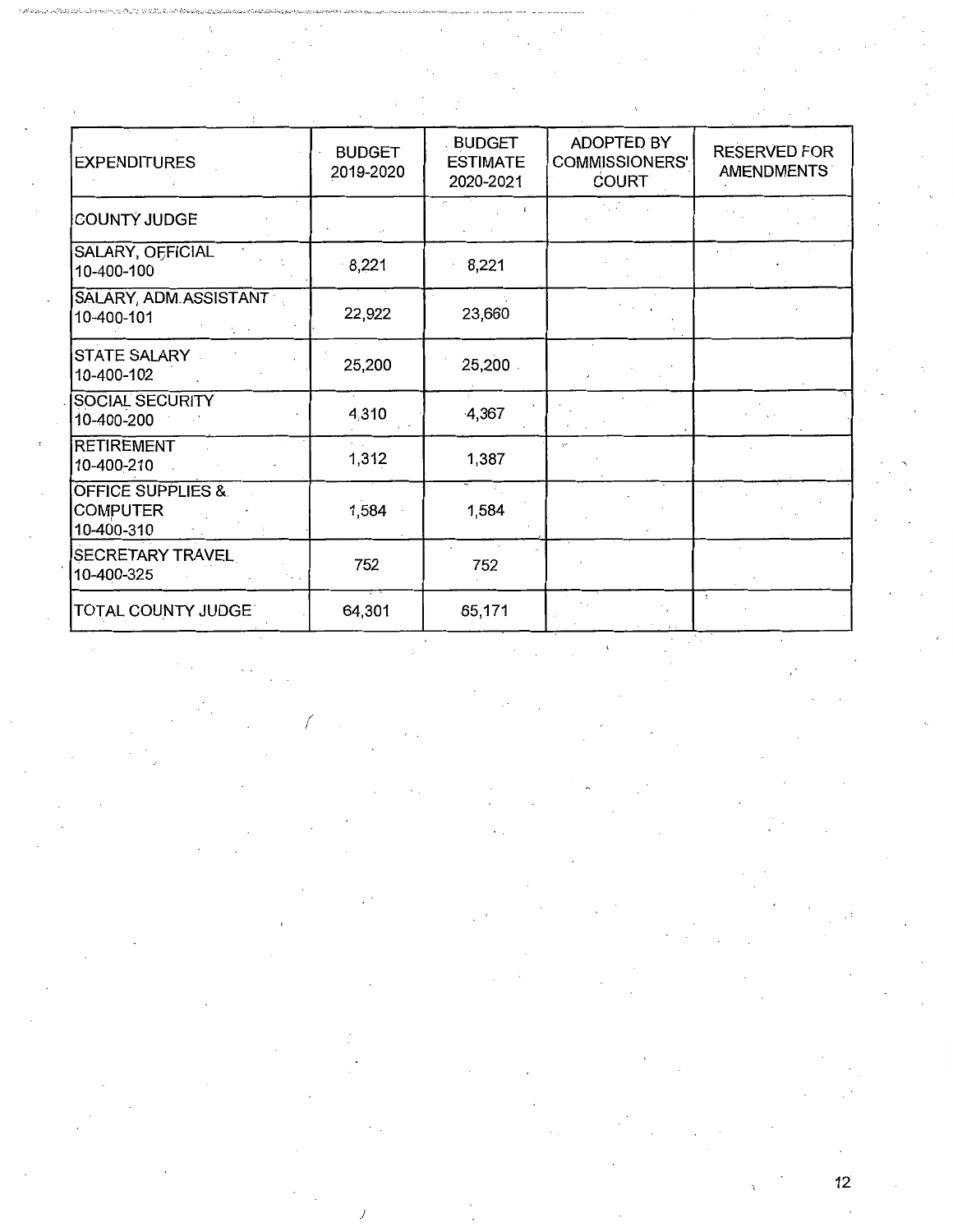| EXPENDITURES | BUDGET 2019-2020 | BUDGET ESTIMATE 2020-2021 | ADOPTED BY COMMISSIONERS' COURT | RESERVED FOR AMENDMENTS |
|---|---|---|---|---|
| COUNTY JUDGE | | | | |
| SALARY, OFFICIAL 10-400-100 | 8,221 | 8,221 | | |
| SALARY, ADM.ASSISTANT 10-400-101 | 22,922 | 23,660 | | |
| STATE SALARY 10-400-102 | 25,200 | 25,200 | | |
| SOCIAL SECURITY 10-400-200 | 4,310 | 4,367 | | |
| RETIREMENT 10-400-210 | 1,312 | 1,387 | | |
| OFFICE SUPPLIES & COMPUTER 10-400-310 | 1,584 | 1,584 | | |
| SECRETARY TRAVEL 10-400-325 | 752 | 752 | | |
| TOTAL COUNTY JUDGE | 64,301 | 65,171 | | |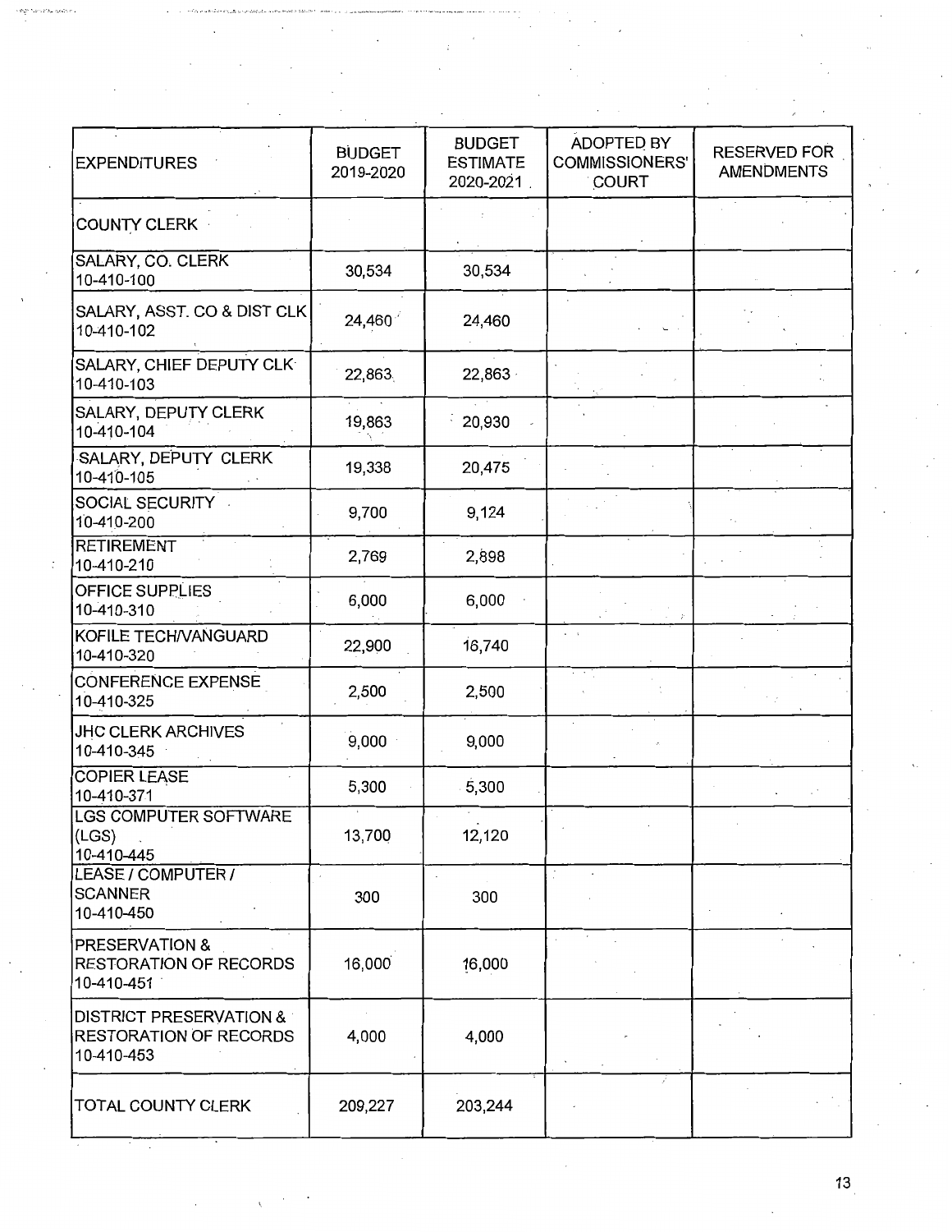| EXPENDITURES | BUDGET 2019-2020 | BUDGET ESTIMATE 2020-2021 | ADOPTED BY COMMISSIONERS' COURT | RESERVED FOR AMENDMENTS |
|---|---|---|---|---|
| COUNTY CLERK | | | | |
| SALARY, CO. CLERK 10-410-100 | 30,534 | 30,534 | | |
| SALARY, ASST. CO & DIST CLK 10-410-102 | 24,460 | 24,460 | | |
| SALARY, CHIEF DEPUTY CLK 10-410-103 | 22,863 | 22,863 | | |
| SALARY, DEPUTY CLERK 10-410-104 | 19,863 | 20,930 | | |
| SALARY, DEPUTY CLERK 10-410-105 | 19,338 | 20,475 | | |
| SOCIAL SECURITY 10-410-200 | 9,700 | 9,124 | | |
| RETIREMENT 10-410-210 | 2,769 | 2,898 | | |
| OFFICE SUPPLIES 10-410-310 | 6,000 | 6,000 | | |
| KOFILE TECH/VANGUARD 10-410-320 | 22,900 | 16,740 | | |
| CONFERENCE EXPENSE 10-410-325 | 2,500 | 2,500 | | |
| JHC CLERK ARCHIVES 10-410-345 | 9,000 | 9,000 | | |
| COPIER LEASE 10-410-371 | 5,300 | 5,300 | | |
| LGS COMPUTER SOFTWARE (LGS) 10-410-445 | 13,700 | 12,120 | | |
| LEASE / COMPUTER / SCANNER 10-410-450 | 300 | 300 | | |
| PRESERVATION & RESTORATION OF RECORDS 10-410-451 | 16,000 | 16,000 | | |
| DISTRICT PRESERVATION & RESTORATION OF RECORDS 10-410-453 | 4,000 | 4,000 | | |
| TOTAL COUNTY CLERK | 209,227 | 203,244 | | |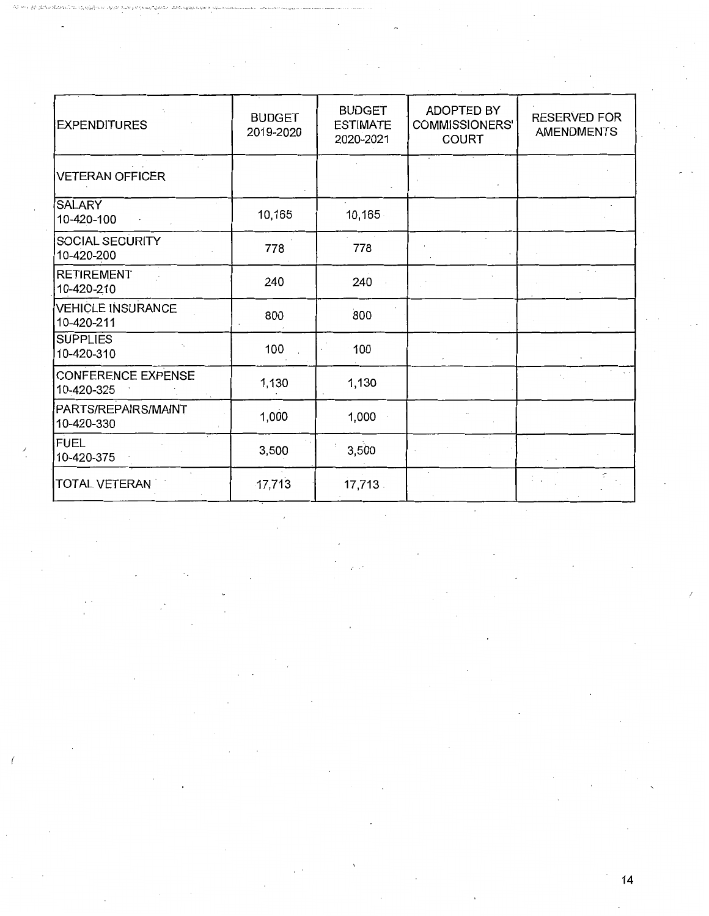| EXPENDITURES | BUDGET 2019-2020 | BUDGET ESTIMATE 2020-2021 | ADOPTED BY COMMISSIONERS' COURT | RESERVED FOR AMENDMENTS |
|---|---|---|---|---|
| VETERAN OFFICER | | | | |
| SALARY 10-420-100 | 10,165 | 10,165 | | |
| SOCIAL SECURITY 10-420-200 | 778 | 778 | | |
| RETIREMENT 10-420-210 | 240 | 240 | | |
| VEHICLE INSURANCE 10-420-211 | 800 | 800 | | |
| SUPPLIES 10-420-310 | 100 | 100 | | |
| CONFERENCE EXPENSE 10-420-325 | 1,130 | 1,130 | | |
| PARTS/REPAIRS/MAINT 10-420-330 | 1,000 | 1,000 | | |
| FUEL 10-420-375 | 3,500 | 3,500 | | |
| TOTAL VETERAN | 17,713 | 17,713 | | |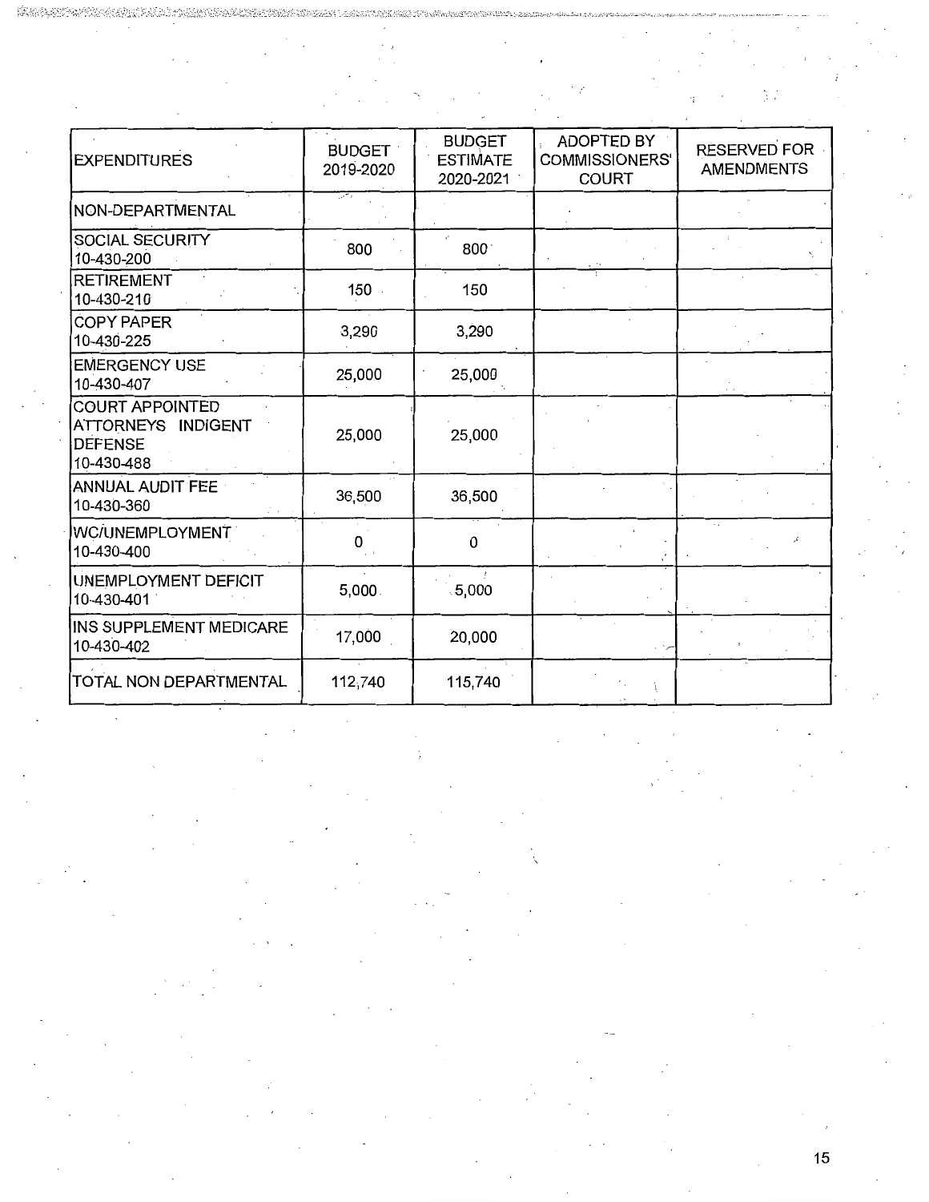| EXPENDITURES | BUDGET 2019-2020 | BUDGET ESTIMATE 2020-2021 | ADOPTED BY COMMISSIONERS' COURT | RESERVED FOR AMENDMENTS |
|---|---|---|---|---|
| NON-DEPARTMENTAL | | | | |
| SOCIAL SECURITY 10-430-200 | 800 | 800 | | |
| RETIREMENT 10-430-210 | 150 | 150 | | |
| COPY PAPER 10-430-225 | 3,290 | 3,290 | | |
| EMERGENCY USE 10-430-407 | 25,000 | 25,000 | | |
| COURT APPOINTED ATTORNEYS INDIGENT DEFENSE 10-430-488 | 25,000 | 25,000 | | |
| ANNUAL AUDIT FEE 10-430-360 | 36,500 | 36,500 | | |
| WC/UNEMPLOYMENT 10-430-400 | 0 | 0 | | |
| UNEMPLOYMENT DEFICIT 10-430-401 | 5,000 | 5,000 | | |
| INS SUPPLEMENT MEDICARE 10-430-402 | 17,000 | 20,000 | | |
| TOTAL NON DEPARTMENTAL | 112,740 | 115,740 | | |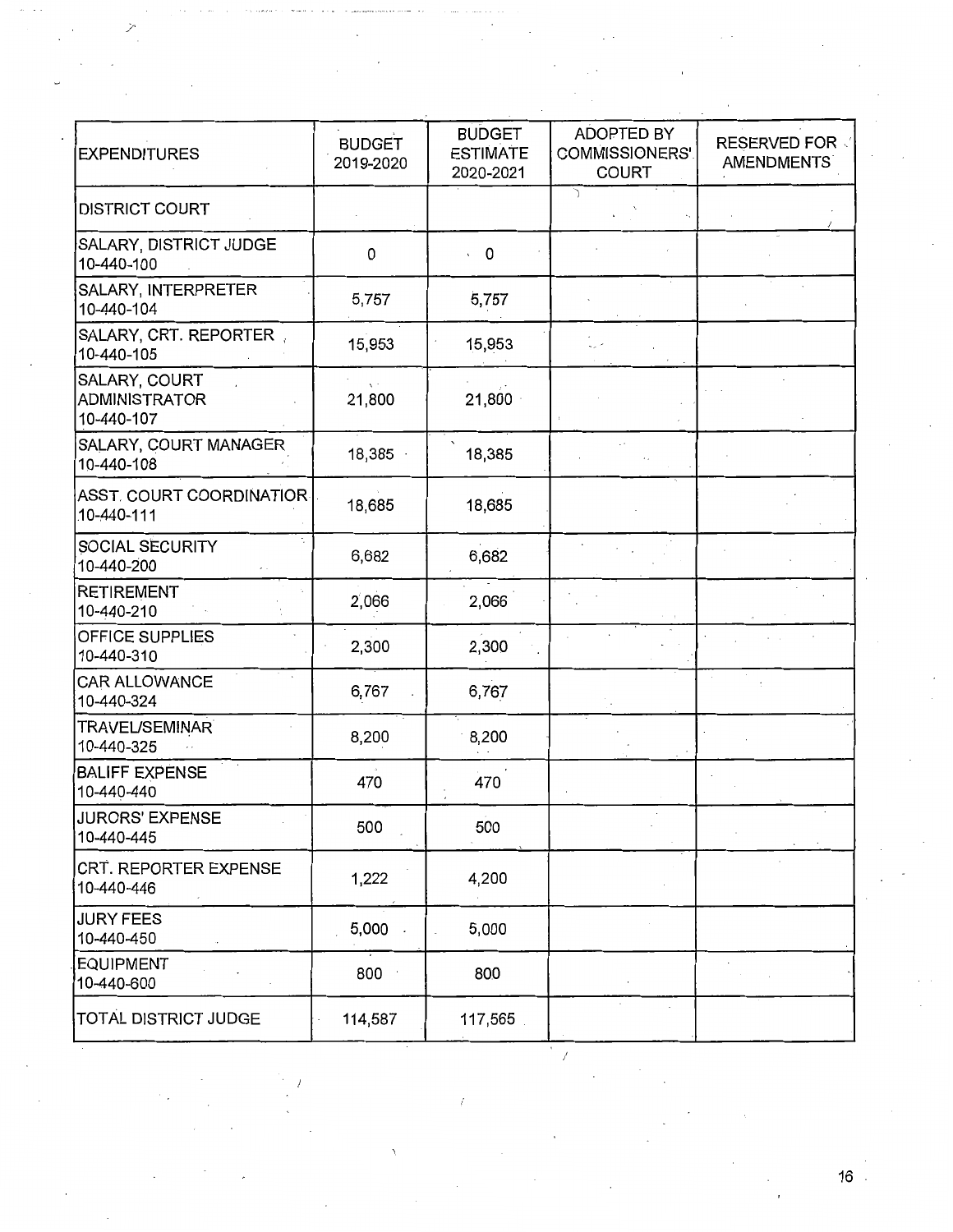| EXPENDITURES | BUDGET 2019-2020 | BUDGET ESTIMATE 2020-2021 | ADOPTED BY COMMISSIONERS' COURT | RESERVED FOR AMENDMENTS |
|---|---|---|---|---|
| DISTRICT COURT | | | | |
| SALARY, DISTRICT JUDGE 10-440-100 | 0 | 0 | | |
| SALARY, INTERPRETER 10-440-104 | 5,757 | 5,757 | | |
| SALARY, CRT. REPORTER 10-440-105 | 15,953 | 15,953 | | |
| SALARY, COURT ADMINISTRATOR 10-440-107 | 21,800 | 21,800 | | |
| SALARY, COURT MANAGER 10-440-108 | 18,385 | 18,385 | | |
| ASST. COURT COORDINATIOR 10-440-111 | 18,685 | 18,685 | | |
| SOCIAL SECURITY 10-440-200 | 6,682 | 6,682 | | |
| RETIREMENT 10-440-210 | 2,066 | 2,066 | | |
| OFFICE SUPPLIES 10-440-310 | 2,300 | 2,300 | | |
| CAR ALLOWANCE 10-440-324 | 6,767 | 6,767 | | |
| TRAVEL/SEMINAR 10-440-325 | 8,200 | 8,200 | | |
| BALIFF EXPENSE 10-440-440 | 470 | 470 | | |
| JURORS' EXPENSE 10-440-445 | 500 | 500 | | |
| CRT. REPORTER EXPENSE 10-440-446 | 1,222 | 4,200 | | |
| JURY FEES 10-440-450 | 5,000 | 5,000 | | |
| EQUIPMENT 10-440-600 | 800 | 800 | | |
| TOTAL DISTRICT JUDGE | 114,587 | 117,565 | | |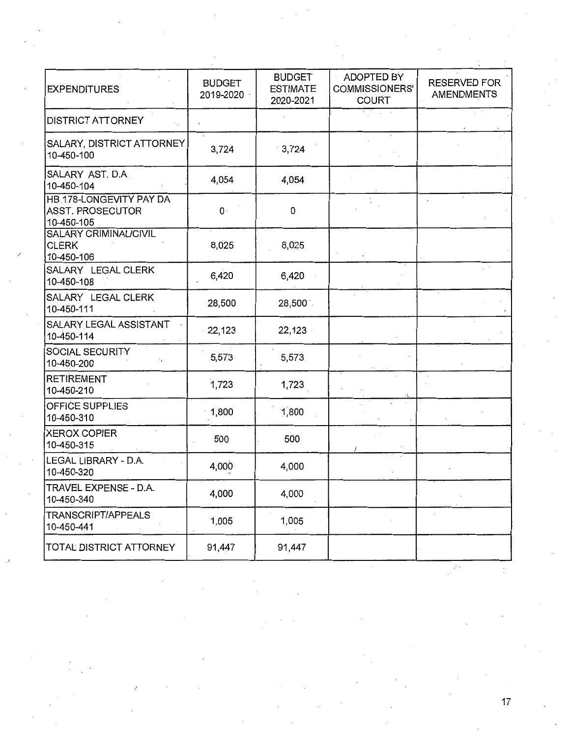| EXPENDITURES | BUDGET 2019-2020 | BUDGET ESTIMATE 2020-2021 | ADOPTED BY COMMISSIONERS' COURT | RESERVED FOR AMENDMENTS |
|---|---|---|---|---|
| DISTRICT ATTORNEY | | | | |
| SALARY, DISTRICT ATTORNEY 10-450-100 | 3,724 | 3,724 | | |
| SALARY AST. D.A. 10-450-104 | 4,054 | 4,054 | | |
| HB 178-LONGEVITY PAY DA ASST. PROSECUTOR 10-450-105 | 0 | 0 | | |
| SALARY CRIMINAL/CIVIL CLERK 10-450-106 | 8,025 | 8,025 | | |
| SALARY LEGAL CLERK 10-450-108 | 6,420 | 6,420 | | |
| SALARY LEGAL CLERK 10-450-111 | 28,500 | 28,500 | | |
| SALARY LEGAL ASSISTANT 10-450-114 | 22,123 | 22,123 | | |
| SOCIAL SECURITY 10-450-200 | 5,573 | 5,573 | | |
| RETIREMENT 10-450-210 | 1,723 | 1,723 | | |
| OFFICE SUPPLIES 10-450-310 | 1,800 | 1,800 | | |
| XEROX COPIER 10-450-315 | 500 | 500 | | |
| LEGAL LIBRARY - D.A. 10-450-320 | 4,000 | 4,000 | | |
| TRAVEL EXPENSE - D.A. 10-450-340 | 4,000 | 4,000 | | |
| TRANSCRIPT/APPEALS 10-450-441 | 1,005 | 1,005 | | |
| TOTAL DISTRICT ATTORNEY | 91,447 | 91,447 | | |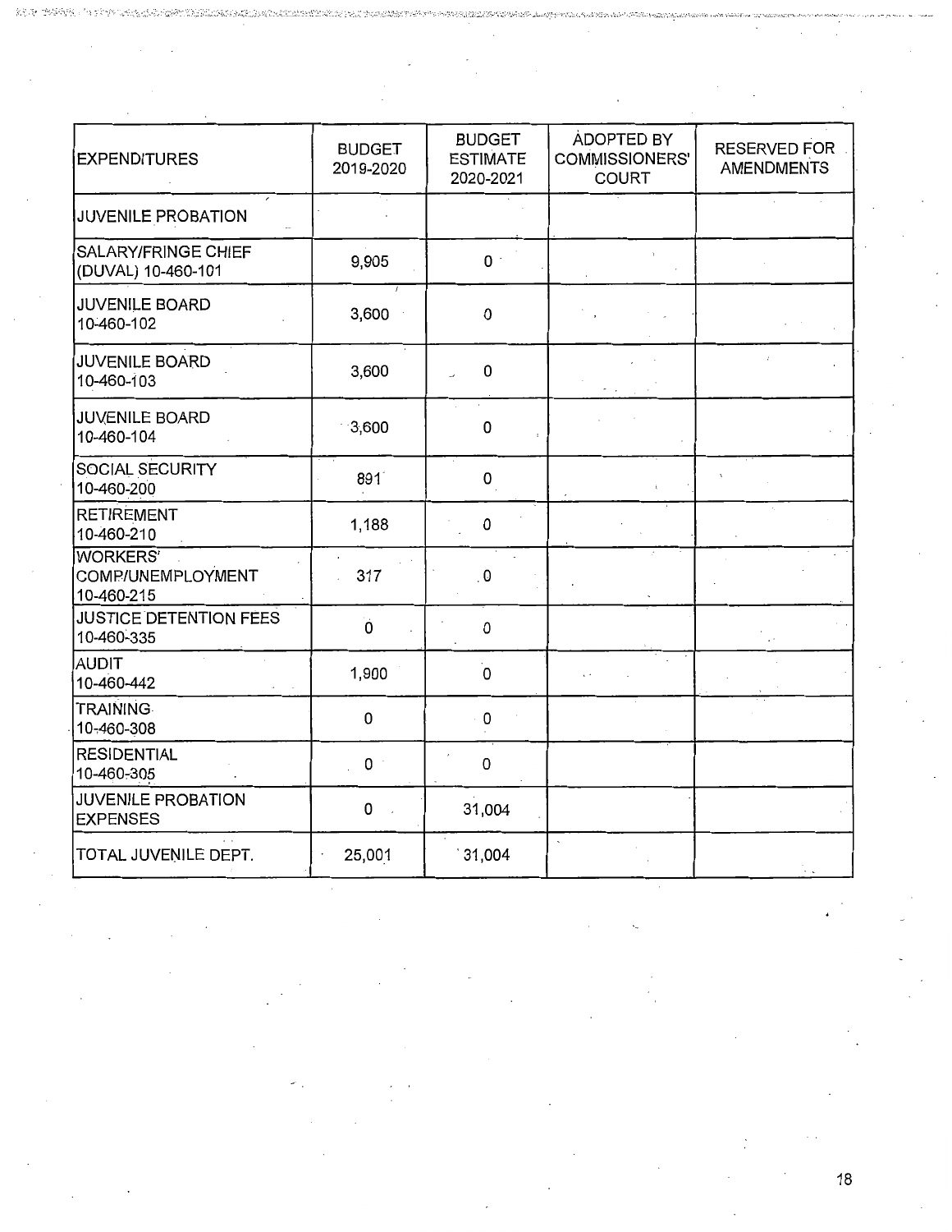| EXPENDITURES | BUDGET 2019-2020 | BUDGET ESTIMATE 2020-2021 | ADOPTED BY COMMISSIONERS' COURT | RESERVED FOR AMENDMENTS |
|---|---|---|---|---|
| JUVENILE PROBATION | | | | |
| SALARY/FRINGE CHIEF (DUVAL) 10-460-101 | 9,905 | 0 | | |
| JUVENILE BOARD 10-460-102 | 3,600 | 0 | | |
| JUVENILE BOARD 10-460-103 | 3,600 | 0 | | |
| JUVENILE BOARD 10-460-104 | 3,600 | 0 | | |
| SOCIAL SECURITY 10-460-200 | 891 | 0 | | |
| RETIREMENT 10-460-210 | 1,188 | 0 | | |
| WORKERS' COMP/UNEMPLOYMENT 10-460-215 | 317 | 0 | | |
| JUSTICE DETENTION FEES 10-460-335 | 0 | 0 | | |
| AUDIT 10-460-442 | 1,900 | 0 | | |
| TRAINING 10-460-308 | 0 | 0 | | |
| RESIDENTIAL 10-460-305 | 0 | 0 | | |
| JUVENILE PROBATION EXPENSES | 0 | 31,004 | | |
| TOTAL JUVENILE DEPT. | 25,001 | 31,004 | | |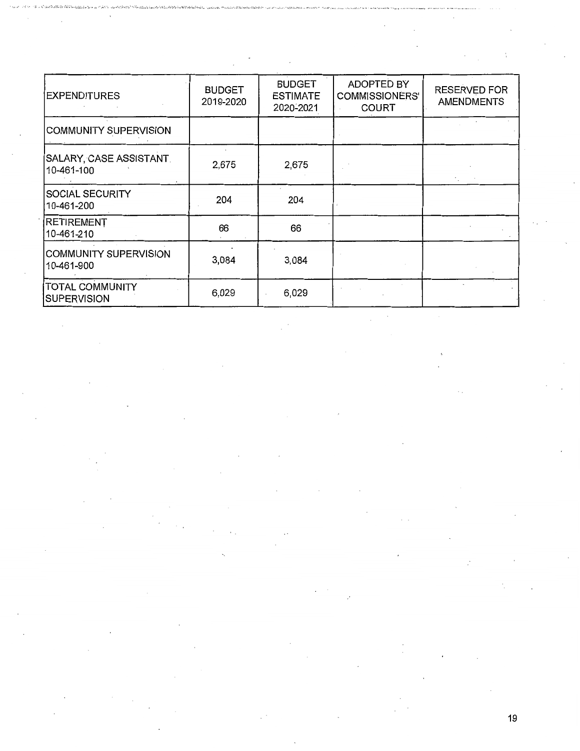| EXPENDITURES | BUDGET 2019-2020 | BUDGET ESTIMATE 2020-2021 | ADOPTED BY COMMISSIONERS' COURT | RESERVED FOR AMENDMENTS |
|---|---|---|---|---|
| COMMUNITY SUPERVISION | | | | |
| SALARY, CASE ASSISTANT 10-461-100 | 2,675 | 2,675 | | |
| SOCIAL SECURITY 10-461-200 | 204 | 204 | | |
| RETIREMENT 10-461-210 | 66 | 66 | | |
| COMMUNITY SUPERVISION 10-461-900 | 3,084 | 3,084 | | |
| TOTAL COMMUNITY SUPERVISION | 6,029 | 6,029 | | |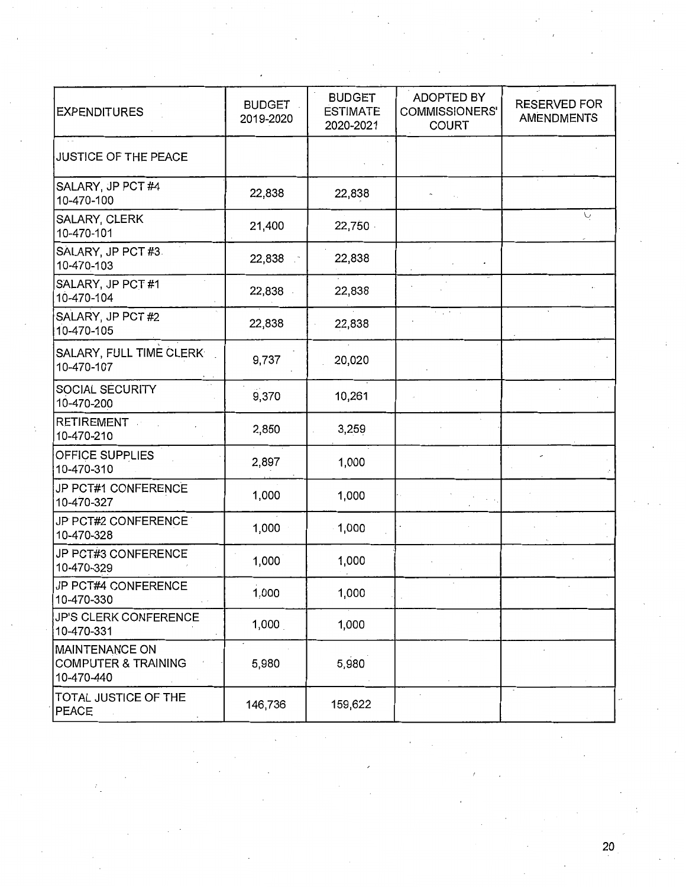| EXPENDITURES | BUDGET 2019-2020 | BUDGET ESTIMATE 2020-2021 | ADOPTED BY COMMISSIONERS' COURT | RESERVED FOR AMENDMENTS |
|---|---|---|---|---|
| JUSTICE OF THE PEACE | | | | |
| SALARY, JP PCT #4 10-470-100 | 22,838 | 22,838 | | |
| SALARY, CLERK 10-470-101 | 21,400 | 22,750 | | |
| SALARY, JP PCT #3 10-470-103 | 22,838 | 22,838 | | |
| SALARY, JP PCT #1 10-470-104 | 22,838 | 22,838 | | |
| SALARY, JP PCT #2 10-470-105 | 22,838 | 22,838 | | |
| SALARY, FULL TIME CLERK 10-470-107 | 9,737 | 20,020 | | |
| SOCIAL SECURITY 10-470-200 | 9,370 | 10,261 | | |
| RETIREMENT 10-470-210 | 2,850 | 3,259 | | |
| OFFICE SUPPLIES 10-470-310 | 2,897 | 1,000 | | |
| JP PCT#1 CONFERENCE 10-470-327 | 1,000 | 1,000 | | |
| JP PCT#2 CONFERENCE 10-470-328 | 1,000 | 1,000 | | |
| JP PCT#3 CONFERENCE 10-470-329 | 1,000 | 1,000 | | |
| JP PCT#4 CONFERENCE 10-470-330 | 1,000 | 1,000 | | |
| JP'S CLERK CONFERENCE 10-470-331 | 1,000 | 1,000 | | |
| MAINTENANCE ON COMPUTER & TRAINING 10-470-440 | 5,980 | 5,980 | | |
| TOTAL JUSTICE OF THE PEACE | 146,736 | 159,622 | | |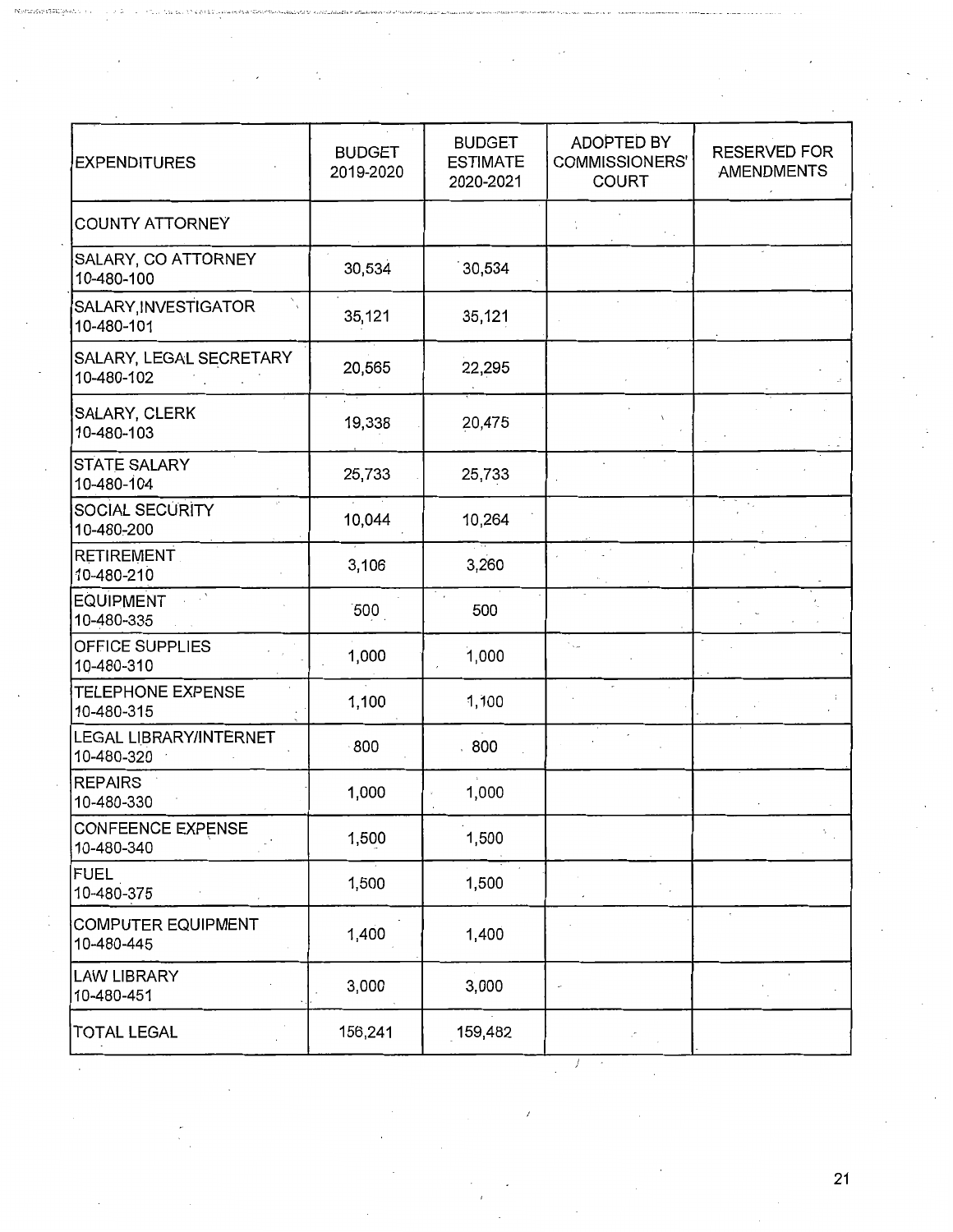| EXPENDITURES | BUDGET 2019-2020 | BUDGET ESTIMATE 2020-2021 | ADOPTED BY COMMISSIONERS' COURT | RESERVED FOR AMENDMENTS |
|---|---|---|---|---|
| COUNTY ATTORNEY | | | | |
| SALARY, CO ATTORNEY 10-480-100 | 30,534 | 30,534 | | |
| SALARY,INVESTIGATOR 10-480-101 | 35,121 | 35,121 | | |
| SALARY, LEGAL SECRETARY 10-480-102 | 20,565 | 22,295 | | |
| SALARY, CLERK 10-480-103 | 19,338 | 20,475 | | |
| STATE SALARY 10-480-104 | 25,733 | 25,733 | | |
| SOCIAL SECURITY 10-480-200 | 10,044 | 10,264 | | |
| RETIREMENT 10-480-210 | 3,106 | 3,260 | | |
| EQUIPMENT 10-480-335 | 500 | 500 | | |
| OFFICE SUPPLIES 10-480-310 | 1,000 | 1,000 | | |
| TELEPHONE EXPENSE 10-480-315 | 1,100 | 1,100 | | |
| LEGAL LIBRARY/INTERNET 10-480-320 | 800 | 800 | | |
| REPAIRS 10-480-330 | 1,000 | 1,000 | | |
| CONFEENCE EXPENSE 10-480-340 | 1,500 | 1,500 | | |
| FUEL 10-480-375 | 1,500 | 1,500 | | |
| COMPUTER EQUIPMENT 10-480-445 | 1,400 | 1,400 | | |
| LAW LIBRARY 10-480-451 | 3,000 | 3,000 | | |
| TOTAL LEGAL | 156,241 | 159,482 | | |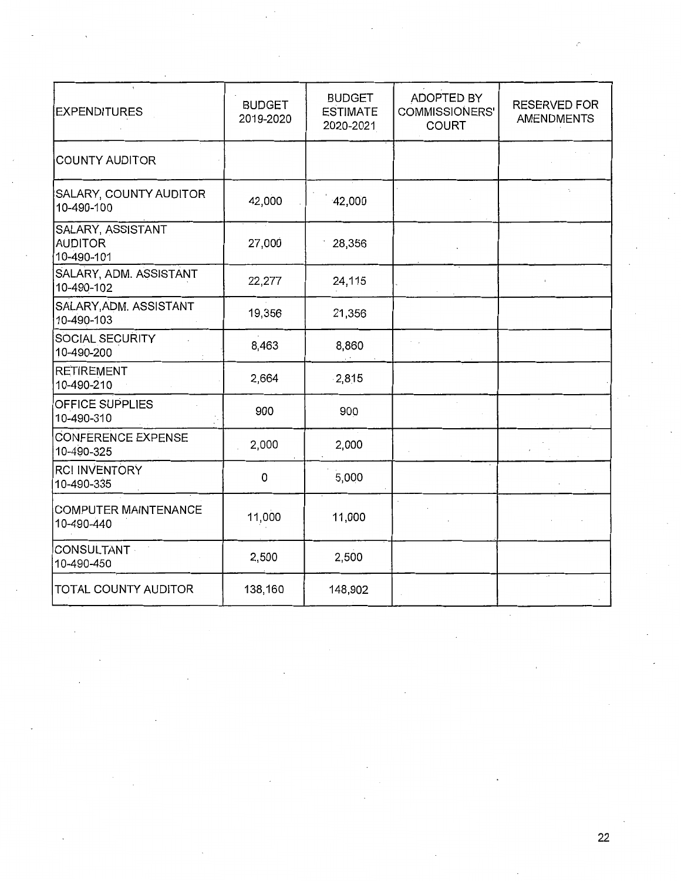| EXPENDITURES | BUDGET 2019-2020 | BUDGET ESTIMATE 2020-2021 | ADOPTED BY COMMISSIONERS' COURT | RESERVED FOR AMENDMENTS |
|---|---|---|---|---|
| COUNTY AUDITOR | | | | |
| SALARY, COUNTY AUDITOR 10-490-100 | 42,000 | 42,000 | | |
| SALARY, ASSISTANT AUDITOR 10-490-101 | 27,000 | 28,356 | | |
| SALARY, ADM. ASSISTANT 10-490-102 | 22,277 | 24,115 | | |
| SALARY,ADM. ASSISTANT 10-490-103 | 19,356 | 21,356 | | |
| SOCIAL SECURITY 10-490-200 | 8,463 | 8,860 | | |
| RETIREMENT 10-490-210 | 2,664 | 2,815 | | |
| OFFICE SUPPLIES 10-490-310 | 900 | 900 | | |
| CONFERENCE EXPENSE 10-490-325 | 2,000 | 2,000 | | |
| RCI INVENTORY 10-490-335 | 0 | 5,000 | | |
| COMPUTER MAINTENANCE 10-490-440 | 11,000 | 11,000 | | |
| CONSULTANT 10-490-450 | 2,500 | 2,500 | | |
| TOTAL COUNTY AUDITOR | 138,160 | 148,902 | | |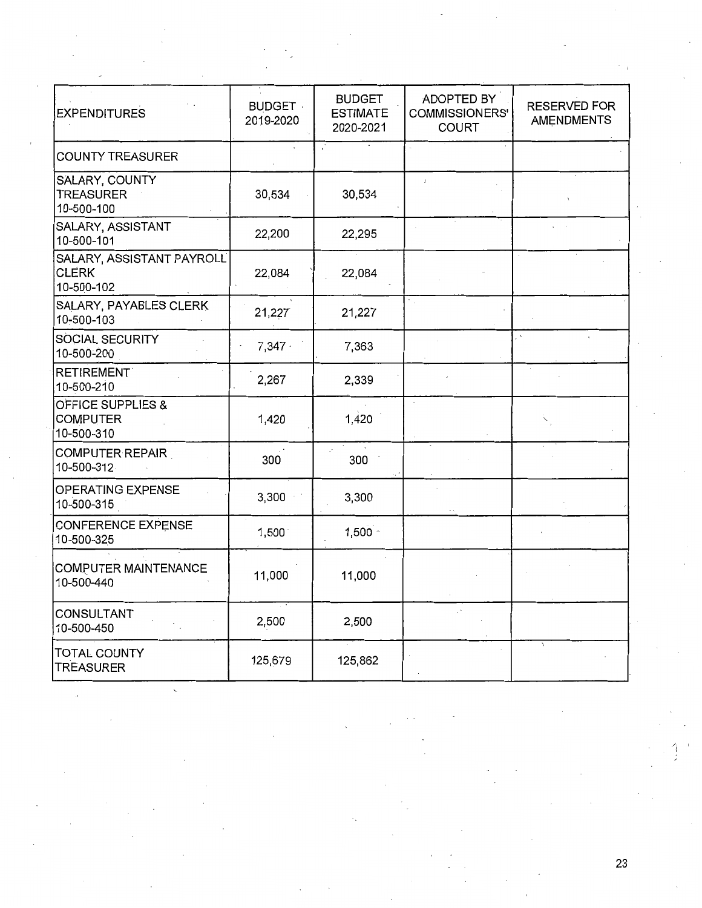| EXPENDITURES | BUDGET 2019-2020 | BUDGET ESTIMATE 2020-2021 | ADOPTED BY COMMISSIONERS' COURT | RESERVED FOR AMENDMENTS |
|---|---|---|---|---|
| COUNTY TREASURER | | | | |
| SALARY, COUNTY TREASURER 10-500-100 | 30,534 | 30,534 | | |
| SALARY, ASSISTANT 10-500-101 | 22,200 | 22,295 | | |
| SALARY, ASSISTANT PAYROLL CLERK 10-500-102 | 22,084 | 22,084 | | |
| SALARY, PAYABLES CLERK 10-500-103 | 21,227 | 21,227 | | |
| SOCIAL SECURITY 10-500-200 | 7,347 | 7,363 | | |
| RETIREMENT 10-500-210 | 2,267 | 2,339 | | |
| OFFICE SUPPLIES & COMPUTER 10-500-310 | 1,420 | 1,420 | | |
| COMPUTER REPAIR 10-500-312 | 300 | 300 | | |
| OPERATING EXPENSE 10-500-315 | 3,300 | 3,300 | | |
| CONFERENCE EXPENSE 10-500-325 | 1,500 | 1,500 | | |
| COMPUTER MAINTENANCE 10-500-440 | 11,000 | 11,000 | | |
| CONSULTANT 10-500-450 | 2,500 | 2,500 | | |
| TOTAL COUNTY TREASURER | 125,679 | 125,862 | | |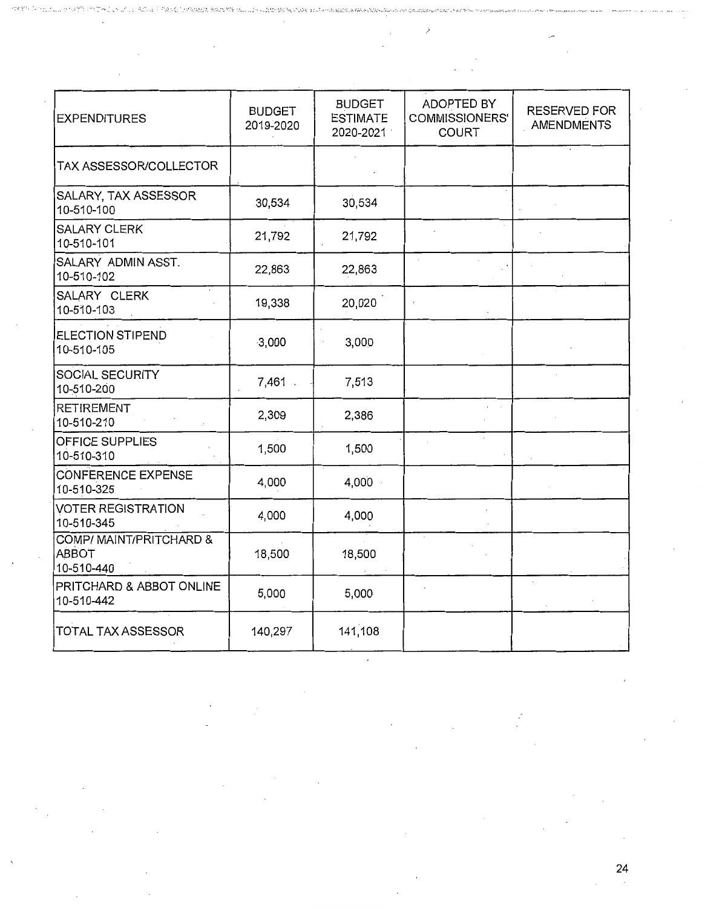| EXPENDITURES | BUDGET 2019-2020 | BUDGET ESTIMATE 2020-2021 | ADOPTED BY COMMISSIONERS' COURT | RESERVED FOR AMENDMENTS |
|---|---|---|---|---|
| TAX ASSESSOR/COLLECTOR | | | | |
| SALARY, TAX ASSESSOR 10-510-100 | 30,534 | 30,534 | | |
| SALARY CLERK 10-510-101 | 21,792 | 21,792 | | |
| SALARY ADMIN ASST. 10-510-102 | 22,863 | 22,863 | | |
| SALARY CLERK 10-510-103 | 19,338 | 20,020 | | |
| ELECTION STIPEND 10-510-105 | 3,000 | 3,000 | | |
| SOCIAL SECURITY 10-510-200 | 7,461 | 7,513 | | |
| RETIREMENT 10-510-210 | 2,309 | 2,386 | | |
| OFFICE SUPPLIES 10-510-310 | 1,500 | 1,500 | | |
| CONFERENCE EXPENSE 10-510-325 | 4,000 | 4,000 | | |
| VOTER REGISTRATION 10-510-345 | 4,000 | 4,000 | | |
| COMP/ MAINT/PRITCHARD & ABBOT 10-510-440 | 18,500 | 18,500 | | |
| PRITCHARD & ABBOT ONLINE 10-510-442 | 5,000 | 5,000 | | |
| TOTAL TAX ASSESSOR | 140,297 | 141,108 | | |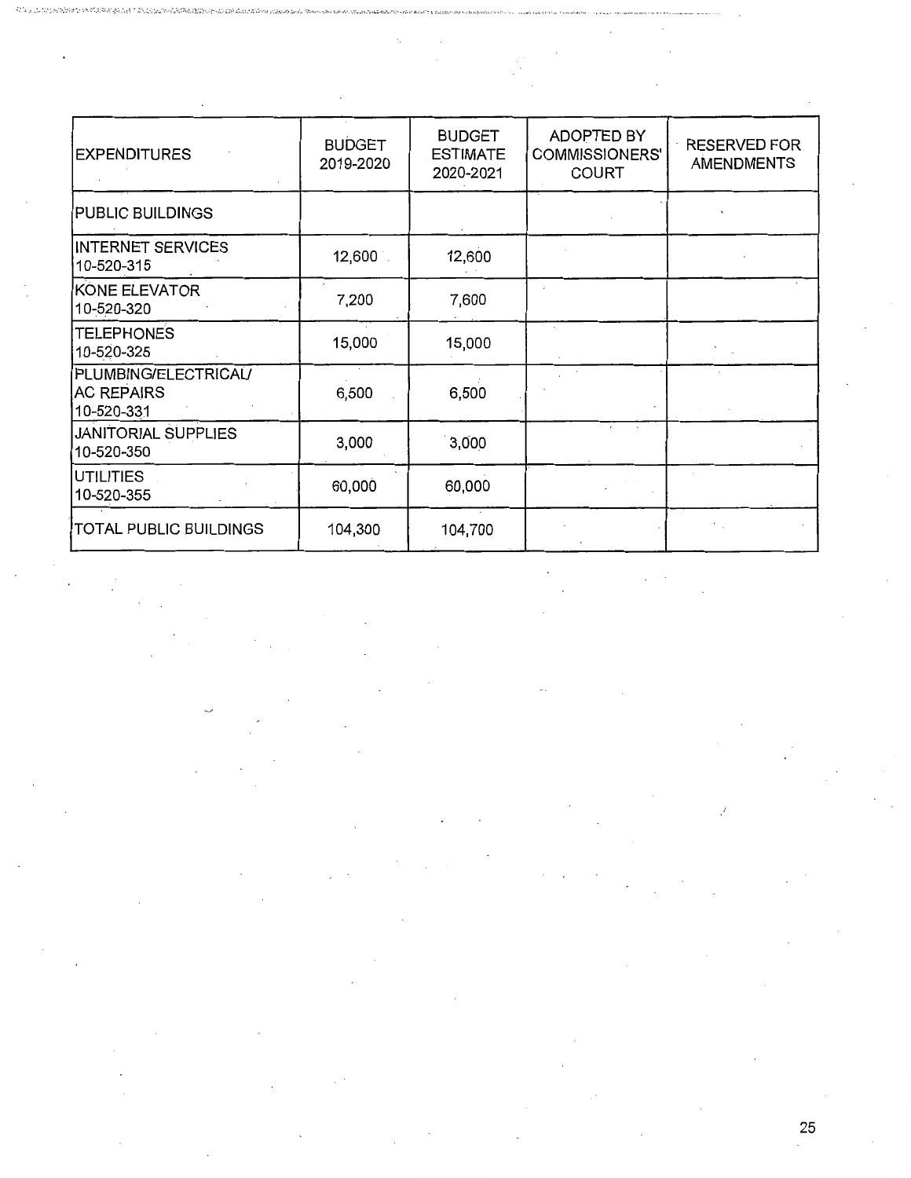| EXPENDITURES | BUDGET 2019-2020 | BUDGET ESTIMATE 2020-2021 | ADOPTED BY COMMISSIONERS' COURT | RESERVED FOR AMENDMENTS |
|---|---|---|---|---|
| PUBLIC BUILDINGS | | | | |
| INTERNET SERVICES 10-520-315 | 12,600 | 12,600 | | |
| KONE ELEVATOR 10-520-320 | 7,200 | 7,600 | | |
| TELEPHONES 10-520-325 | 15,000 | 15,000 | | |
| PLUMBING/ELECTRICAL/ AC REPAIRS 10-520-331 | 6,500 | 6,500 | | |
| JANITORIAL SUPPLIES 10-520-350 | 3,000 | 3,000 | | |
| UTILITIES 10-520-355 | 60,000 | 60,000 | | |
| TOTAL PUBLIC BUILDINGS | 104,300 | 104,700 | | |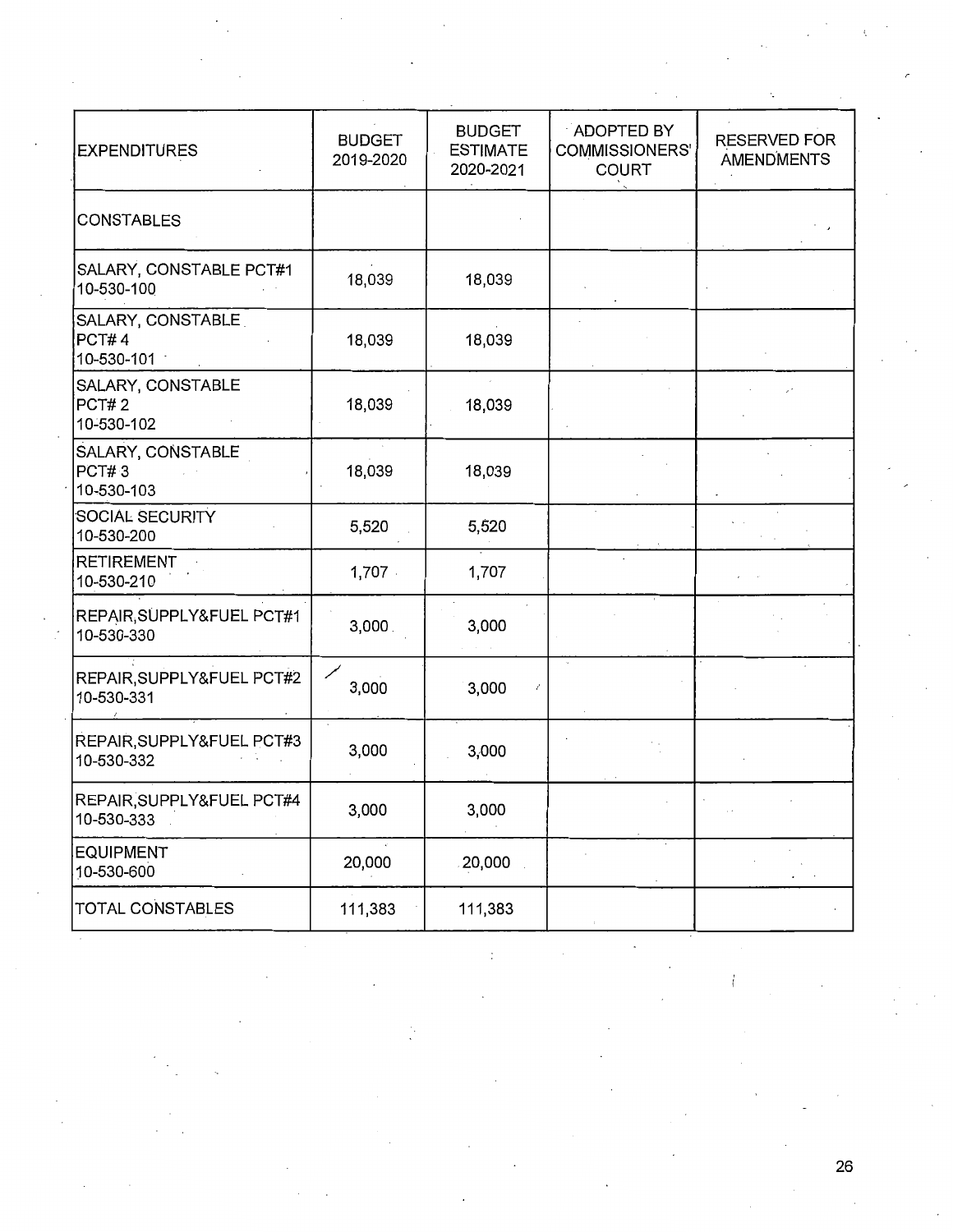| EXPENDITURES | BUDGET 2019-2020 | BUDGET ESTIMATE 2020-2021 | ADOPTED BY COMMISSIONERS' COURT | RESERVED FOR AMENDMENTS |
|---|---|---|---|---|
| CONSTABLES | | | | |
| SALARY, CONSTABLE PCT#1 10-530-100 | 18,039 | 18,039 | | |
| SALARY, CONSTABLE PCT# 4 10-530-101 | 18,039 | 18,039 | | |
| SALARY, CONSTABLE PCT# 2 10-530-102 | 18,039 | 18,039 | | |
| SALARY, CONSTABLE PCT# 3 10-530-103 | 18,039 | 18,039 | | |
| SOCIAL SECURITY 10-530-200 | 5,520 | 5,520 | | |
| RETIREMENT 10-530-210 | 1,707 | 1,707 | | |
| REPAIR,SUPPLY&FUEL PCT#1 10-530-330 | 3,000 | 3,000 | | |
| REPAIR,SUPPLY&FUEL PCT#2 10-530-331 | 3,000 | 3,000 | | |
| REPAIR,SUPPLY&FUEL PCT#3 10-530-332 | 3,000 | 3,000 | | |
| REPAIR,SUPPLY&FUEL PCT#4 10-530-333 | 3,000 | 3,000 | | |
| EQUIPMENT 10-530-600 | 20,000 | 20,000 | | |
| TOTAL CONSTABLES | 111,383 | 111,383 | | |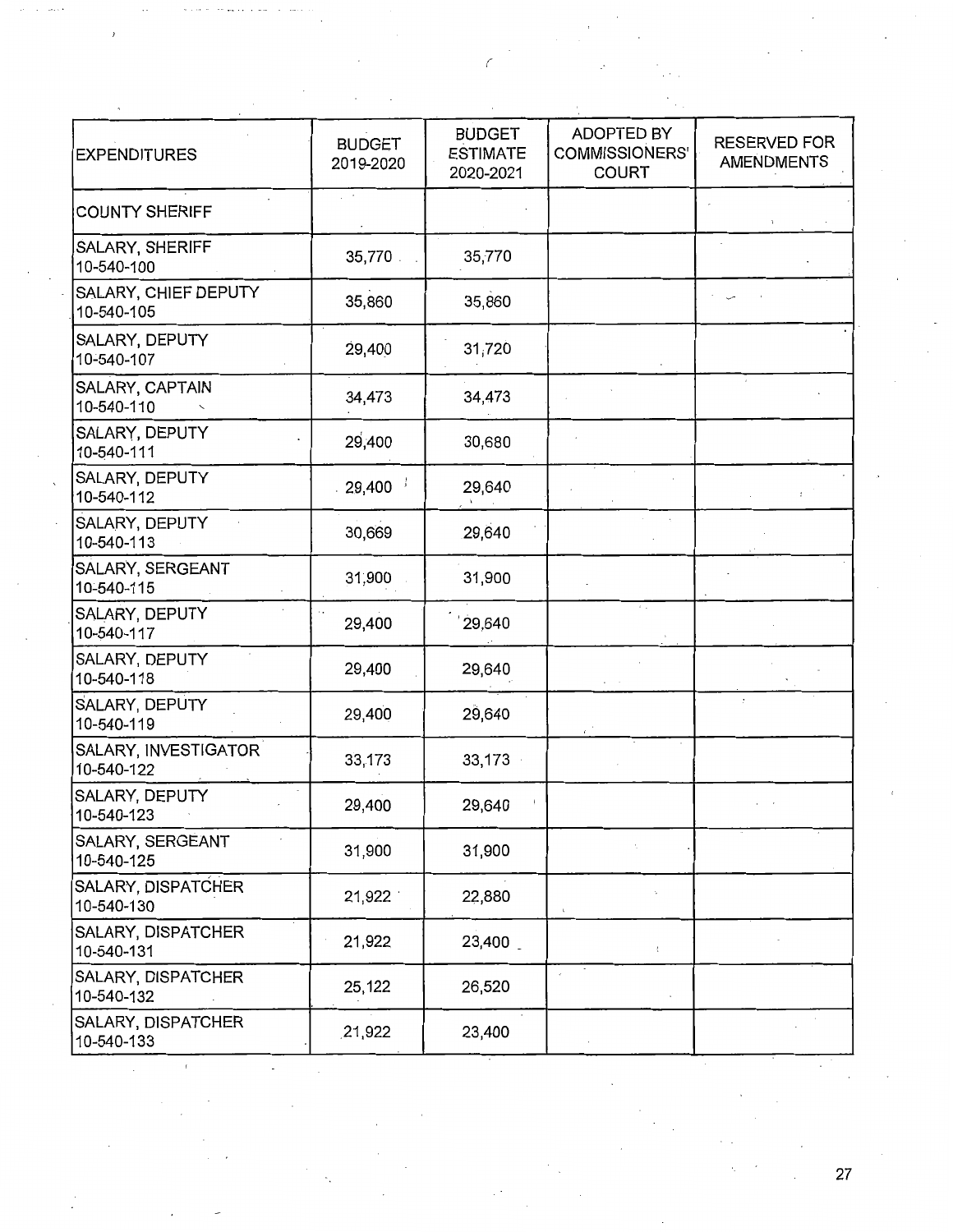| EXPENDITURES | BUDGET 2019-2020 | BUDGET ESTIMATE 2020-2021 | ADOPTED BY COMMISSIONERS' COURT | RESERVED FOR AMENDMENTS |
|---|---|---|---|---|
| COUNTY SHERIFF | | | | |
| SALARY, SHERIFF 10-540-100 | 35,770 | 35,770 | | |
| SALARY, CHIEF DEPUTY 10-540-105 | 35,860 | 35,860 | | |
| SALARY, DEPUTY 10-540-107 | 29,400 | 31,720 | | |
| SALARY, CAPTAIN 10-540-110 | 34,473 | 34,473 | | |
| SALARY, DEPUTY 10-540-111 | 29,400 | 30,680 | | |
| SALARY, DEPUTY 10-540-112 | 29,400 | 29,640 | | |
| SALARY, DEPUTY 10-540-113 | 30,669 | 29,640 | | |
| SALARY, SERGEANT 10-540-115 | 31,900 | 31,900 | | |
| SALARY, DEPUTY 10-540-117 | 29,400 | 29,640 | | |
| SALARY, DEPUTY 10-540-118 | 29,400 | 29,640 | | |
| SALARY, DEPUTY 10-540-119 | 29,400 | 29,640 | | |
| SALARY, INVESTIGATOR 10-540-122 | 33,173 | 33,173 | | |
| SALARY, DEPUTY 10-540-123 | 29,400 | 29,640 | | |
| SALARY, SERGEANT 10-540-125 | 31,900 | 31,900 | | |
| SALARY, DISPATCHER 10-540-130 | 21,922 | 22,880 | | |
| SALARY, DISPATCHER 10-540-131 | 21,922 | 23,400 | | |
| SALARY, DISPATCHER 10-540-132 | 25,122 | 26,520 | | |
| SALARY, DISPATCHER 10-540-133 | 21,922 | 23,400 | | |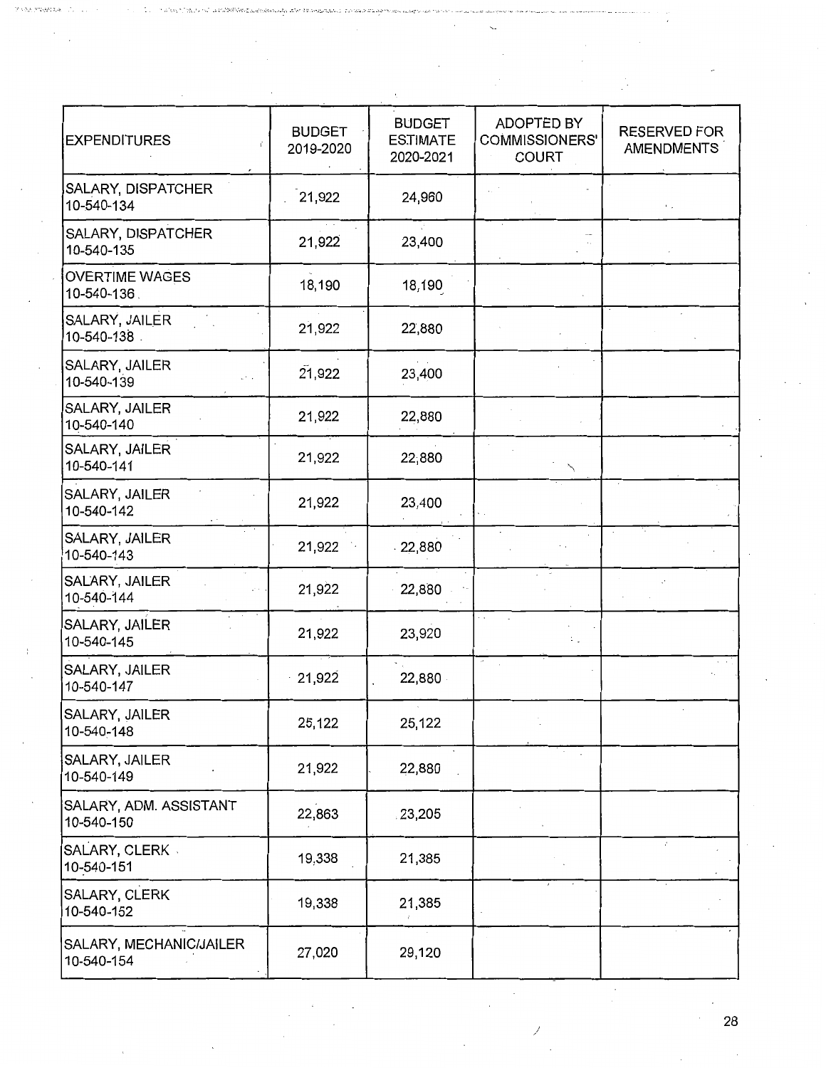| EXPENDITURES | BUDGET 2019-2020 | BUDGET ESTIMATE 2020-2021 | ADOPTED BY COMMISSIONERS' COURT | RESERVED FOR AMENDMENTS |
|---|---|---|---|---|
| SALARY, DISPATCHER 10-540-134 | 21,922 | 24,960 | | |
| SALARY, DISPATCHER 10-540-135 | 21,922 | 23,400 | | |
| OVERTIME WAGES 10-540-136 | 18,190 | 18,190 | | |
| SALARY, JAILER 10-540-138 | 21,922 | 22,880 | | |
| SALARY, JAILER 10-540-139 | 21,922 | 23,400 | | |
| SALARY, JAILER 10-540-140 | 21,922 | 22,880 | | |
| SALARY, JAILER 10-540-141 | 21,922 | 22,880 | | |
| SALARY, JAILER 10-540-142 | 21,922 | 23,400 | | |
| SALARY, JAILER 10-540-143 | 21,922 | 22,880 | | |
| SALARY, JAILER 10-540-144 | 21,922 | 22,880 | | |
| SALARY, JAILER 10-540-145 | 21,922 | 23,920 | | |
| SALARY, JAILER 10-540-147 | 21,922 | 22,880 | | |
| SALARY, JAILER 10-540-148 | 25,122 | 25,122 | | |
| SALARY, JAILER 10-540-149 | 21,922 | 22,880 | | |
| SALARY, ADM. ASSISTANT 10-540-150 | 22,863 | 23,205 | | |
| SALARY, CLERK 10-540-151 | 19,338 | 21,385 | | |
| SALARY, CLERK 10-540-152 | 19,338 | 21,385 | | |
| SALARY, MECHANIC/JAILER 10-540-154 | 27,020 | 29,120 | | |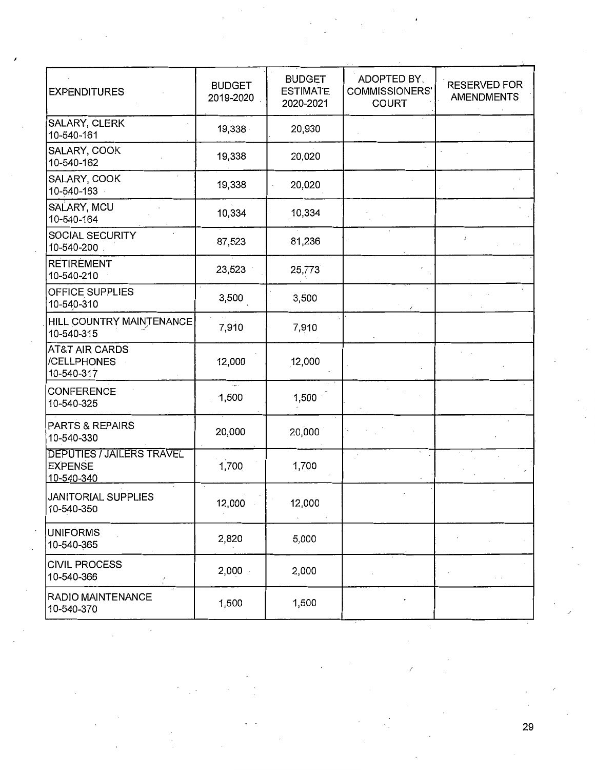| EXPENDITURES | BUDGET 2019-2020 | BUDGET ESTIMATE 2020-2021 | ADOPTED BY COMMISSIONERS' COURT | RESERVED FOR AMENDMENTS |
|---|---|---|---|---|
| SALARY, CLERK 10-540-161 | 19,338 | 20,930 | | |
| SALARY, COOK 10-540-162 | 19,338 | 20,020 | | |
| SALARY, COOK 10-540-163 | 19,338 | 20,020 | | |
| SALARY, MCU 10-540-164 | 10,334 | 10,334 | | |
| SOCIAL SECURITY 10-540-200 | 87,523 | 81,236 | | |
| RETIREMENT 10-540-210 | 23,523 | 25,773 | | |
| OFFICE SUPPLIES 10-540-310 | 3,500 | 3,500 | | |
| HILL COUNTRY MAINTENANCE 10-540-315 | 7,910 | 7,910 | | |
| AT&T AIR CARDS /CELLPHONES 10-540-317 | 12,000 | 12,000 | | |
| CONFERENCE 10-540-325 | 1,500 | 1,500 | | |
| PARTS & REPAIRS 10-540-330 | 20,000 | 20,000 | | |
| DEPUTIES / JAILERS TRAVEL EXPENSE 10-540-340 | 1,700 | 1,700 | | |
| JANITORIAL SUPPLIES 10-540-350 | 12,000 | 12,000 | | |
| UNIFORMS 10-540-365 | 2,820 | 5,000 | | |
| CIVIL PROCESS 10-540-366 | 2,000 | 2,000 | | |
| RADIO MAINTENANCE 10-540-370 | 1,500 | 1,500 | | |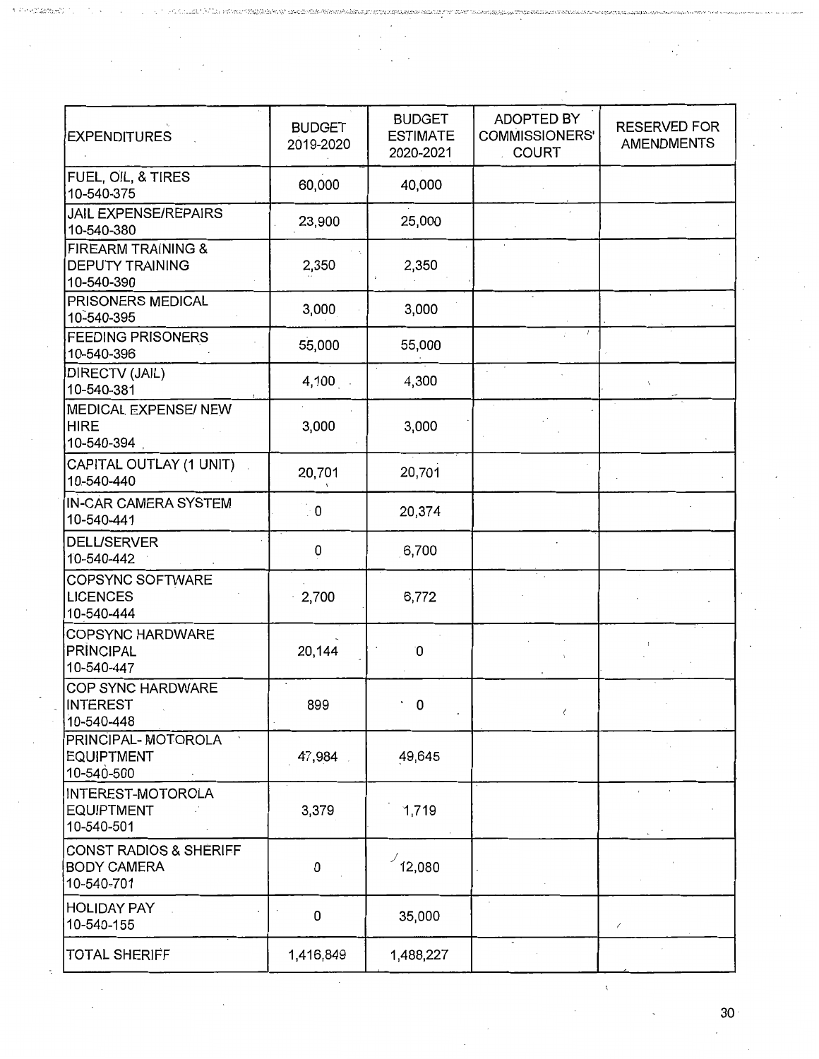| EXPENDITURES | BUDGET 2019-2020 | BUDGET ESTIMATE 2020-2021 | ADOPTED BY COMMISSIONERS' COURT | RESERVED FOR AMENDMENTS |
|---|---|---|---|---|
| FUEL, OIL, & TIRES 10-540-375 | 60,000 | 40,000 | | |
| JAIL EXPENSE/REPAIRS 10-540-380 | 23,900 | 25,000 | | |
| FIREARM TRAINING & DEPUTY TRAINING 10-540-390 | 2,350 | 2,350 | | |
| PRISONERS MEDICAL 10-540-395 | 3,000 | 3,000 | | |
| FEEDING PRISONERS 10-540-396 | 55,000 | 55,000 | | |
| DIRECTV (JAIL) 10-540-381 | 4,100 | 4,300 | | |
| MEDICAL EXPENSE/ NEW HIRE 10-540-394 | 3,000 | 3,000 | | |
| CAPITAL OUTLAY (1 UNIT) 10-540-440 | 20,701 | 20,701 | | |
| IN-CAR CAMERA SYSTEM 10-540-441 | 0 | 20,374 | | |
| DELL/SERVER 10-540-442 | 0 | 6,700 | | |
| COPSYNC SOFTWARE LICENCES 10-540-444 | 2,700 | 6,772 | | |
| COPSYNC HARDWARE PRINCIPAL 10-540-447 | 20,144 | 0 | | |
| COP SYNC HARDWARE INTEREST 10-540-448 | 899 | 0 | | |
| PRINCIPAL- MOTOROLA EQUIPTMENT 10-540-500 | 47,984 | 49,645 | | |
| INTEREST-MOTOROLA EQUIPTMENT 10-540-501 | 3,379 | 1,719 | | |
| CONST RADIOS & SHERIFF BODY CAMERA 10-540-701 | 0 | 12,080 | | |
| HOLIDAY PAY 10-540-155 | 0 | 35,000 | | |
| TOTAL SHERIFF | 1,416,849 | 1,488,227 | | |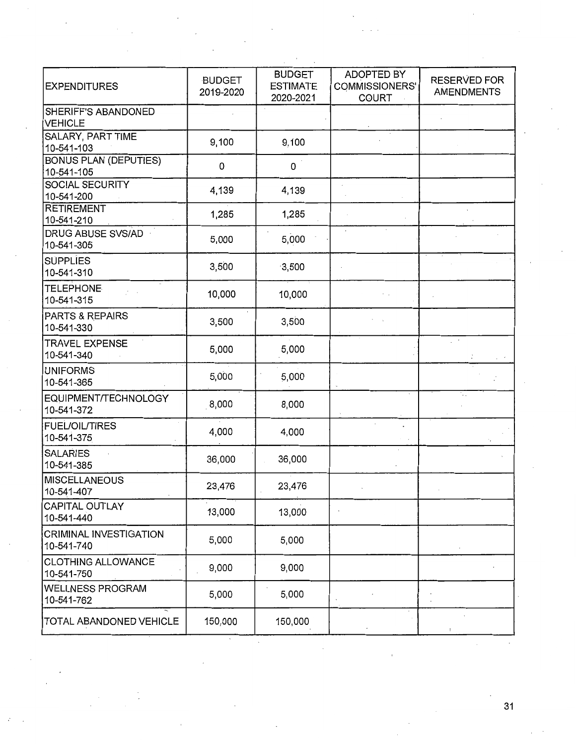| EXPENDITURES | BUDGET 2019-2020 | BUDGET ESTIMATE 2020-2021 | ADOPTED BY COMMISSIONERS' COURT | RESERVED FOR AMENDMENTS |
|---|---|---|---|---|
| SHERIFF'S ABANDONED VEHICLE | | | | |
| SALARY, PART TIME 10-541-103 | 9,100 | 9,100 | | |
| BONUS PLAN (DEPUTIES) 10-541-105 | 0 | 0 | | |
| SOCIAL SECURITY 10-541-200 | 4,139 | 4,139 | | |
| RETIREMENT 10-541-210 | 1,285 | 1,285 | | |
| DRUG ABUSE SVS/AD 10-541-305 | 5,000 | 5,000 | | |
| SUPPLIES 10-541-310 | 3,500 | 3,500 | | |
| TELEPHONE 10-541-315 | 10,000 | 10,000 | | |
| PARTS & REPAIRS 10-541-330 | 3,500 | 3,500 | | |
| TRAVEL EXPENSE 10-541-340 | 5,000 | 5,000 | | |
| UNIFORMS 10-541-365 | 5,000 | 5,000 | | |
| EQUIPMENT/TECHNOLOGY 10-541-372 | 8,000 | 8,000 | | |
| FUEL/OIL/TIRES 10-541-375 | 4,000 | 4,000 | | |
| SALARIES 10-541-385 | 36,000 | 36,000 | | |
| MISCELLANEOUS 10-541-407 | 23,476 | 23,476 | | |
| CAPITAL OUTLAY 10-541-440 | 13,000 | 13,000 | | |
| CRIMINAL INVESTIGATION 10-541-740 | 5,000 | 5,000 | | |
| CLOTHING ALLOWANCE 10-541-750 | 9,000 | 9,000 | | |
| WELLNESS PROGRAM 10-541-762 | 5,000 | 5,000 | | |
| TOTAL ABANDONED VEHICLE | 150,000 | 150,000 | | |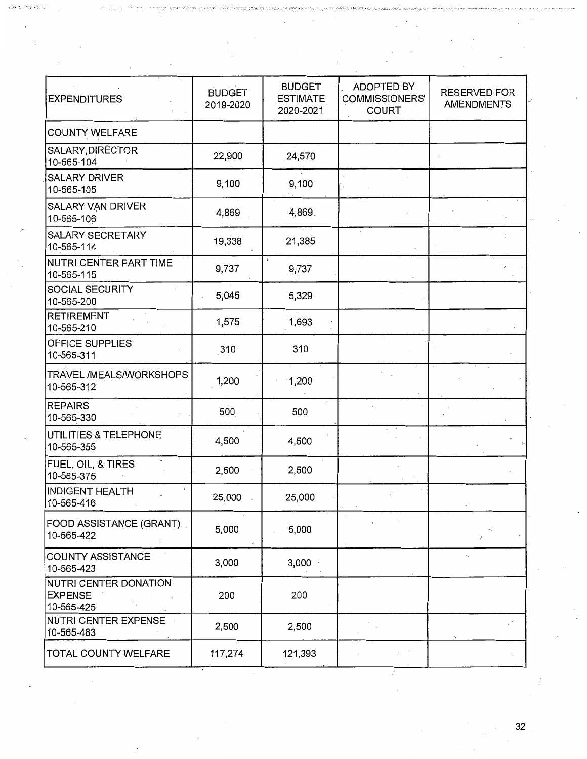| EXPENDITURES | BUDGET 2019-2020 | BUDGET ESTIMATE 2020-2021 | ADOPTED BY COMMISSIONERS' COURT | RESERVED FOR AMENDMENTS |
|---|---|---|---|---|
| COUNTY WELFARE | | | | |
| SALARY,DIRECTOR 10-565-104 | 22,900 | 24,570 | | |
| SALARY DRIVER 10-565-105 | 9,100 | 9,100 | | |
| SALARY VAN DRIVER 10-565-106 | 4,869 | 4,869 | | |
| SALARY SECRETARY 10-565-114 | 19,338 | 21,385 | | |
| NUTRI CENTER PART TIME 10-565-115 | 9,737 | 9,737 | | |
| SOCIAL SECURITY 10-565-200 | 5,045 | 5,329 | | |
| RETIREMENT 10-565-210 | 1,575 | 1,693 | | |
| OFFICE SUPPLIES 10-565-311 | 310 | 310 | | |
| TRAVEL /MEALS/WORKSHOPS 10-565-312 | 1,200 | 1,200 | | |
| REPAIRS 10-565-330 | 500 | 500 | | |
| UTILITIES & TELEPHONE 10-565-355 | 4,500 | 4,500 | | |
| FUEL, OIL, & TIRES 10-565-375 | 2,500 | 2,500 | | |
| INDIGENT HEALTH 10-565-416 | 25,000 | 25,000 | | |
| FOOD ASSISTANCE (GRANT) 10-565-422 | 5,000 | 5,000 | | |
| COUNTY ASSISTANCE 10-565-423 | 3,000 | 3,000 | | |
| NUTRI CENTER DONATION EXPENSE 10-565-425 | 200 | 200 | | |
| NUTRI CENTER EXPENSE 10-565-483 | 2,500 | 2,500 | | |
| TOTAL COUNTY WELFARE | 117,274 | 121,393 | | |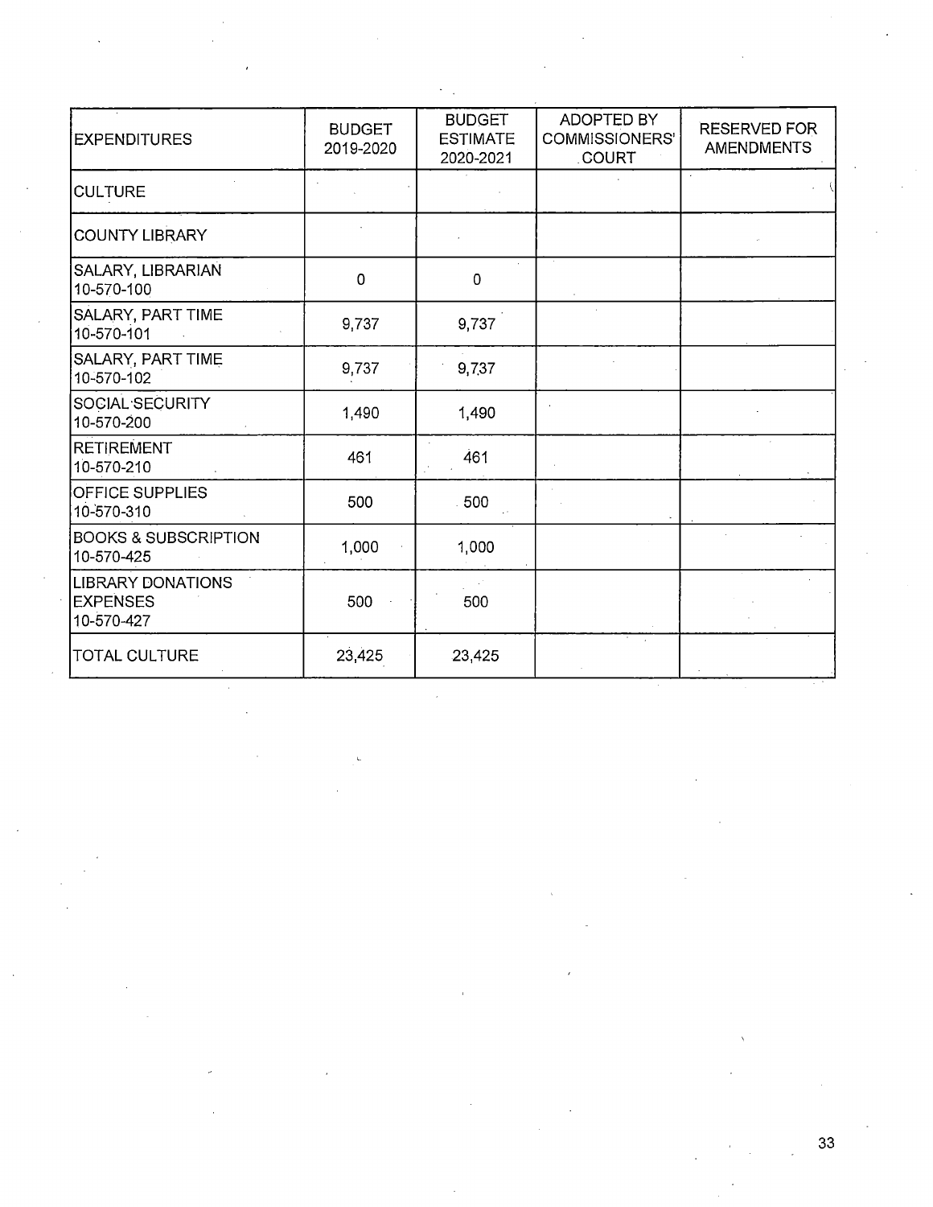| EXPENDITURES | BUDGET 2019-2020 | BUDGET ESTIMATE 2020-2021 | ADOPTED BY COMMISSIONERS' COURT | RESERVED FOR AMENDMENTS |
|---|---|---|---|---|
| CULTURE | | | | |
| COUNTY LIBRARY | | | | |
| SALARY, LIBRARIAN 10-570-100 | 0 | 0 | | |
| SALARY, PART TIME 10-570-101 | 9,737 | 9,737 | | |
| SALARY, PART TIME 10-570-102 | 9,737 | 9,737 | | |
| SOCIAL SECURITY 10-570-200 | 1,490 | 1,490 | | |
| RETIREMENT 10-570-210 | 461 | 461 | | |
| OFFICE SUPPLIES 10-570-310 | 500 | 500 | | |
| BOOKS & SUBSCRIPTION 10-570-425 | 1,000 | 1,000 | | |
| LIBRARY DONATIONS EXPENSES 10-570-427 | 500 | 500 | | |
| TOTAL CULTURE | 23,425 | 23,425 | | |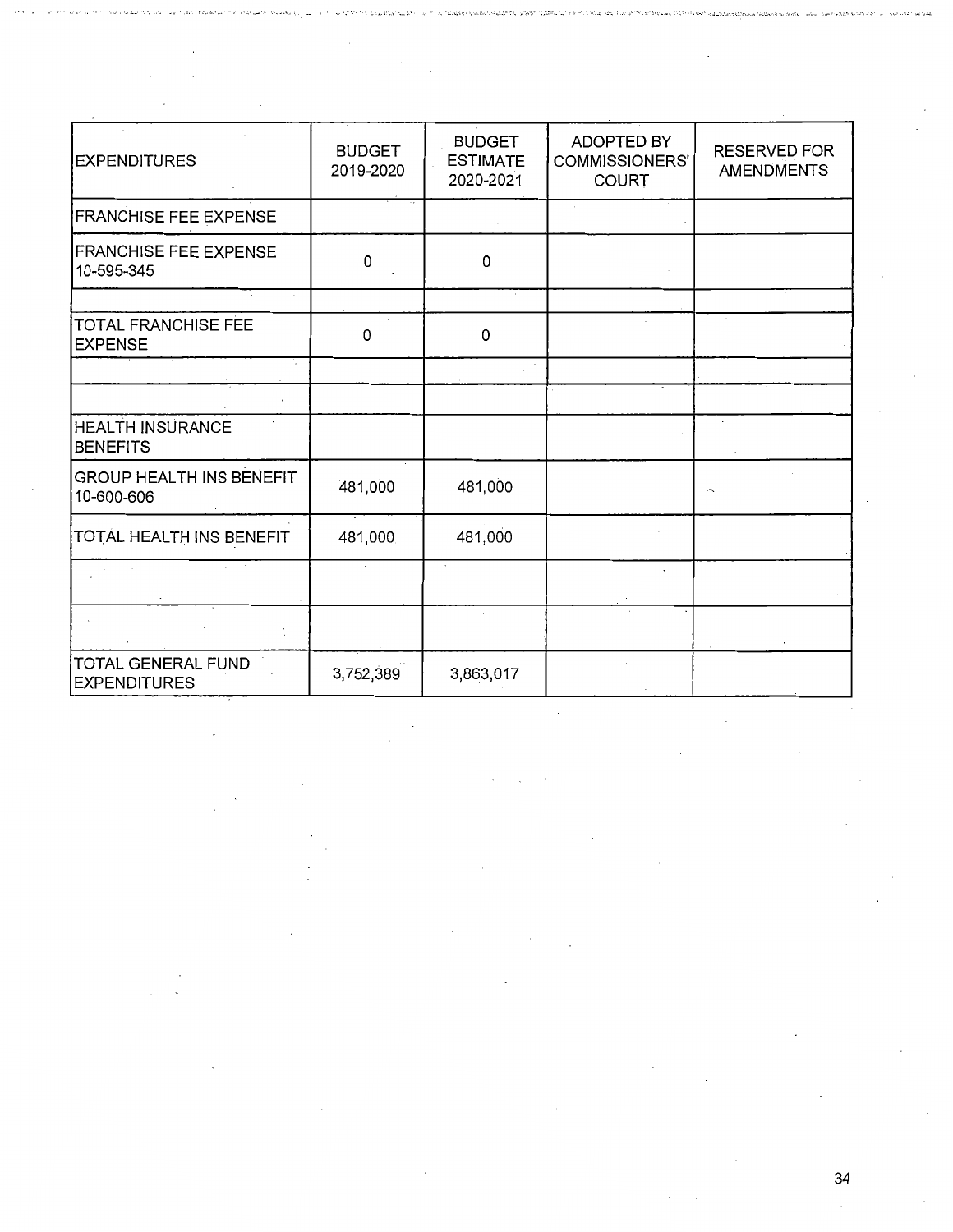| EXPENDITURES | BUDGET 2019-2020 | BUDGET ESTIMATE 2020-2021 | ADOPTED BY COMMISSIONERS' COURT | RESERVED FOR AMENDMENTS |
|---|---|---|---|---|
| FRANCHISE FEE EXPENSE | | | | |
| FRANCHISE FEE EXPENSE 10-595-345 | 0 | 0 | | |
| | | | | |
| TOTAL FRANCHISE FEE EXPENSE | 0 | 0 | | |
| | | | | |
| | | | | |
| HEALTH INSURANCE BENEFITS | | | | |
| GROUP HEALTH INS BENEFIT 10-600-606 | 481,000 | 481,000 | | |
| TOTAL HEALTH INS BENEFIT | 481,000 | 481,000 | | |
| | | | | |
| | | | | |
| TOTAL GENERAL FUND EXPENDITURES | 3,752,389 | 3,863,017 | | |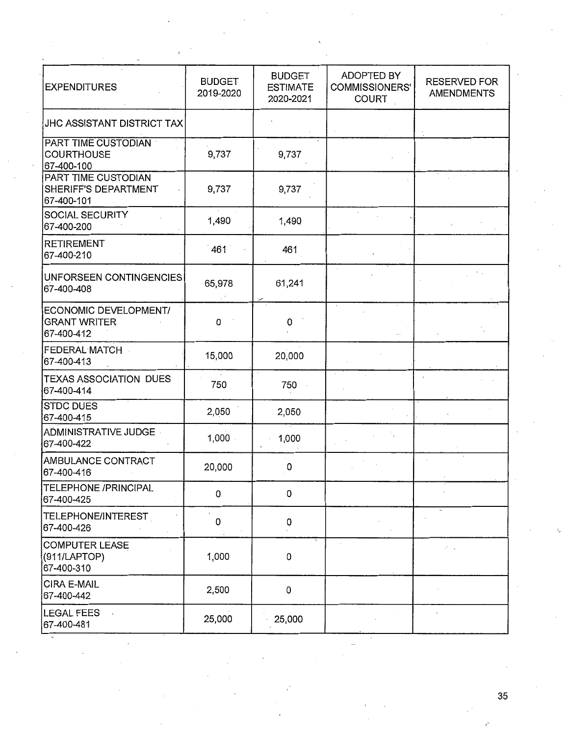| EXPENDITURES | BUDGET 2019-2020 | BUDGET ESTIMATE 2020-2021 | ADOPTED BY COMMISSIONERS' COURT | RESERVED FOR AMENDMENTS |
|---|---|---|---|---|
| JHC ASSISTANT DISTRICT TAX | | | | |
| PART TIME CUSTODIAN COURTHOUSE 67-400-100 | 9,737 | 9,737 | | |
| PART TIME CUSTODIAN SHERIFF'S DEPARTMENT 67-400-101 | 9,737 | 9,737 | | |
| SOCIAL SECURITY 67-400-200 | 1,490 | 1,490 | | |
| RETIREMENT 67-400-210 | 461 | 461 | | |
| UNFORSEEN CONTINGENCIES 67-400-408 | 65,978 | 61,241 | | |
| ECONOMIC DEVELOPMENT/ GRANT WRITER 67-400-412 | 0 | 0 | | |
| FEDERAL MATCH 67-400-413 | 15,000 | 20,000 | | |
| TEXAS ASSOCIATION DUES 67-400-414 | 750 | 750 | | |
| STDC DUES 67-400-415 | 2,050 | 2,050 | | |
| ADMINISTRATIVE JUDGE 67-400-422 | 1,000 | 1,000 | | |
| AMBULANCE CONTRACT 67-400-416 | 20,000 | 0 | | |
| TELEPHONE /PRINCIPAL 67-400-425 | 0 | 0 | | |
| TELEPHONE/INTEREST 67-400-426 | 0 | 0 | | |
| COMPUTER LEASE (911/LAPTOP) 67-400-310 | 1,000 | 0 | | |
| CIRA E-MAIL 67-400-442 | 2,500 | 0 | | |
| LEGAL FEES 67-400-481 | 25,000 | 25,000 | | |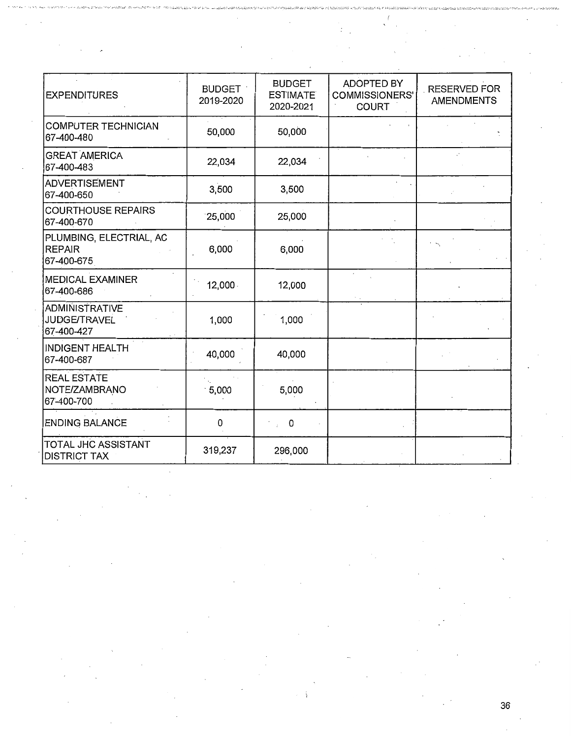| EXPENDITURES | BUDGET 2019-2020 | BUDGET ESTIMATE 2020-2021 | ADOPTED BY COMMISSIONERS' COURT | RESERVED FOR AMENDMENTS |
|---|---|---|---|---|
| COMPUTER TECHNICIAN 67-400-480 | 50,000 | 50,000 | | |
| GREAT AMERICA 67-400-483 | 22,034 | 22,034 | | |
| ADVERTISEMENT 67-400-650 | 3,500 | 3,500 | | |
| COURTHOUSE REPAIRS 67-400-670 | 25,000 | 25,000 | | |
| PLUMBING, ELECTRIAL, AC REPAIR 67-400-675 | 6,000 | 6,000 | | |
| MEDICAL EXAMINER 67-400-686 | 12,000 | 12,000 | | |
| ADMINISTRATIVE JUDGE/TRAVEL 67-400-427 | 1,000 | 1,000 | | |
| INDIGENT HEALTH 67-400-687 | 40,000 | 40,000 | | |
| REAL ESTATE NOTE/ZAMBRANO 67-400-700 | 5,000 | 5,000 | | |
| ENDING BALANCE | 0 | 0 | | |
| TOTAL JHC ASSISTANT DISTRICT TAX | 319,237 | 296,000 | | |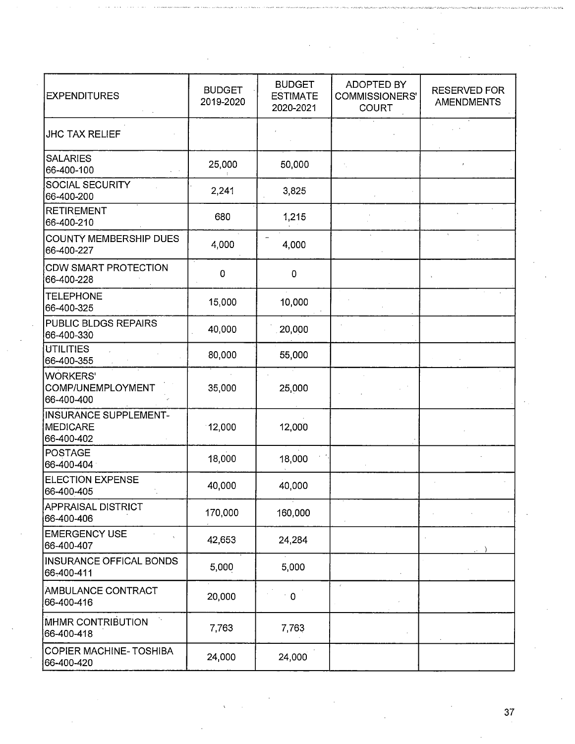| EXPENDITURES | BUDGET 2019-2020 | BUDGET ESTIMATE 2020-2021 | ADOPTED BY COMMISSIONERS' COURT | RESERVED FOR AMENDMENTS |
|---|---|---|---|---|
| JHC TAX RELIEF | | | | |
| SALARIES 66-400-100 | 25,000 | 50,000 | | |
| SOCIAL SECURITY 66-400-200 | 2,241 | 3,825 | | |
| RETIREMENT 66-400-210 | 680 | 1,215 | | |
| COUNTY MEMBERSHIP DUES 66-400-227 | 4,000 | 4,000 | | |
| CDW SMART PROTECTION 66-400-228 | 0 | 0 | | |
| TELEPHONE 66-400-325 | 15,000 | 10,000 | | |
| PUBLIC BLDGS REPAIRS 66-400-330 | 40,000 | 20,000 | | |
| UTILITIES 66-400-355 | 80,000 | 55,000 | | |
| WORKERS' COMP/UNEMPLOYMENT 66-400-400 | 35,000 | 25,000 | | |
| INSURANCE SUPPLEMENT-MEDICARE 66-400-402 | 12,000 | 12,000 | | |
| POSTAGE 66-400-404 | 18,000 | 18,000 | | |
| ELECTION EXPENSE 66-400-405 | 40,000 | 40,000 | | |
| APPRAISAL DISTRICT 66-400-406 | 170,000 | 160,000 | | |
| EMERGENCY USE 66-400-407 | 42,653 | 24,284 | | |
| INSURANCE OFFICAL BONDS 66-400-411 | 5,000 | 5,000 | | |
| AMBULANCE CONTRACT 66-400-416 | 20,000 | 0 | | |
| MHMR CONTRIBUTION 66-400-418 | 7,763 | 7,763 | | |
| COPIER MACHINE- TOSHIBA 66-400-420 | 24,000 | 24,000 | | |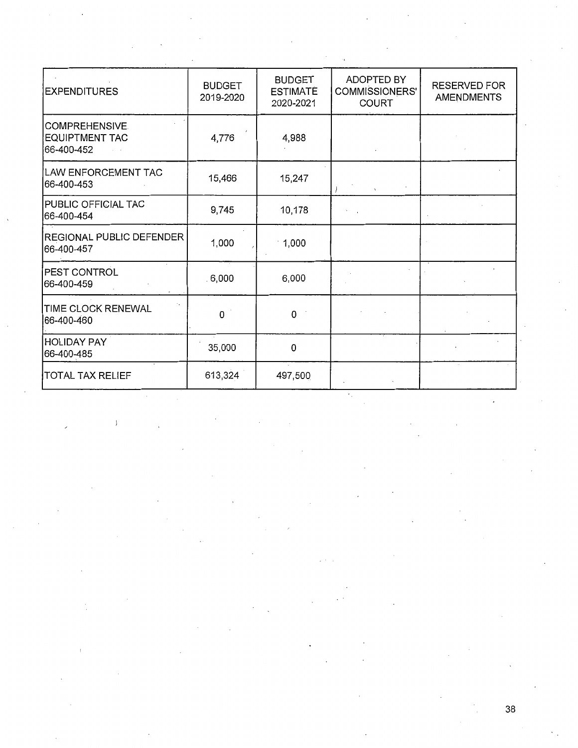| EXPENDITURES | BUDGET 2019-2020 | BUDGET ESTIMATE 2020-2021 | ADOPTED BY COMMISSIONERS' COURT | RESERVED FOR AMENDMENTS |
|---|---|---|---|---|
| COMPREHENSIVE EQUIPTMENT TAC 66-400-452 | 4,776 | 4,988 | | |
| LAW ENFORCEMENT TAC 66-400-453 | 15,466 | 15,247 | | |
| PUBLIC OFFICIAL TAC 66-400-454 | 9,745 | 10,178 | | |
| REGIONAL PUBLIC DEFENDER 66-400-457 | 1,000 | 1,000 | | |
| PEST CONTROL 66-400-459 | 6,000 | 6,000 | | |
| TIME CLOCK RENEWAL 66-400-460 | 0 | 0 | | |
| HOLIDAY PAY 66-400-485 | 35,000 | 0 | | |
| TOTAL TAX RELIEF | 613,324 | 497,500 | | |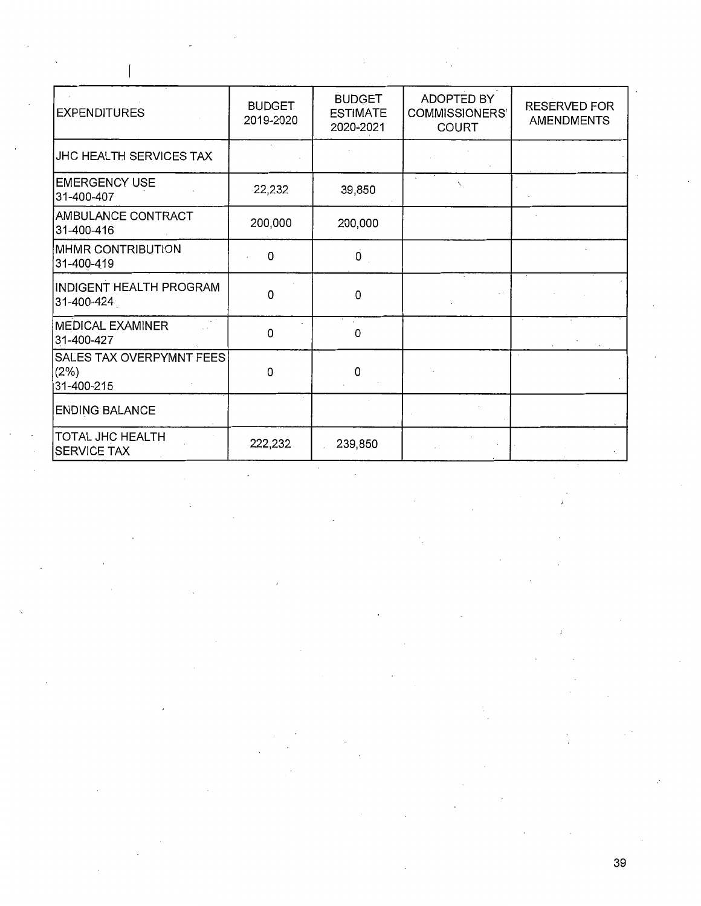| EXPENDITURES | BUDGET 2019-2020 | BUDGET ESTIMATE 2020-2021 | ADOPTED BY COMMISSIONERS' COURT | RESERVED FOR AMENDMENTS |
|---|---|---|---|---|
| JHC HEALTH SERVICES TAX | | | | |
| EMERGENCY USE 31-400-407 | 22,232 | 39,850 | | |
| AMBULANCE CONTRACT 31-400-416 | 200,000 | 200,000 | | |
| MHMR CONTRIBUTION 31-400-419 | 0 | 0 | | |
| INDIGENT HEALTH PROGRAM 31-400-424 | 0 | 0 | | |
| MEDICAL EXAMINER 31-400-427 | 0 | 0 | | |
| SALES TAX OVERPYMNT FEES (2%) 31-400-215 | 0 | 0 | | |
| ENDING BALANCE | | | | |
| TOTAL JHC HEALTH SERVICE TAX | 222,232 | 239,850 | | |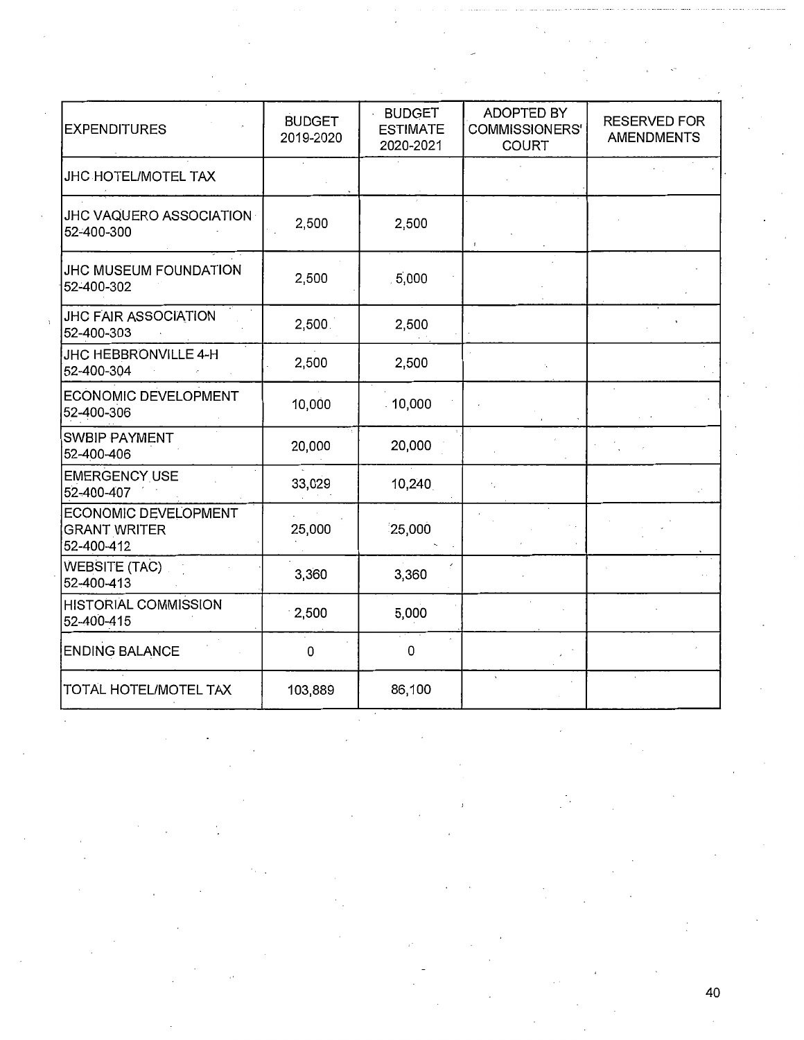| EXPENDITURES | BUDGET 2019-2020 | BUDGET ESTIMATE 2020-2021 | ADOPTED BY COMMISSIONERS' COURT | RESERVED FOR AMENDMENTS |
|---|---|---|---|---|
| JHC HOTEL/MOTEL TAX | | | | |
| JHC VAQUERO ASSOCIATION 52-400-300 | 2,500 | 2,500 | | |
| JHC MUSEUM FOUNDATION 52-400-302 | 2,500 | 5,000 | | |
| JHC FAIR ASSOCIATION 52-400-303 | 2,500 | 2,500 | | |
| JHC HEBBRONVILLE 4-H 52-400-304 | 2,500 | 2,500 | | |
| ECONOMIC DEVELOPMENT 52-400-306 | 10,000 | 10,000 | | |
| SWBIP PAYMENT 52-400-406 | 20,000 | 20,000 | | |
| EMERGENCY USE 52-400-407 | 33,029 | 10,240 | | |
| ECONOMIC DEVELOPMENT GRANT WRITER 52-400-412 | 25,000 | 25,000 | | |
| WEBSITE (TAC) 52-400-413 | 3,360 | 3,360 | | |
| HISTORIAL COMMISSION 52-400-415 | 2,500 | 5,000 | | |
| ENDING BALANCE | 0 | 0 | | |
| TOTAL HOTEL/MOTEL TAX | 103,889 | 86,100 | | |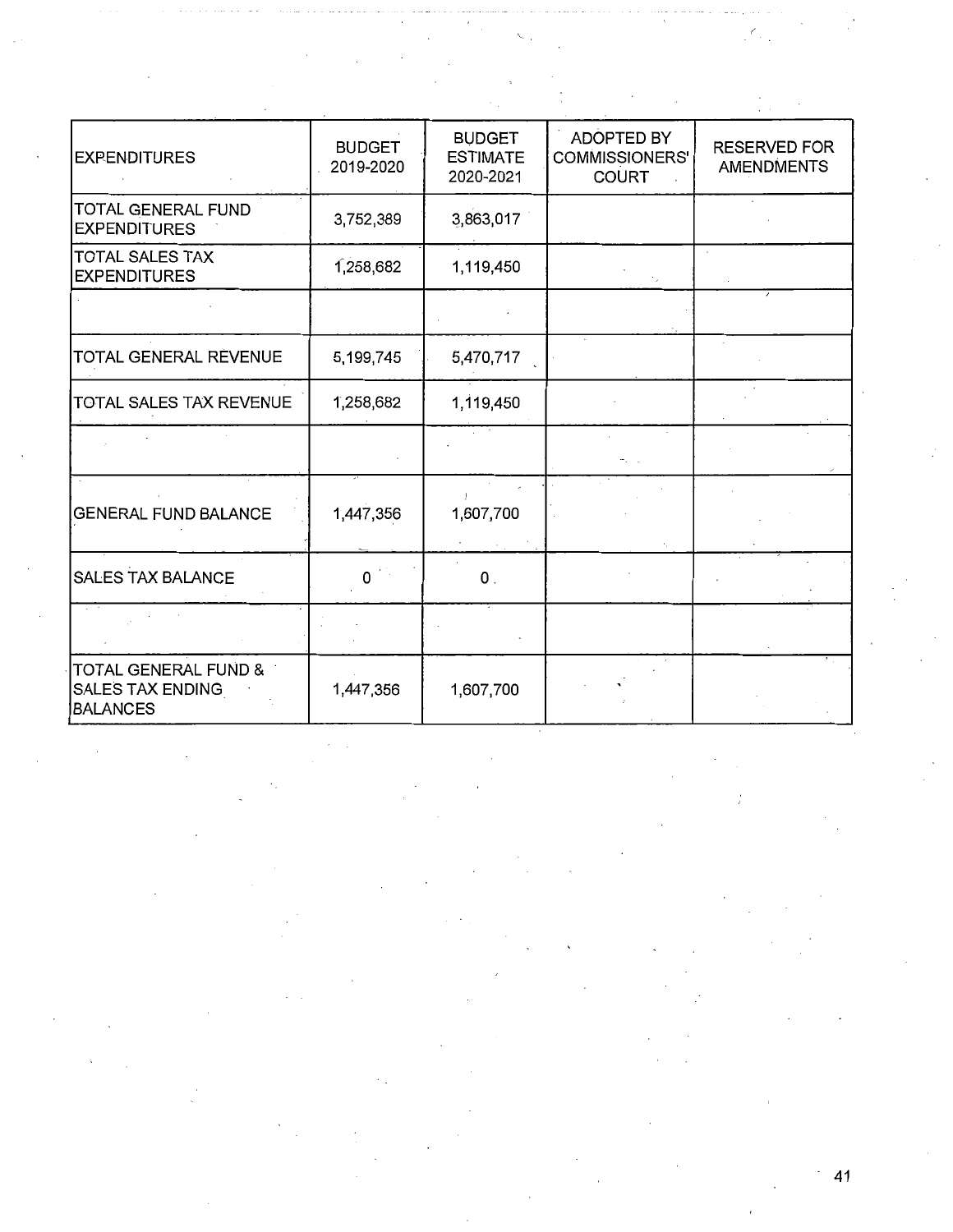| EXPENDITURES | BUDGET 2019-2020 | BUDGET ESTIMATE 2020-2021 | ADOPTED BY COMMISSIONERS' COURT | RESERVED FOR AMENDMENTS |
|---|---|---|---|---|
| TOTAL GENERAL FUND EXPENDITURES | 3,752,389 | 3,863,017 | | |
| TOTAL SALES TAX EXPENDITURES | 1,258,682 | 1,119,450 | | |
| | | | | |
| TOTAL GENERAL REVENUE | 5,199,745 | 5,470,717 | | |
| TOTAL SALES TAX REVENUE | 1,258,682 | 1,119,450 | | |
| | | | | |
| GENERAL FUND BALANCE | 1,447,356 | 1,607,700 | | |
| SALES TAX BALANCE | 0 | 0 | | |
| | | | | |
| TOTAL GENERAL FUND & SALES TAX ENDING BALANCES | 1,447,356 | 1,607,700 | | |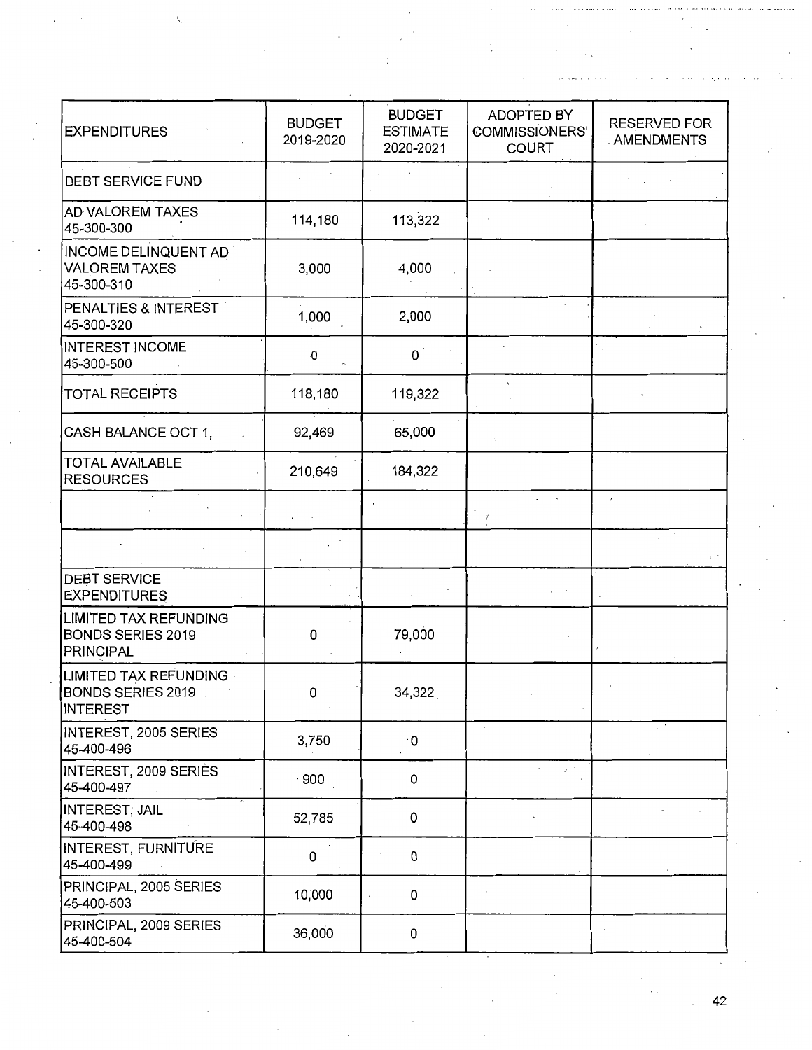| EXPENDITURES | BUDGET 2019-2020 | BUDGET ESTIMATE 2020-2021 | ADOPTED BY COMMISSIONERS' COURT | RESERVED FOR AMENDMENTS |
| --- | --- | --- | --- | --- |
| DEBT SERVICE FUND | | | | |
| AD VALOREM TAXES 45-300-300 | 114,180 | 113,322 | | |
| INCOME DELINQUENT AD VALOREM TAXES 45-300-310 | 3,000 | 4,000 | | |
| PENALTIES & INTEREST 45-300-320 | 1,000 | 2,000 | | |
| INTEREST INCOME 45-300-500 | 0 | 0 | | |
| TOTAL RECEIPTS | 118,180 | 119,322 | | |
| CASH BALANCE OCT 1, | 92,469 | 65,000 | | |
| TOTAL AVAILABLE RESOURCES | 210,649 | 184,322 | | |
| | | | | |
| | | | | |
| DEBT SERVICE EXPENDITURES | | | | |
| LIMITED TAX REFUNDING BONDS SERIES 2019 PRINCIPAL | 0 | 79,000 | | |
| LIMITED TAX REFUNDING BONDS SERIES 2019 INTEREST | 0 | 34,322 | | |
| INTEREST, 2005 SERIES 45-400-496 | 3,750 | 0 | | |
| INTEREST, 2009 SERIES 45-400-497 | 900 | 0 | | |
| INTEREST, JAIL 45-400-498 | 52,785 | 0 | | |
| INTEREST, FURNITURE 45-400-499 | 0 | 0 | | |
| PRINCIPAL, 2005 SERIES 45-400-503 | 10,000 | 0 | | |
| PRINCIPAL, 2009 SERIES 45-400-504 | 36,000 | 0 | | |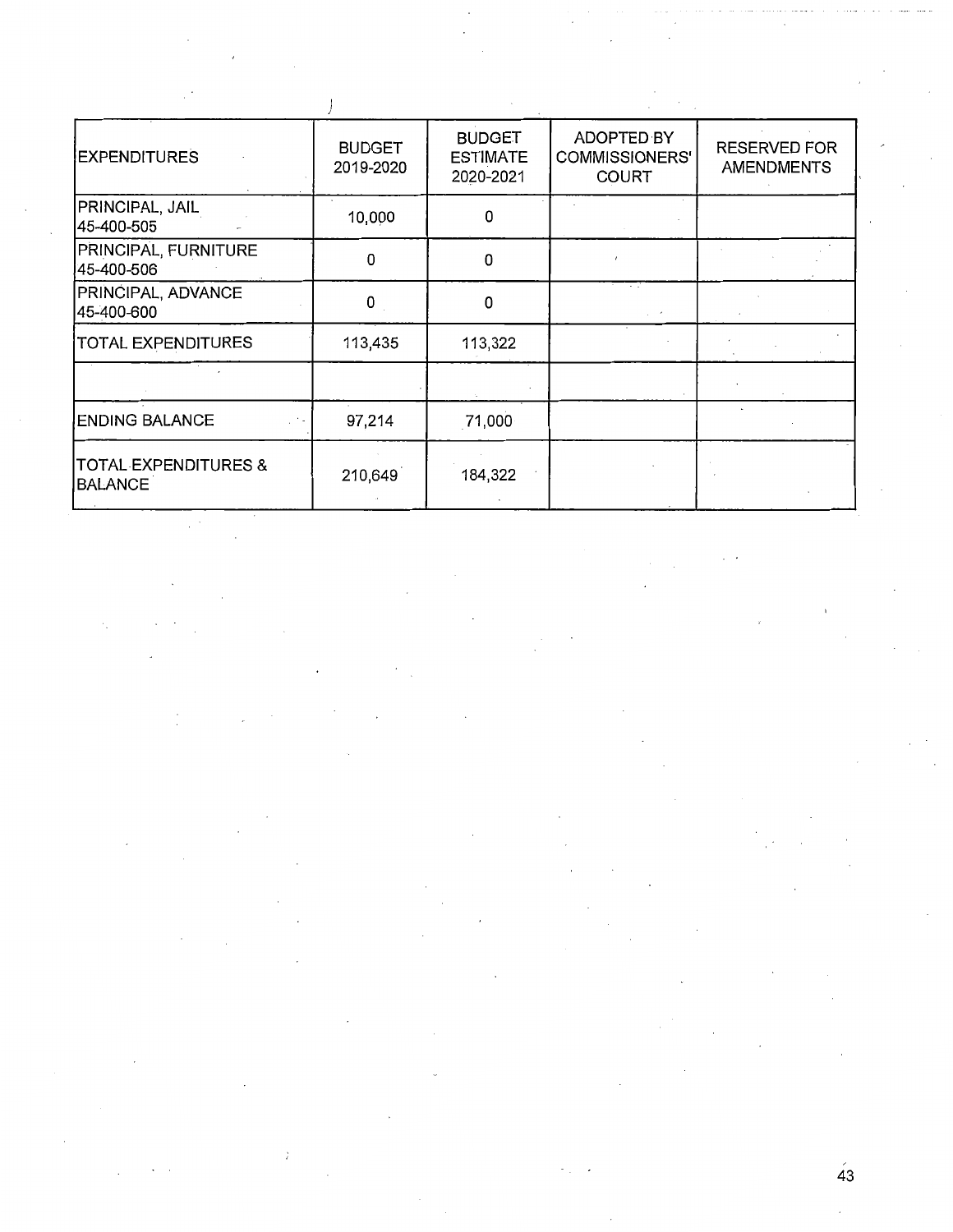| EXPENDITURES | BUDGET 2019-2020 | BUDGET ESTIMATE 2020-2021 | ADOPTED BY COMMISSIONERS' COURT | RESERVED FOR AMENDMENTS |
|---|---|---|---|---|
| PRINCIPAL, JAIL 45-400-505 | 10,000 | 0 | | |
| PRINCIPAL, FURNITURE 45-400-506 | 0 | 0 | | |
| PRINCIPAL, ADVANCE 45-400-600 | 0 | 0 | | |
| TOTAL EXPENDITURES | 113,435 | 113,322 | | |
| | | | | |
| ENDING BALANCE | 97,214 | 71,000 | | |
| TOTAL EXPENDITURES & BALANCE | 210,649 | 184,322 | | |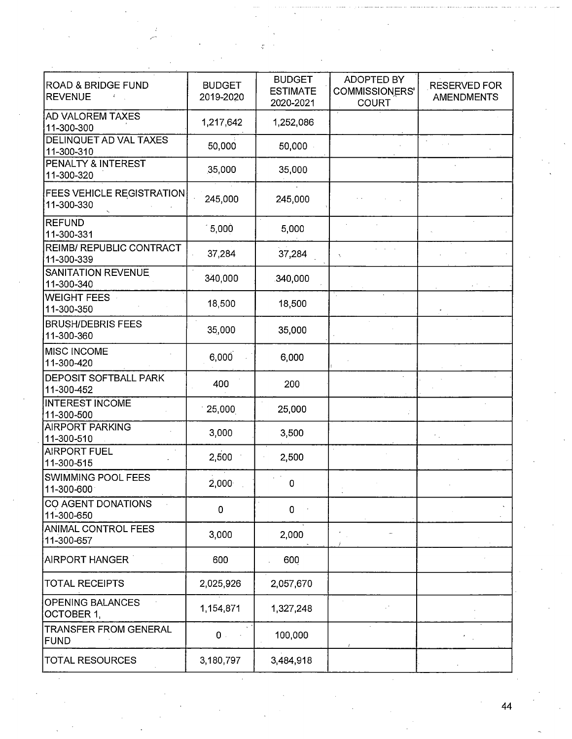| ROAD & BRIDGE FUND REVENUE | BUDGET 2019-2020 | BUDGET ESTIMATE 2020-2021 | ADOPTED BY COMMISSIONERS' COURT | RESERVED FOR AMENDMENTS |
|---|---|---|---|---|
| AD VALOREM TAXES 11-300-300 | 1,217,642 | 1,252,086 | | |
| DELINQUET AD VAL TAXES 11-300-310 | 50,000 | 50,000 | | |
| PENALTY & INTEREST 11-300-320 | 35,000 | 35,000 | | |
| FEES VEHICLE REGISTRATION 11-300-330 | 245,000 | 245,000 | | |
| REFUND 11-300-331 | 5,000 | 5,000 | | |
| REIMB/ REPUBLIC CONTRACT 11-300-339 | 37,284 | 37,284 | | |
| SANITATION REVENUE 11-300-340 | 340,000 | 340,000 | | |
| WEIGHT FEES 11-300-350 | 18,500 | 18,500 | | |
| BRUSH/DEBRIS FEES 11-300-360 | 35,000 | 35,000 | | |
| MISC INCOME 11-300-420 | 6,000 | 6,000 | | |
| DEPOSIT SOFTBALL PARK 11-300-452 | 400 | 200 | | |
| INTEREST INCOME 11-300-500 | 25,000 | 25,000 | | |
| AIRPORT PARKING 11-300-510 | 3,000 | 3,500 | | |
| AIRPORT FUEL 11-300-515 | 2,500 | 2,500 | | |
| SWIMMING POOL FEES 11-300-600 | 2,000 | 0 | | |
| CO AGENT DONATIONS 11-300-650 | 0 | 0 | | |
| ANIMAL CONTROL FEES 11-300-657 | 3,000 | 2,000 | | |
| AIRPORT HANGER | 600 | 600 | | |
| TOTAL RECEIPTS | 2,025,926 | 2,057,670 | | |
| OPENING BALANCES OCTOBER 1, | 1,154,871 | 1,327,248 | | |
| TRANSFER FROM GENERAL FUND | 0 | 100,000 | | |
| TOTAL RESOURCES | 3,180,797 | 3,484,918 | | |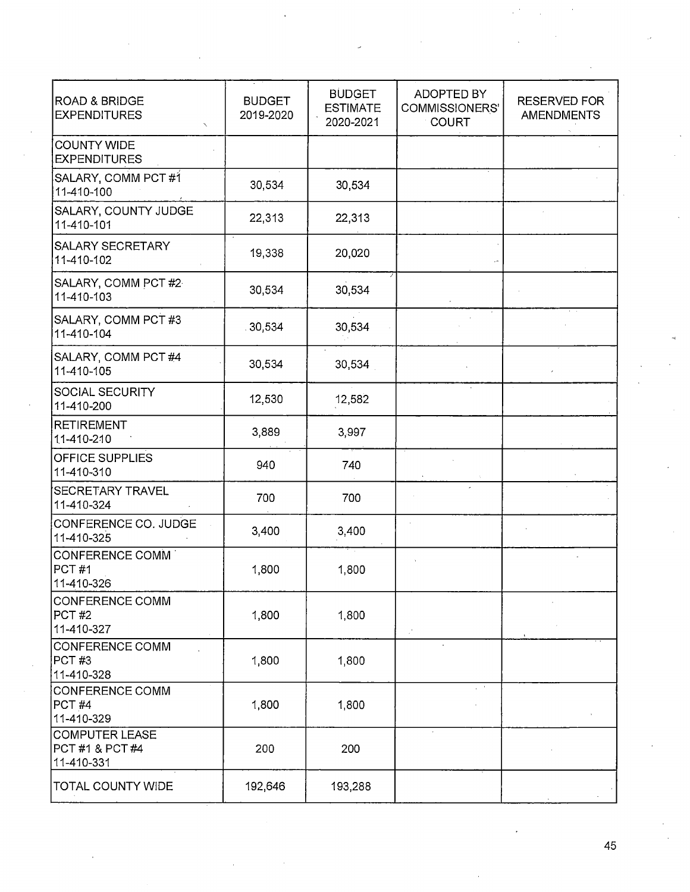| ROAD & BRIDGE EXPENDITURES | BUDGET 2019-2020 | BUDGET ESTIMATE 2020-2021 | ADOPTED BY COMMISSIONERS' COURT | RESERVED FOR AMENDMENTS |
|---|---|---|---|---|
| COUNTY WIDE EXPENDITURES | | | | |
| SALARY, COMM PCT #1 11-410-100 | 30,534 | 30,534 | | |
| SALARY, COUNTY JUDGE 11-410-101 | 22,313 | 22,313 | | |
| SALARY SECRETARY 11-410-102 | 19,338 | 20,020 | | |
| SALARY, COMM PCT #2 11-410-103 | 30,534 | 30,534 | | |
| SALARY, COMM PCT #3 11-410-104 | 30,534 | 30,534 | | |
| SALARY, COMM PCT #4 11-410-105 | 30,534 | 30,534 | | |
| SOCIAL SECURITY 11-410-200 | 12,530 | 12,582 | | |
| RETIREMENT 11-410-210 | 3,889 | 3,997 | | |
| OFFICE SUPPLIES 11-410-310 | 940 | 740 | | |
| SECRETARY TRAVEL 11-410-324 | 700 | 700 | | |
| CONFERENCE CO. JUDGE 11-410-325 | 3,400 | 3,400 | | |
| CONFERENCE COMM PCT #1 11-410-326 | 1,800 | 1,800 | | |
| CONFERENCE COMM PCT #2 11-410-327 | 1,800 | 1,800 | | |
| CONFERENCE COMM PCT #3 11-410-328 | 1,800 | 1,800 | | |
| CONFERENCE COMM PCT #4 11-410-329 | 1,800 | 1,800 | | |
| COMPUTER LEASE PCT #1 & PCT #4 11-410-331 | 200 | 200 | | |
| TOTAL COUNTY WIDE | 192,646 | 193,288 | | |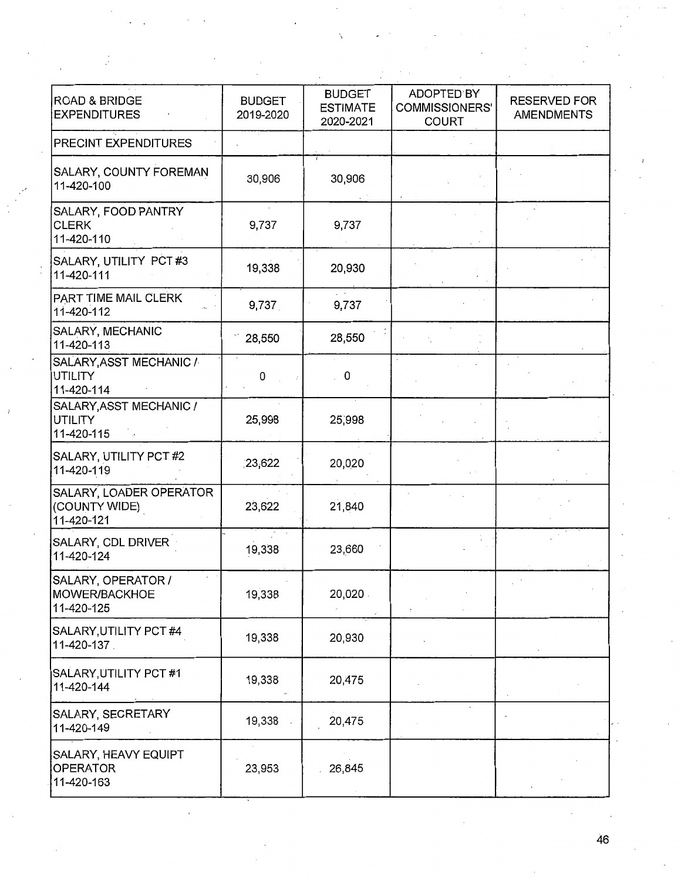| ROAD & BRIDGE EXPENDITURES | BUDGET 2019-2020 | BUDGET ESTIMATE 2020-2021 | ADOPTED BY COMMISSIONERS' COURT | RESERVED FOR AMENDMENTS |
|---|---|---|---|---|
| PRECINT EXPENDITURES | | | | |
| SALARY, COUNTY FOREMAN 11-420-100 | 30,906 | 30,906 | | |
| SALARY, FOOD PANTRY CLERK 11-420-110 | 9,737 | 9,737 | | |
| SALARY, UTILITY PCT #3 11-420-111 | 19,338 | 20,930 | | |
| PART TIME MAIL CLERK 11-420-112 | 9,737 | 9,737 | | |
| SALARY, MECHANIC 11-420-113 | 28,550 | 28,550 | | |
| SALARY,ASST MECHANIC / UTILITY 11-420-114 | 0 | 0 | | |
| SALARY,ASST MECHANIC / UTILITY 11-420-115 | 25,998 | 25,998 | | |
| SALARY, UTILITY PCT #2 11-420-119 | 23,622 | 20,020 | | |
| SALARY, LOADER OPERATOR (COUNTY WIDE) 11-420-121 | 23,622 | 21,840 | | |
| SALARY, CDL DRIVER 11-420-124 | 19,338 | 23,660 | | |
| SALARY, OPERATOR / MOWER/BACKHOE 11-420-125 | 19,338 | 20,020 | | |
| SALARY,UTILITY PCT #4 11-420-137 | 19,338 | 20,930 | | |
| SALARY,UTILITY PCT #1 11-420-144 | 19,338 | 20,475 | | |
| SALARY, SECRETARY 11-420-149 | 19,338 | 20,475 | | |
| SALARY, HEAVY EQUIPT OPERATOR 11-420-163 | 23,953 | 26,845 | | |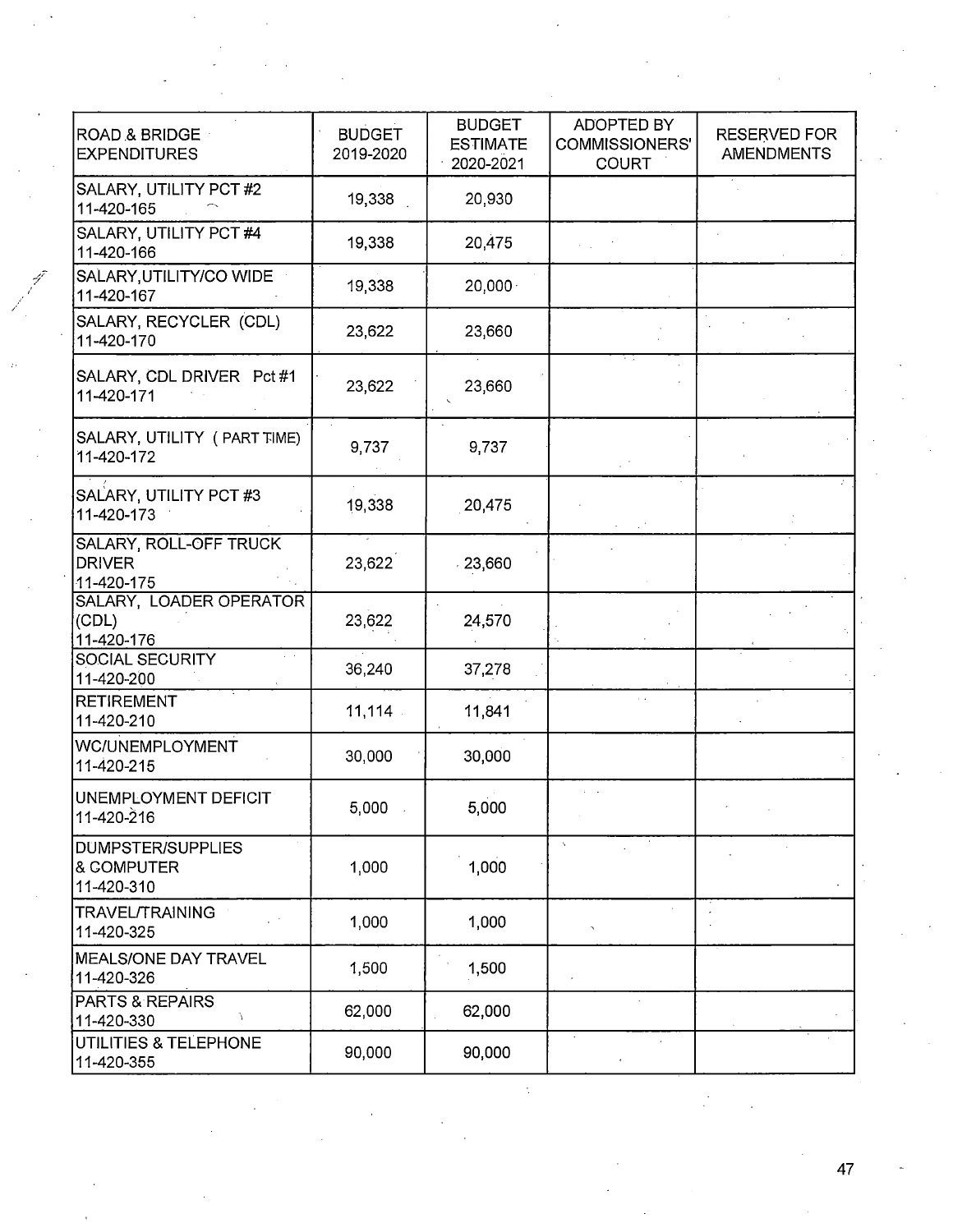| ROAD & BRIDGE EXPENDITURES | BUDGET 2019-2020 | BUDGET ESTIMATE 2020-2021 | ADOPTED BY COMMISSIONERS' COURT | RESERVED FOR AMENDMENTS |
|---|---|---|---|---|
| SALARY, UTILITY PCT #2<br>11-420-165 | 19,338 | 20,930 | | |
| SALARY, UTILITY PCT #4<br>11-420-166 | 19,338 | 20,475 | | |
| SALARY,UTILITY/CO WIDE<br>11-420-167 | 19,338 | 20,000 | | |
| SALARY, RECYCLER (CDL)<br>11-420-170 | 23,622 | 23,660 | | |
| SALARY, CDL DRIVER Pct #1<br>11-420-171 | 23,622 | 23,660 | | |
| SALARY, UTILITY ( PART TIME)<br>11-420-172 | 9,737 | 9,737 | | |
| SALARY, UTILITY PCT #3<br>11-420-173 | 19,338 | 20,475 | | |
| SALARY, ROLL-OFF TRUCK DRIVER<br>11-420-175 | 23,622 | 23,660 | | |
| SALARY, LOADER OPERATOR (CDL)<br>11-420-176 | 23,622 | 24,570 | | |
| SOCIAL SECURITY<br>11-420-200 | 36,240 | 37,278 | | |
| RETIREMENT<br>11-420-210 | 11,114 | 11,841 | | |
| WC/UNEMPLOYMENT<br>11-420-215 | 30,000 | 30,000 | | |
| UNEMPLOYMENT DEFICIT<br>11-420-216 | 5,000 | 5,000 | | |
| DUMPSTER/SUPPLIES & COMPUTER<br>11-420-310 | 1,000 | 1,000 | | |
| TRAVEL/TRAINING<br>11-420-325 | 1,000 | 1,000 | | |
| MEALS/ONE DAY TRAVEL<br>11-420-326 | 1,500 | 1,500 | | |
| PARTS & REPAIRS<br>11-420-330 | 62,000 | 62,000 | | |
| UTILITIES & TELEPHONE<br>11-420-355 | 90,000 | 90,000 | | |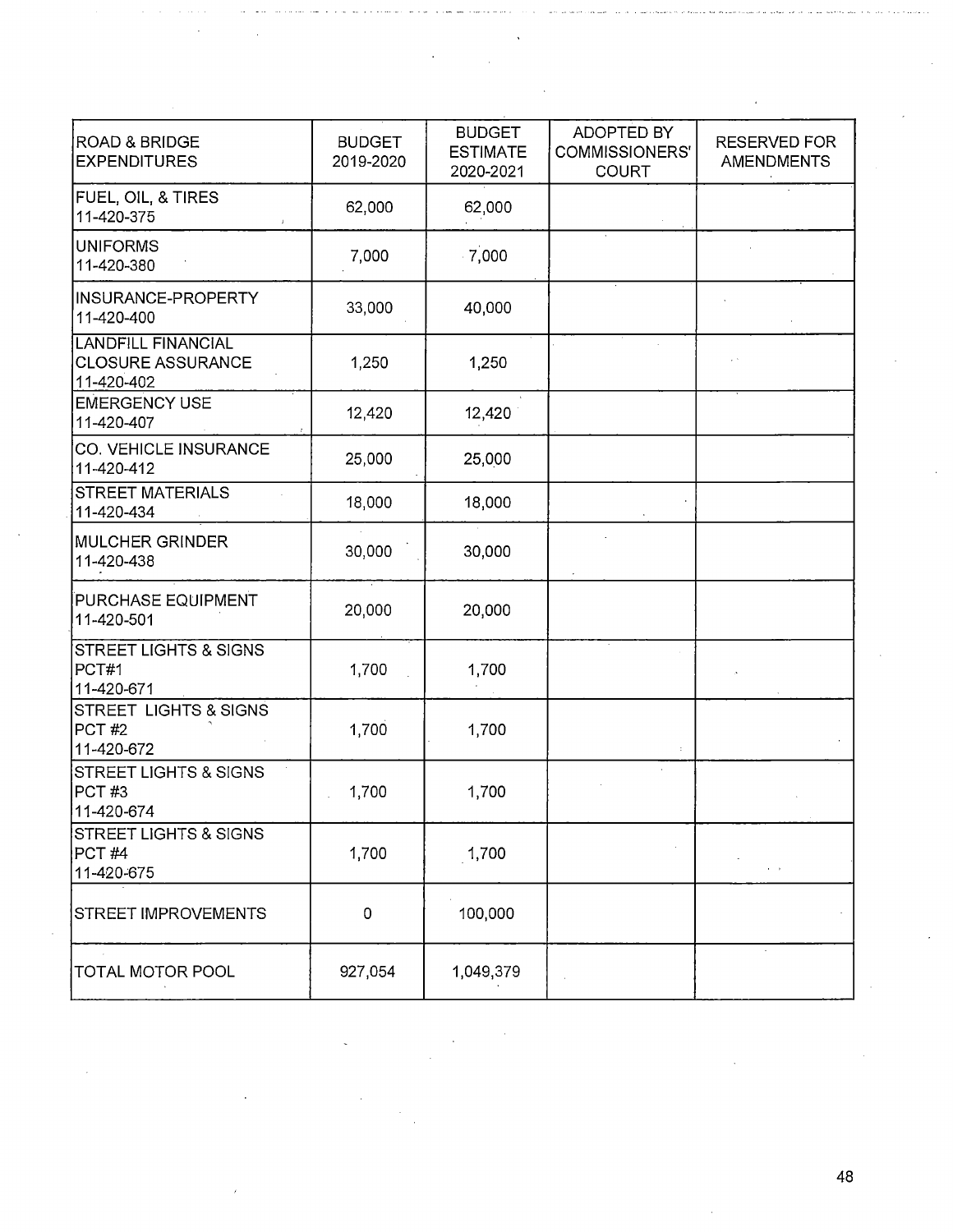| ROAD & BRIDGE EXPENDITURES | BUDGET 2019-2020 | BUDGET ESTIMATE 2020-2021 | ADOPTED BY COMMISSIONERS' COURT | RESERVED FOR AMENDMENTS |
|---|---|---|---|---|
| FUEL, OIL, & TIRES 11-420-375 | 62,000 | 62,000 | | |
| UNIFORMS 11-420-380 | 7,000 | 7,000 | | |
| INSURANCE-PROPERTY 11-420-400 | 33,000 | 40,000 | | |
| LANDFILL FINANCIAL CLOSURE ASSURANCE 11-420-402 | 1,250 | 1,250 | | |
| EMERGENCY USE 11-420-407 | 12,420 | 12,420 | | |
| CO. VEHICLE INSURANCE 11-420-412 | 25,000 | 25,000 | | |
| STREET MATERIALS 11-420-434 | 18,000 | 18,000 | | |
| MULCHER GRINDER 11-420-438 | 30,000 | 30,000 | | |
| PURCHASE EQUIPMENT 11-420-501 | 20,000 | 20,000 | | |
| STREET LIGHTS & SIGNS PCT#1 11-420-671 | 1,700 | 1,700 | | |
| STREET LIGHTS & SIGNS PCT #2 11-420-672 | 1,700 | 1,700 | | |
| STREET LIGHTS & SIGNS PCT #3 11-420-674 | 1,700 | 1,700 | | |
| STREET LIGHTS & SIGNS PCT #4 11-420-675 | 1,700 | 1,700 | | |
| STREET IMPROVEMENTS | 0 | 100,000 | | |
| TOTAL MOTOR POOL | 927,054 | 1,049,379 | | |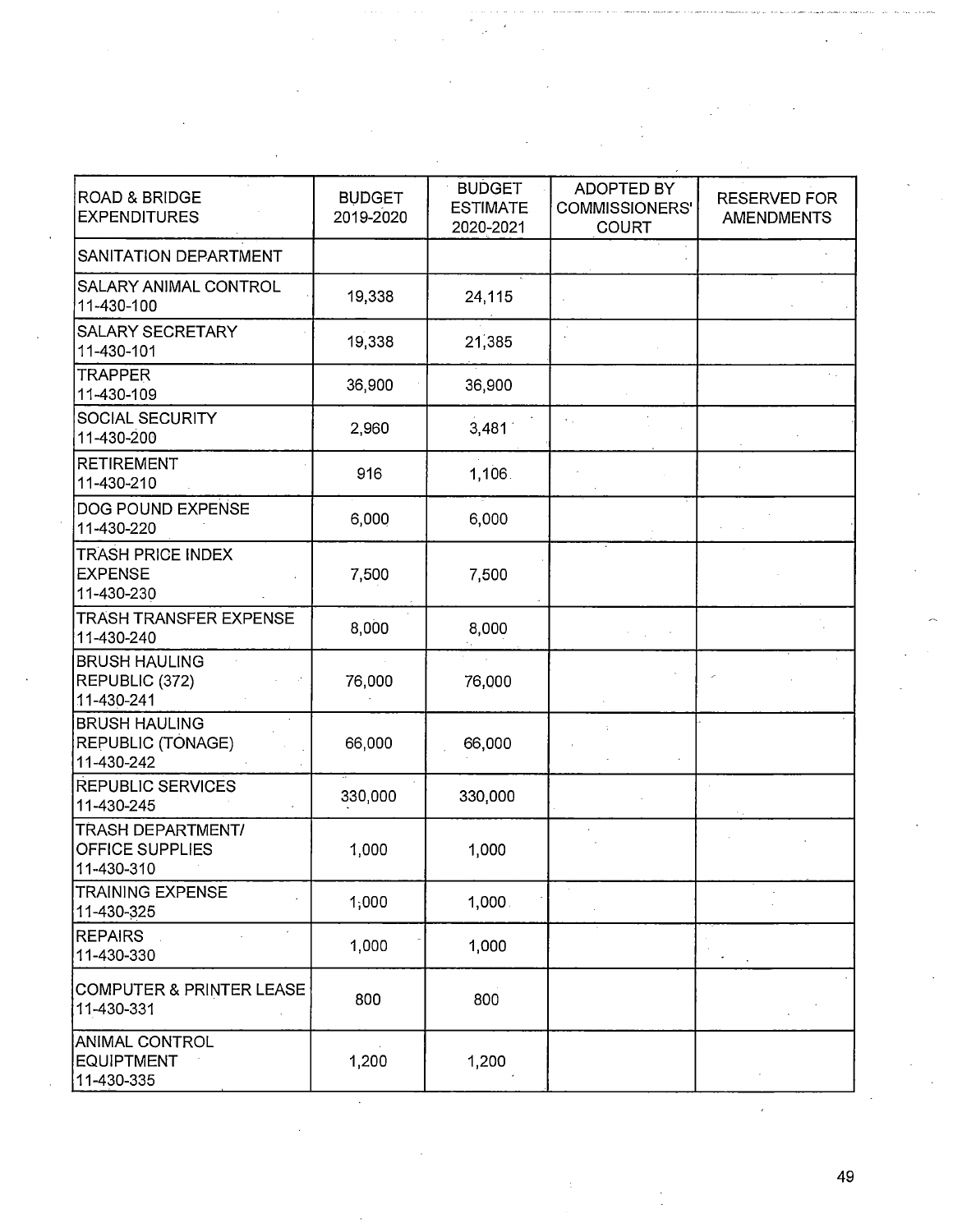| ROAD & BRIDGE EXPENDITURES | BUDGET 2019-2020 | BUDGET ESTIMATE 2020-2021 | ADOPTED BY COMMISSIONERS' COURT | RESERVED FOR AMENDMENTS |
|---|---|---|---|---|
| SANITATION DEPARTMENT | | | | |
| SALARY ANIMAL CONTROL 11-430-100 | 19,338 | 24,115 | | |
| SALARY SECRETARY 11-430-101 | 19,338 | 21,385 | | |
| TRAPPER 11-430-109 | 36,900 | 36,900 | | |
| SOCIAL SECURITY 11-430-200 | 2,960 | 3,481 | | |
| RETIREMENT 11-430-210 | 916 | 1,106 | | |
| DOG POUND EXPENSE 11-430-220 | 6,000 | 6,000 | | |
| TRASH PRICE INDEX EXPENSE 11-430-230 | 7,500 | 7,500 | | |
| TRASH TRANSFER EXPENSE 11-430-240 | 8,000 | 8,000 | | |
| BRUSH HAULING REPUBLIC (372) 11-430-241 | 76,000 | 76,000 | | |
| BRUSH HAULING REPUBLIC (TONAGE) 11-430-242 | 66,000 | 66,000 | | |
| REPUBLIC SERVICES 11-430-245 | 330,000 | 330,000 | | |
| TRASH DEPARTMENT/ OFFICE SUPPLIES 11-430-310 | 1,000 | 1,000 | | |
| TRAINING EXPENSE 11-430-325 | 1,000 | 1,000 | | |
| REPAIRS 11-430-330 | 1,000 | 1,000 | | |
| COMPUTER & PRINTER LEASE 11-430-331 | 800 | 800 | | |
| ANIMAL CONTROL EQUIPTMENT 11-430-335 | 1,200 | 1,200 | | |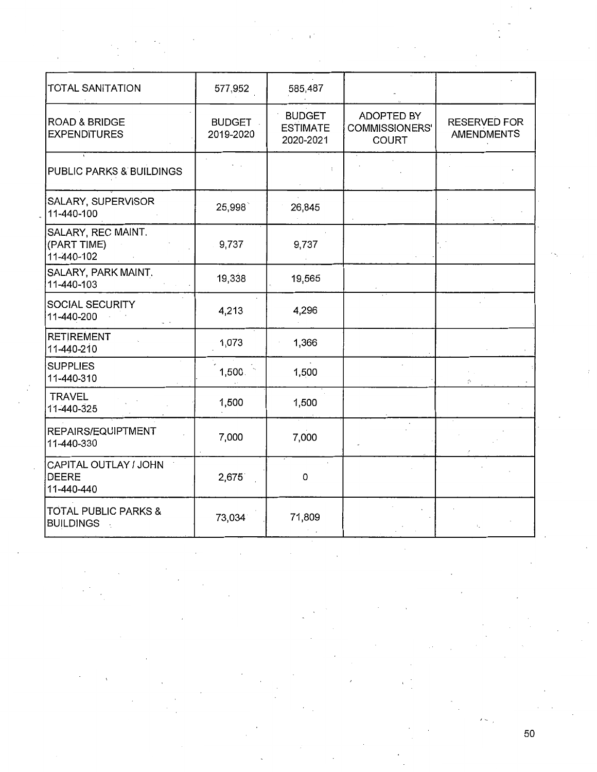| TOTAL SANITATION | 577,952 | 585,487 | | |
|---|---|---|---|---|
| ROAD & BRIDGE EXPENDITURES | BUDGET 2019-2020 | BUDGET ESTIMATE 2020-2021 | ADOPTED BY COMMISSIONERS' COURT | RESERVED FOR AMENDMENTS |
| PUBLIC PARKS & BUILDINGS | | | | |
| SALARY, SUPERVISOR 11-440-100 | 25,998 | 26,845 | | |
| SALARY, REC MAINT. (PART TIME) 11-440-102 | 9,737 | 9,737 | | |
| SALARY, PARK MAINT. 11-440-103 | 19,338 | 19,565 | | |
| SOCIAL SECURITY 11-440-200 | 4,213 | 4,296 | | |
| RETIREMENT 11-440-210 | 1,073 | 1,366 | | |
| SUPPLIES 11-440-310 | 1,500 | 1,500 | | |
| TRAVEL 11-440-325 | 1,500 | 1,500 | | |
| REPAIRS/EQUIPTMENT 11-440-330 | 7,000 | 7,000 | | |
| CAPITAL OUTLAY / JOHN DEERE 11-440-440 | 2,675 | 0 | | |
| TOTAL PUBLIC PARKS & BUILDINGS | 73,034 | 71,809 | | |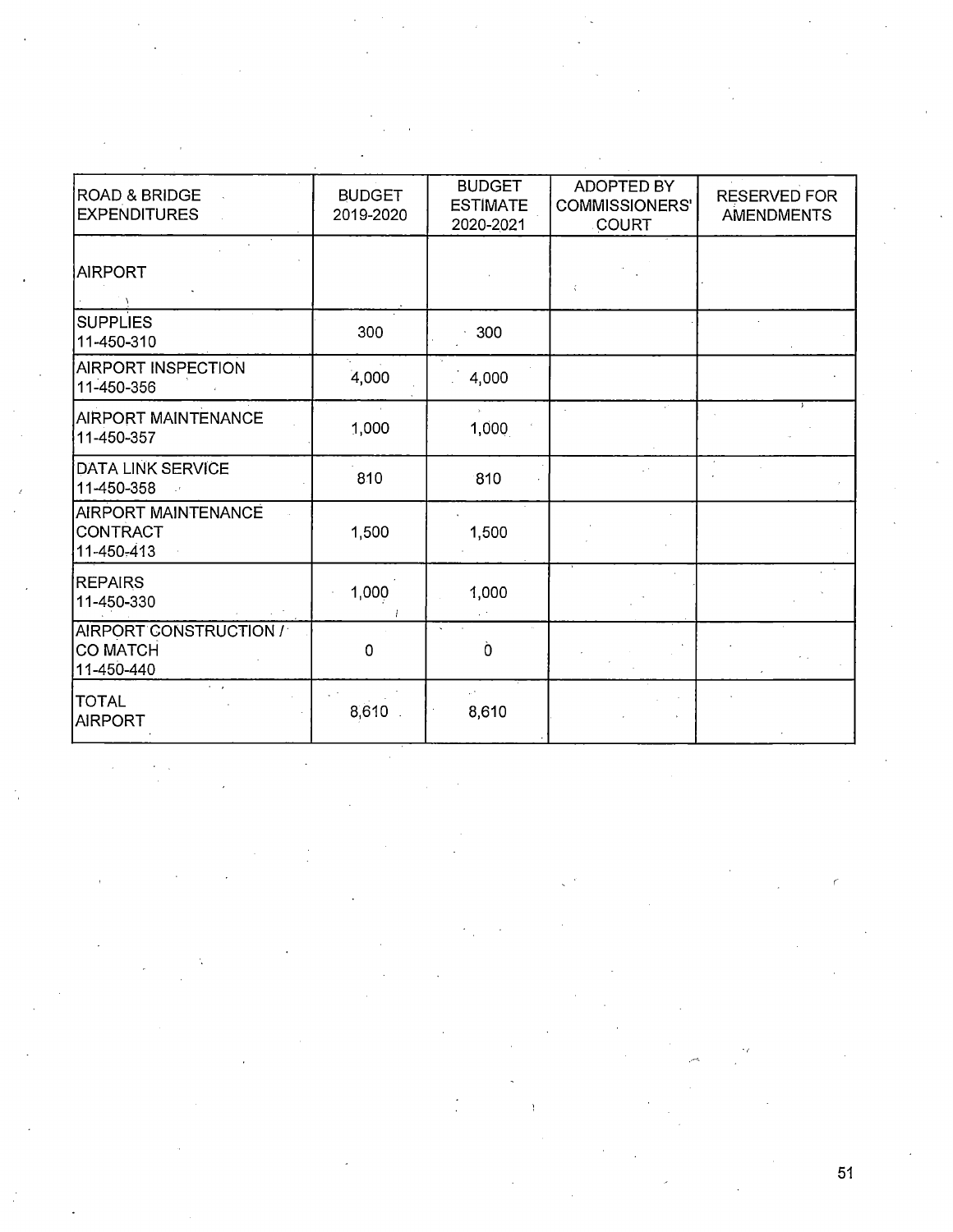| ROAD & BRIDGE EXPENDITURES | BUDGET 2019-2020 | BUDGET ESTIMATE 2020-2021 | ADOPTED BY COMMISSIONERS' COURT | RESERVED FOR AMENDMENTS |
|---|---|---|---|---|
| AIRPORT | | | | |
| SUPPLIES 11-450-310 | 300 | 300 | | |
| AIRPORT INSPECTION 11-450-356 | 4,000 | 4,000 | | |
| AIRPORT MAINTENANCE 11-450-357 | 1,000 | 1,000 | | |
| DATA LINK SERVICE 11-450-358 | 810 | 810 | | |
| AIRPORT MAINTENANCE CONTRACT 11-450-413 | 1,500 | 1,500 | | |
| REPAIRS 11-450-330 | 1,000 | 1,000 | | |
| AIRPORT CONSTRUCTION / CO MATCH 11-450-440 | 0 | 0 | | |
| TOTAL AIRPORT | 8,610 | 8,610 | | |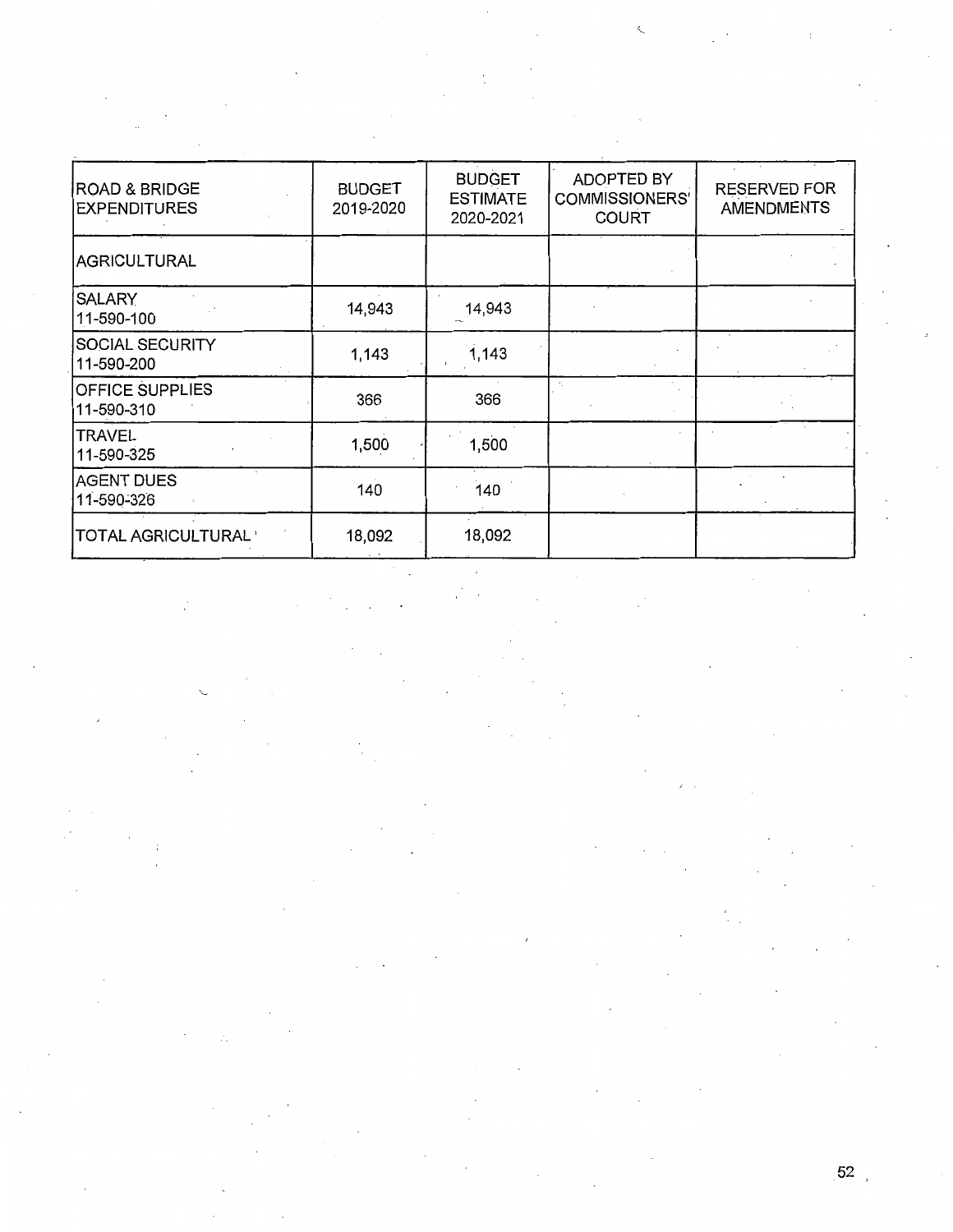| ROAD & BRIDGE EXPENDITURES | BUDGET 2019-2020 | BUDGET ESTIMATE 2020-2021 | ADOPTED BY COMMISSIONERS' COURT | RESERVED FOR AMENDMENTS |
|---|---|---|---|---|
| AGRICULTURAL | | | | |
| SALARY 11-590-100 | 14,943 | 14,943 | | |
| SOCIAL SECURITY 11-590-200 | 1,143 | 1,143 | | |
| OFFICE SUPPLIES 11-590-310 | 366 | 366 | | |
| TRAVEL 11-590-325 | 1,500 | 1,500 | | |
| AGENT DUES 11-590-326 | 140 | 140 | | |
| TOTAL AGRICULTURAL | 18,092 | 18,092 | | |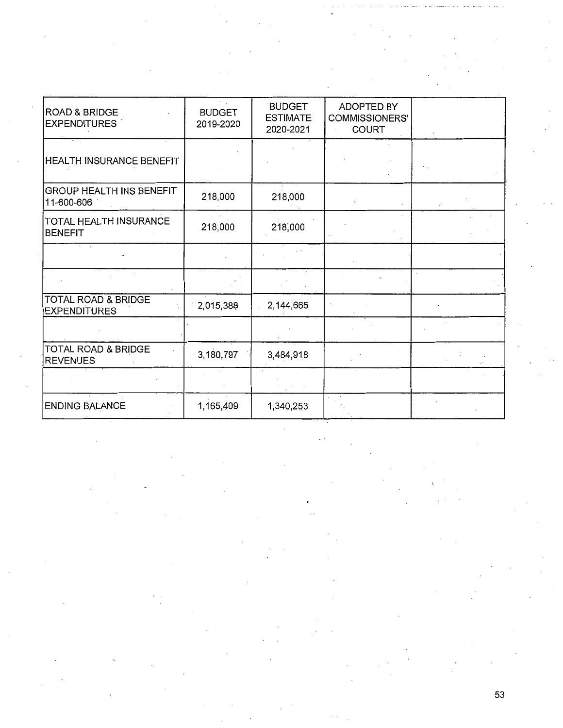| ROAD & BRIDGE EXPENDITURES | BUDGET 2019-2020 | BUDGET ESTIMATE 2020-2021 | ADOPTED BY COMMISSIONERS' COURT | |
|---|---|---|---|---|
| HEALTH INSURANCE BENEFIT | | | | |
| GROUP HEALTH INS BENEFIT 11-600-606 | 218,000 | 218,000 | | |
| TOTAL HEALTH INSURANCE BENEFIT | 218,000 | 218,000 | | |
| | | | | |
| | | | | |
| TOTAL ROAD & BRIDGE EXPENDITURES | 2,015,388 | 2,144,665 | | |
| | | | | |
| TOTAL ROAD & BRIDGE REVENUES | 3,180,797 | 3,484,918 | | |
| | | | | |
| ENDING BALANCE | 1,165,409 | 1,340,253 | | |